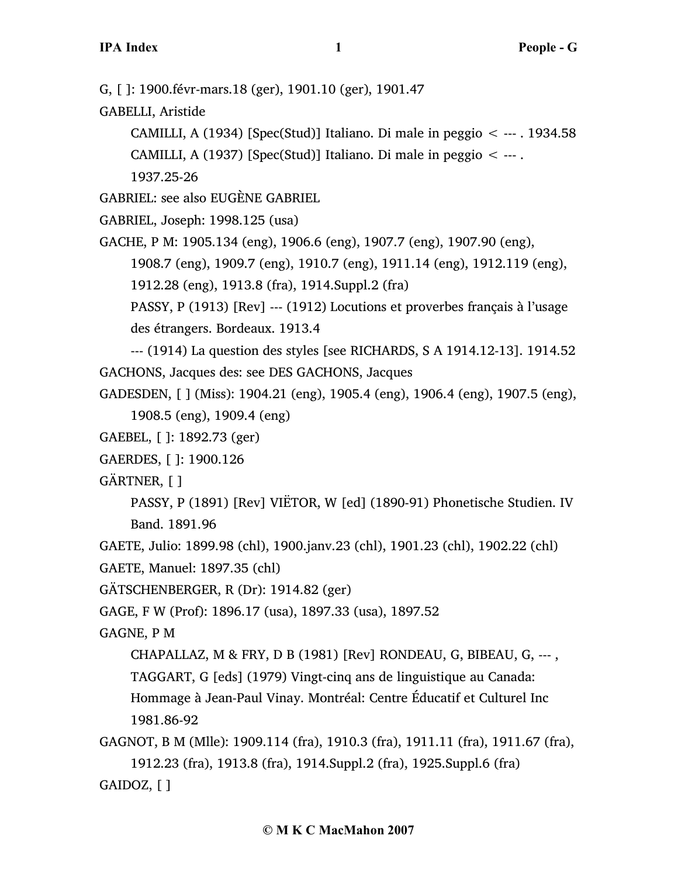G, [ ]: 1900.févr-mars.18 (ger), 1901.10 (ger), 1901.47

GABELLI, Aristide

CAMILLI, A (1934) [Spec(Stud)] Italiano. Di male in peggio < --- . 1934.58

CAMILLI, A (1937) [Spec(Stud)] Italiano. Di male in peggio < --- . 1937.25-26

GABRIEL: see also EUGÈNE GABRIEL

GABRIEL, Joseph: 1998.125 (usa)

GACHE, P M: 1905.134 (eng), 1906.6 (eng), 1907.7 (eng), 1907.90 (eng), 1908.7 (eng), 1909.7 (eng), 1910.7 (eng), 1911.14 (eng), 1912.119 (eng), 1912.28 (eng), 1913.8 (fra), 1914.Suppl.2 (fra)

PASSY, P (1913) [Rev] --- (1912) Locutions et proverbes français à l'usage des étrangers. Bordeaux. 1913.4

--- (1914) La question des styles [see RICHARDS, S A 1914.12-13]. 1914.52

GACHONS, Jacques des: see DES GACHONS, Jacques

GADESDEN, [ ] (Miss): 1904.21 (eng), 1905.4 (eng), 1906.4 (eng), 1907.5 (eng), 1908.5 (eng), 1909.4 (eng)

GAEBEL, [ ]: 1892.73 (ger)

GAERDES, [ ]: 1900.126

GÄRTNER, [ ]

PASSY, P (1891) [Rev] VIËTOR, W [ed] (1890-91) Phonetische Studien. IV Band. 1891.96

GAETE, Julio: 1899.98 (chl), 1900.janv.23 (chl), 1901.23 (chl), 1902.22 (chl)

GAETE, Manuel: 1897.35 (chl)

GÄTSCHENBERGER, R (Dr): 1914.82 (ger)

GAGE, F W (Prof): 1896.17 (usa), 1897.33 (usa), 1897.52

GAGNE, P M

CHAPALLAZ, M & FRY, D B (1981) [Rev] RONDEAU, G, BIBEAU, G, --- , TAGGART, G [eds] (1979) Vingt-cinq ans de linguistique au Canada: Hommage à Jean-Paul Vinay. Montréal: Centre Éducatif et Culturel Inc 1981.86-92

GAGNOT, B M (Mlle): 1909.114 (fra), 1910.3 (fra), 1911.11 (fra), 1911.67 (fra), 1912.23 (fra), 1913.8 (fra), 1914.Suppl.2 (fra), 1925.Suppl.6 (fra)

GAIDOZ, [ ]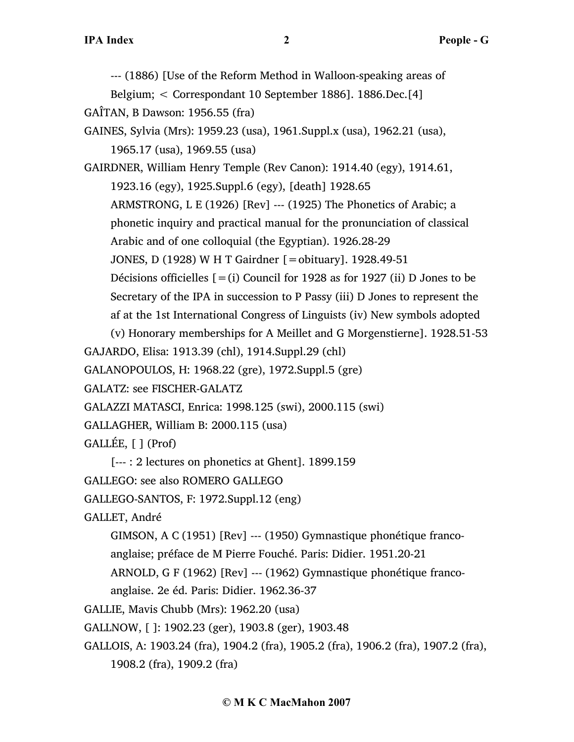--- (1886) [Use of the Reform Method in Walloon-speaking areas of Belgium; < Correspondant 10 September 1886]. 1886.Dec.[4]

GAÎTAN, B Dawson: 1956.55 (fra)

GAINES, Sylvia (Mrs): 1959.23 (usa), 1961.Suppl.x (usa), 1962.21 (usa), 1965.17 (usa), 1969.55 (usa)

GAIRDNER, William Henry Temple (Rev Canon): 1914.40 (egy), 1914.61, 1923.16 (egy), 1925.Suppl.6 (egy), [death] 1928.65

ARMSTRONG, L E (1926) [Rev] --- (1925) The Phonetics of Arabic; a phonetic inquiry and practical manual for the pronunciation of classical Arabic and of one colloquial (the Egyptian). 1926.28-29

JONES, D (1928) W H T Gairdner [=obituary]. 1928.49-51

Décisions officielles [=(i) Council for 1928 as for 1927 (ii) D Jones to be Secretary of the IPA in succession to P Passy (iii) D Jones to represent the af at the 1st International Congress of Linguists (iv) New symbols adopted (v) Honorary memberships for A Meillet and G Morgenstierne]. 1928.51-53

GAJARDO, Elisa: 1913.39 (chl), 1914.Suppl.29 (chl)

GALANOPOULOS, H: 1968.22 (gre), 1972.Suppl.5 (gre)

GALATZ: see FISCHER-GALATZ

GALAZZI MATASCI, Enrica: 1998.125 (swi), 2000.115 (swi)

GALLAGHER, William B: 2000.115 (usa)

GALLÉE, [ ] (Prof)

[--- : 2 lectures on phonetics at Ghent]. 1899.159

GALLEGO: see also ROMERO GALLEGO

GALLEGO-SANTOS, F: 1972.Suppl.12 (eng)

GALLET, André

GIMSON, A C (1951) [Rev] --- (1950) Gymnastique phonétique franco-anglaise; préface de M Pierre Fouché. Paris: Didier. 1951.20-21

ARNOLD, G F (1962) [Rev] --- (1962) Gymnastique phonétique franco-anglaise. 2e éd. Paris: Didier. 1962.36-37

GALLIE, Mavis Chubb (Mrs): 1962.20 (usa)

GALLNOW, [ ]: 1902.23 (ger), 1903.8 (ger), 1903.48

GALLOIS, A: 1903.24 (fra), 1904.2 (fra), 1905.2 (fra), 1906.2 (fra), 1907.2 (fra), 1908.2 (fra), 1909.2 (fra)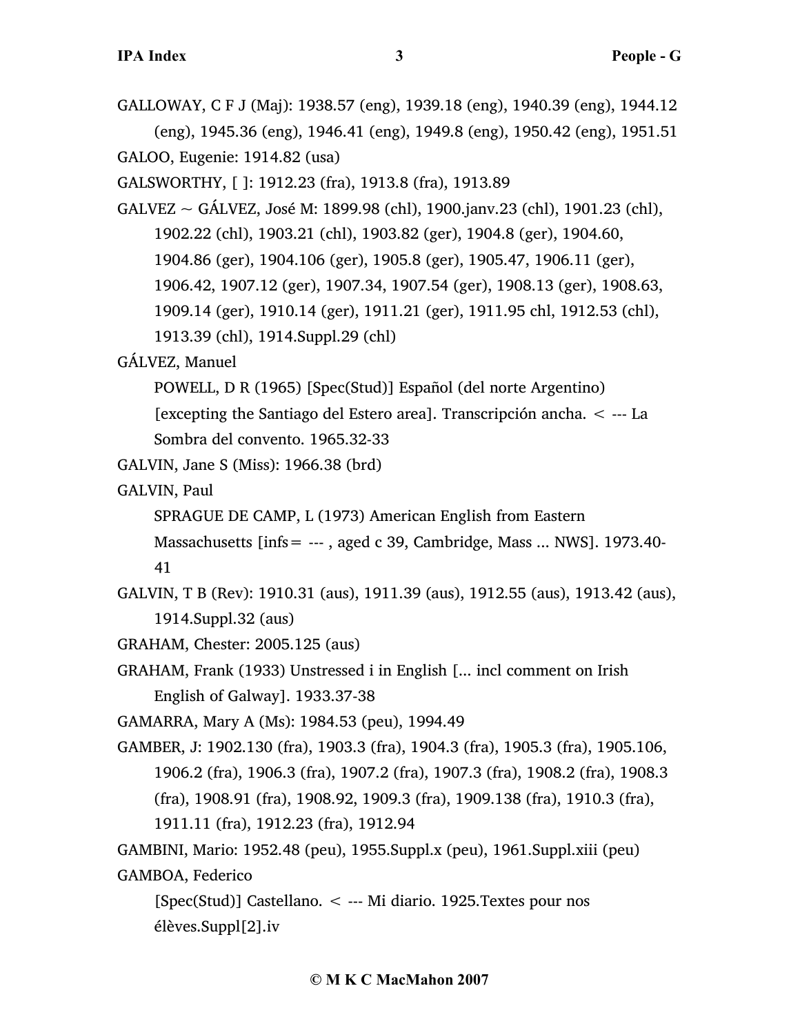GALLOWAY, C F J (Maj): 1938.57 (eng), 1939.18 (eng), 1940.39 (eng), 1944.12 (eng), 1945.36 (eng), 1946.41 (eng), 1949.8 (eng), 1950.42 (eng), 1951.51

GALOO, Eugenie: 1914.82 (usa)

GALSWORTHY, [ ]: 1912.23 (fra), 1913.8 (fra), 1913.89

GALVEZ ~ GÁLVEZ, José M: 1899.98 (chl), 1900.janv.23 (chl), 1901.23 (chl), 1902.22 (chl), 1903.21 (chl), 1903.82 (ger), 1904.8 (ger), 1904.60, 1904.86 (ger), 1904.106 (ger), 1905.8 (ger), 1905.47, 1906.11 (ger), 1906.42, 1907.12 (ger), 1907.34, 1907.54 (ger), 1908.13 (ger), 1908.63, 1909.14 (ger), 1910.14 (ger), 1911.21 (ger), 1911.95 chl, 1912.53 (chl), 1913.39 (chl), 1914.Suppl.29 (chl)

GÁLVEZ, Manuel

POWELL, D R (1965) [Spec(Stud)] Español (del norte Argentino) [excepting the Santiago del Estero area]. Transcripción ancha. < --- La Sombra del convento. 1965.32-33

GALVIN, Jane S (Miss): 1966.38 (brd)

GALVIN, Paul

SPRAGUE DE CAMP, L (1973) American English from Eastern Massachusetts [infs= --- , aged c 39, Cambridge, Mass ... NWS]. 1973.40-41

GALVIN, T B (Rev): 1910.31 (aus), 1911.39 (aus), 1912.55 (aus), 1913.42 (aus), 1914.Suppl.32 (aus)

GRAHAM, Chester: 2005.125 (aus)

GRAHAM, Frank (1933) Unstressed i in English [... incl comment on Irish English of Galway]. 1933.37-38

GAMARRA, Mary A (Ms): 1984.53 (peu), 1994.49

GAMBER, J: 1902.130 (fra), 1903.3 (fra), 1904.3 (fra), 1905.3 (fra), 1905.106, 1906.2 (fra), 1906.3 (fra), 1907.2 (fra), 1907.3 (fra), 1908.2 (fra), 1908.3 (fra), 1908.91 (fra), 1908.92, 1909.3 (fra), 1909.138 (fra), 1910.3 (fra), 1911.11 (fra), 1912.23 (fra), 1912.94

GAMBINI, Mario: 1952.48 (peu), 1955.Suppl.x (peu), 1961.Suppl.xiii (peu)

GAMBOA, Federico

[Spec(Stud)] Castellano. < --- Mi diario. 1925.Textes pour nos élèves.Suppl[2].iv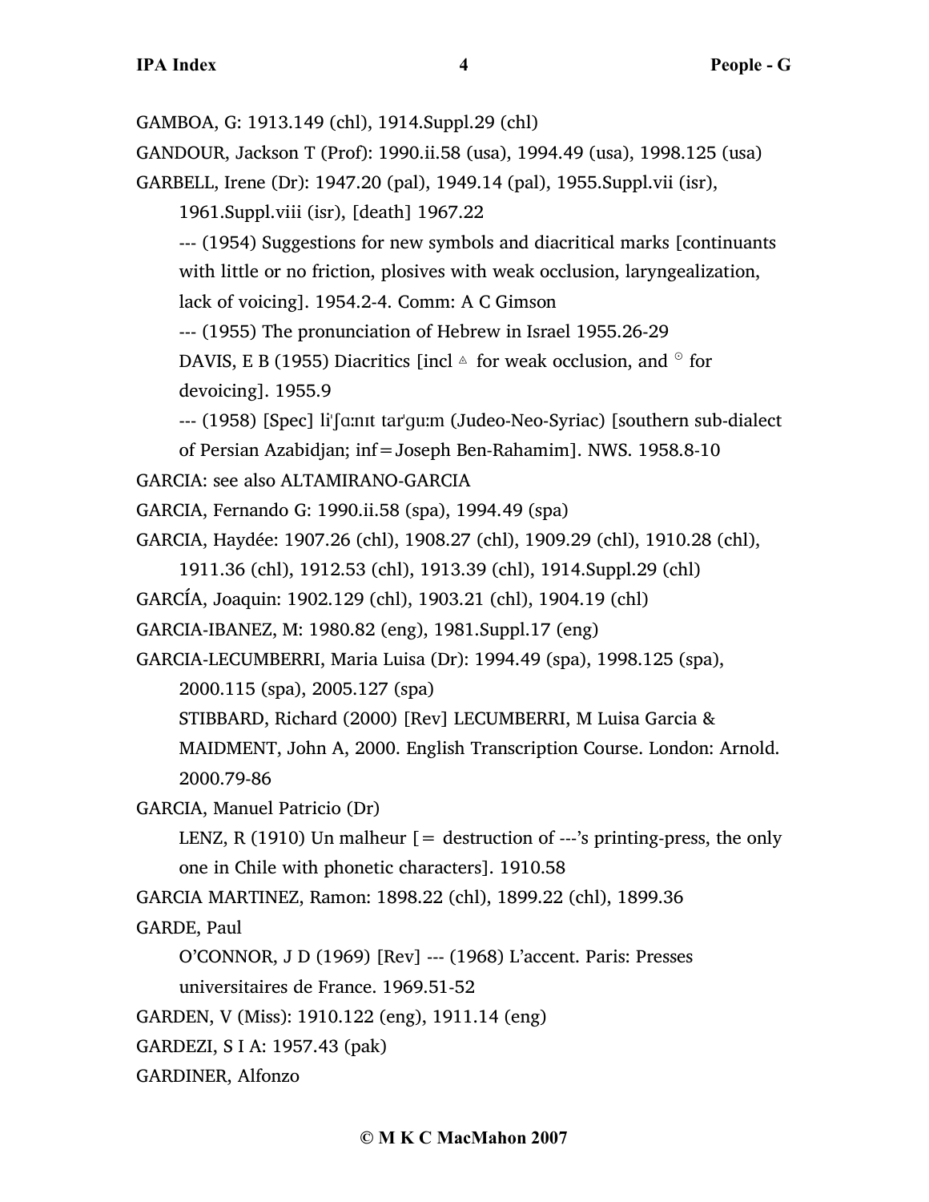GAMBOA, G: 1913.149 (chl), 1914.Suppl.29 (chl)

GANDOUR, Jackson T (Prof): 1990.ii.58 (usa), 1994.49 (usa), 1998.125 (usa)

GARBELL, Irene (Dr): 1947.20 (pal), 1949.14 (pal), 1955.Suppl.vii (isr), 1961.Suppl.viii (isr), [death] 1967.22

--- (1954) Suggestions for new symbols and diacritical marks [continuants with little or no friction, plosives with weak occlusion, laryngealization, lack of voicing]. 1954.2-4. Comm: A C Gimson

--- (1955) The pronunciation of Hebrew in Israel 1955.26-29

DAVIS, E B (1955) Diacritics [incl ▵ for weak occlusion, and ⊙ for devoicing]. 1955.9

--- (1958) [Spec] liˈʃɑːnɪt tarˈguːm (Judeo-Neo-Syriac) [southern sub-dialect of Persian Azabidjan; inf = Joseph Ben-Rahamim]. NWS. 1958.8-10

GARCIA: see also ALTAMIRANO-GARCIA

GARCIA, Fernando G: 1990.ii.58 (spa), 1994.49 (spa)

GARCIA, Haydée: 1907.26 (chl), 1908.27 (chl), 1909.29 (chl), 1910.28 (chl), 1911.36 (chl), 1912.53 (chl), 1913.39 (chl), 1914.Suppl.29 (chl)

GARCÍA, Joaquin: 1902.129 (chl), 1903.21 (chl), 1904.19 (chl)

GARCIA-IBANEZ, M: 1980.82 (eng), 1981.Suppl.17 (eng)

GARCIA-LECUMBERRI, Maria Luisa (Dr): 1994.49 (spa), 1998.125 (spa), 2000.115 (spa), 2005.127 (spa)

STIBBARD, Richard (2000) [Rev] LECUMBERRI, M Luisa Garcia & MAIDMENT, John A, 2000. English Transcription Course. London: Arnold. 2000.79-86

GARCIA, Manuel Patricio (Dr)

LENZ, R (1910) Un malheur [= destruction of ---'s printing-press, the only one in Chile with phonetic characters]. 1910.58

GARCIA MARTINEZ, Ramon: 1898.22 (chl), 1899.22 (chl), 1899.36

GARDE, Paul

O'CONNOR, J D (1969) [Rev] --- (1968) L'accent. Paris: Presses universitaires de France. 1969.51-52

GARDEN, V (Miss): 1910.122 (eng), 1911.14 (eng)

GARDEZI, S I A: 1957.43 (pak)

GARDINER, Alfonzo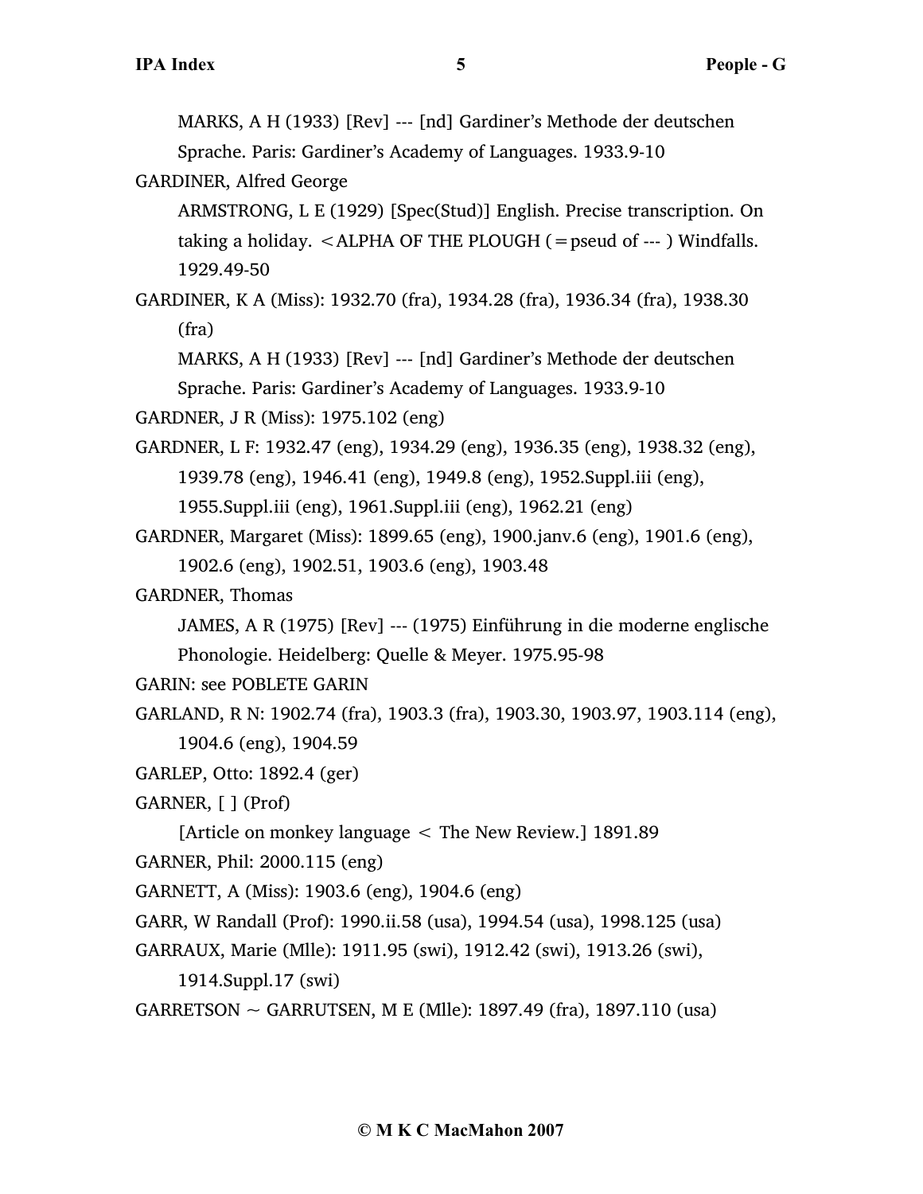MARKS, A H (1933) [Rev] --- [nd] Gardiner's Methode der deutschen Sprache. Paris: Gardiner's Academy of Languages. 1933.9-10

GARDINER, Alfred George

ARMSTRONG, L E (1929) [Spec(Stud)] English. Precise transcription. On taking a holiday. <ALPHA OF THE PLOUGH (=pseud of --- ) Windfalls. 1929.49-50

GARDINER, K A (Miss): 1932.70 (fra), 1934.28 (fra), 1936.34 (fra), 1938.30 (fra)

MARKS, A H (1933) [Rev] --- [nd] Gardiner's Methode der deutschen Sprache. Paris: Gardiner's Academy of Languages. 1933.9-10

GARDNER, J R (Miss): 1975.102 (eng)

GARDNER, L F: 1932.47 (eng), 1934.29 (eng), 1936.35 (eng), 1938.32 (eng), 1939.78 (eng), 1946.41 (eng), 1949.8 (eng), 1952.Suppl.iii (eng), 1955.Suppl.iii (eng), 1961.Suppl.iii (eng), 1962.21 (eng)

GARDNER, Margaret (Miss): 1899.65 (eng), 1900.janv.6 (eng), 1901.6 (eng), 1902.6 (eng), 1902.51, 1903.6 (eng), 1903.48

GARDNER, Thomas

JAMES, A R (1975) [Rev] --- (1975) Einführung in die moderne englische Phonologie. Heidelberg: Quelle & Meyer. 1975.95-98

GARIN: see POBLETE GARIN

GARLAND, R N: 1902.74 (fra), 1903.3 (fra), 1903.30, 1903.97, 1903.114 (eng), 1904.6 (eng), 1904.59

GARLEP, Otto: 1892.4 (ger)

GARNER, [ ] (Prof)

[Article on monkey language < The New Review.] 1891.89

GARNER, Phil: 2000.115 (eng)

GARNETT, A (Miss): 1903.6 (eng), 1904.6 (eng)

GARR, W Randall (Prof): 1990.ii.58 (usa), 1994.54 (usa), 1998.125 (usa)

GARRAUX, Marie (Mlle): 1911.95 (swi), 1912.42 (swi), 1913.26 (swi), 1914.Suppl.17 (swi)

GARRETSON ~ GARRUTSEN, M E (Mlle): 1897.49 (fra), 1897.110 (usa)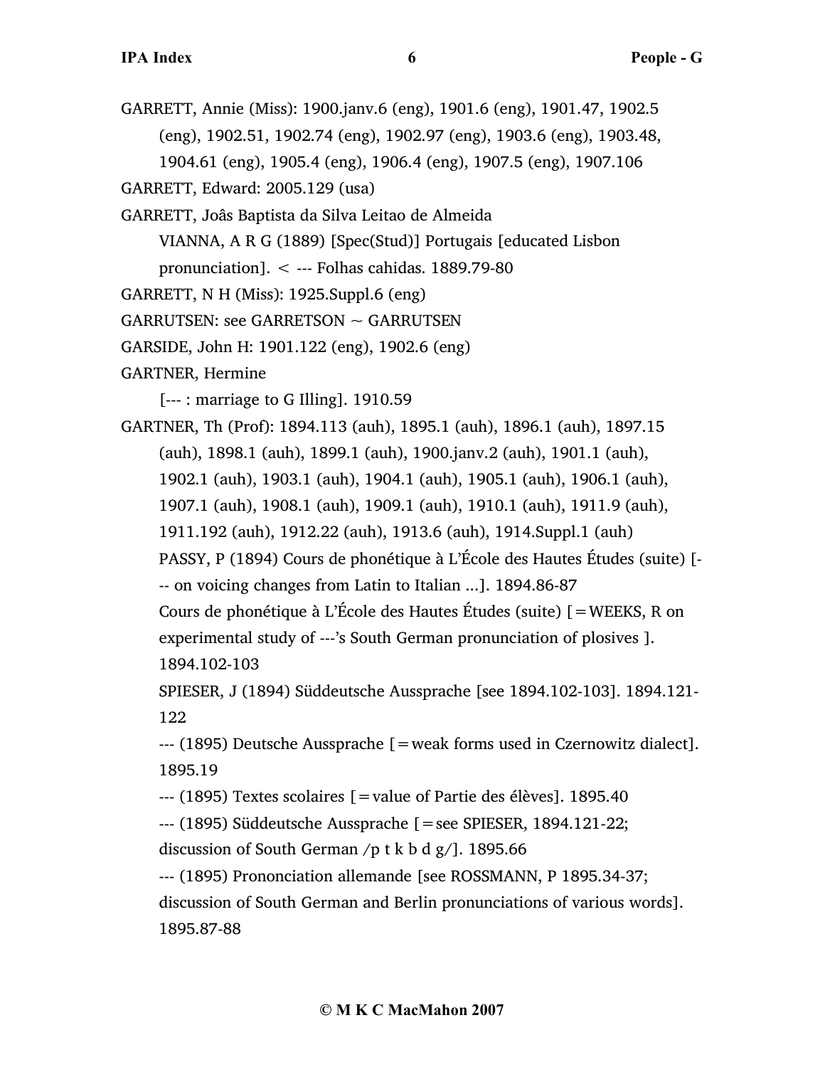GARRETT, Annie (Miss): 1900.janv.6 (eng), 1901.6 (eng), 1901.47, 1902.5 (eng), 1902.51, 1902.74 (eng), 1902.97 (eng), 1903.6 (eng), 1903.48, 1904.61 (eng), 1905.4 (eng), 1906.4 (eng), 1907.5 (eng), 1907.106

GARRETT, Edward: 2005.129 (usa)

GARRETT, Joâs Baptista da Silva Leitao de Almeida

VIANNA, A R G (1889) [Spec(Stud)] Portugais [educated Lisbon pronunciation]. < --- Folhas cahidas. 1889.79-80

GARRETT, N H (Miss): 1925.Suppl.6 (eng)

GARRUTSEN: see GARRETSON ~ GARRUTSEN

GARSIDE, John H: 1901.122 (eng), 1902.6 (eng)

GARTNER, Hermine

[--- : marriage to G Illing]. 1910.59

GARTNER, Th (Prof): 1894.113 (auh), 1895.1 (auh), 1896.1 (auh), 1897.15 (auh), 1898.1 (auh), 1899.1 (auh), 1900.janv.2 (auh), 1901.1 (auh), 1902.1 (auh), 1903.1 (auh), 1904.1 (auh), 1905.1 (auh), 1906.1 (auh), 1907.1 (auh), 1908.1 (auh), 1909.1 (auh), 1910.1 (auh), 1911.9 (auh), 1911.192 (auh), 1912.22 (auh), 1913.6 (auh), 1914.Suppl.1 (auh)

PASSY, P (1894) Cours de phonétique à L'École des Hautes Études (suite) [--- on voicing changes from Latin to Italian ...]. 1894.86-87

Cours de phonétique à L'École des Hautes Études (suite) [=WEEKS, R on experimental study of ---'s South German pronunciation of plosives ]. 1894.102-103

SPIESER, J (1894) Süddeutsche Aussprache [see 1894.102-103]. 1894.121-122

--- (1895) Deutsche Aussprache [=weak forms used in Czernowitz dialect]. 1895.19

--- (1895) Textes scolaires [=value of Partie des élèves]. 1895.40

--- (1895) Süddeutsche Aussprache [=see SPIESER, 1894.121-22; discussion of South German /p t k b d g/]. 1895.66

--- (1895) Prononciation allemande [see ROSSMANN, P 1895.34-37; discussion of South German and Berlin pronunciations of various words]. 1895.87-88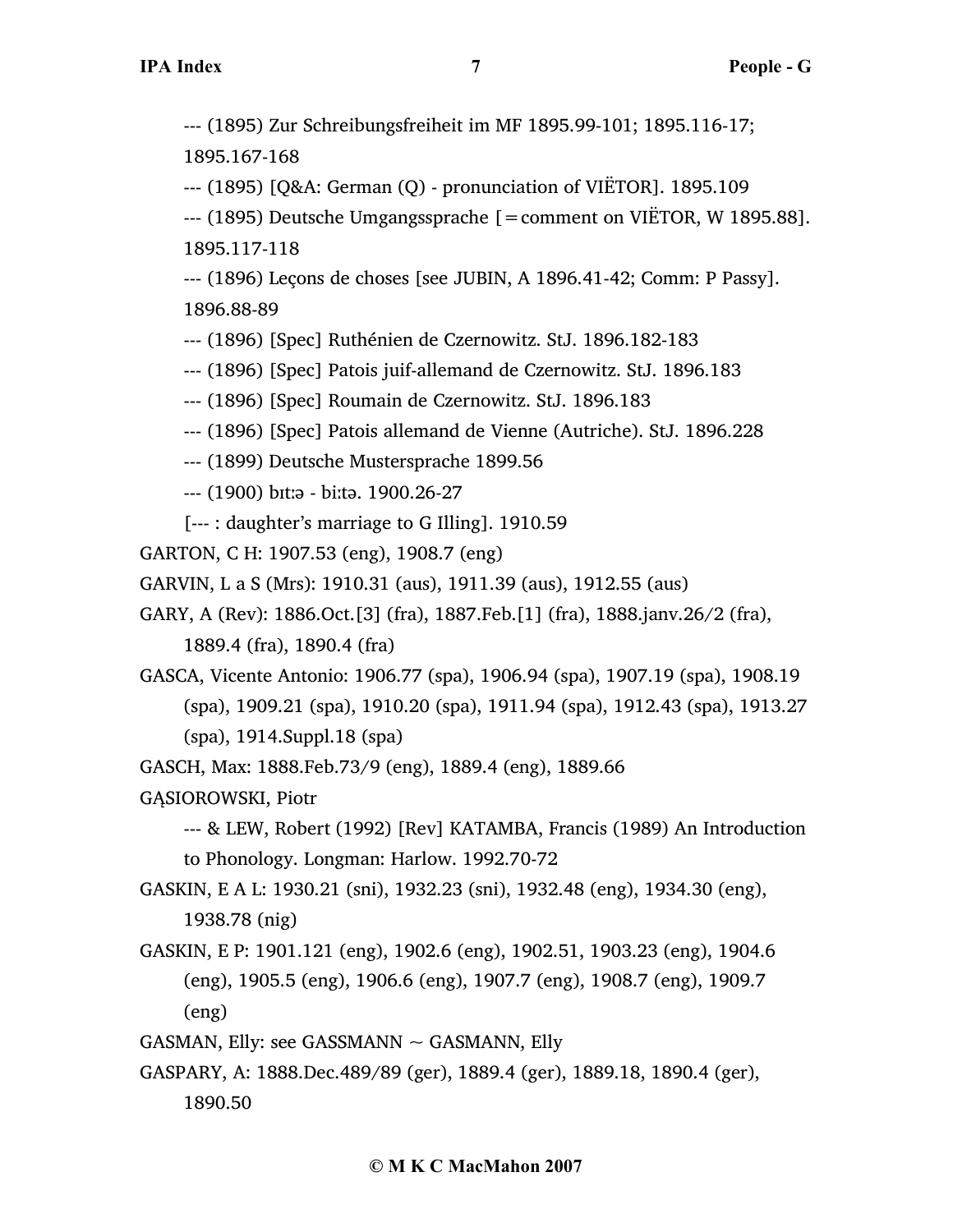--- (1895) Zur Schreibungsfreiheit im MF 1895.99-101; 1895.116-17; 1895.167-168

--- (1895) [Q&A: German (Q) - pronunciation of VIËTOR]. 1895.109

--- (1895) Deutsche Umgangssprache [=comment on VIËTOR, W 1895.88]. 1895.117-118

--- (1896) Leçons de choses [see JUBIN, A 1896.41-42; Comm: P Passy]. 1896.88-89

--- (1896) [Spec] Ruthénien de Czernowitz. StJ. 1896.182-183

--- (1896) [Spec] Patois juif-allemand de Czernowitz. StJ. 1896.183

--- (1896) [Spec] Roumain de Czernowitz. StJ. 1896.183

--- (1896) [Spec] Patois allemand de Vienne (Autriche). StJ. 1896.228

--- (1899) Deutsche Mustersprache 1899.56

--- (1900) bɪtːə - biːtə. 1900.26-27

[--- : daughter's marriage to G Illing]. 1910.59

GARTON, C H: 1907.53 (eng), 1908.7 (eng)

GARVIN, L a S (Mrs): 1910.31 (aus), 1911.39 (aus), 1912.55 (aus)

GARY, A (Rev): 1886.Oct.[3] (fra), 1887.Feb.[1] (fra), 1888.janv.26/2 (fra), 1889.4 (fra), 1890.4 (fra)

GASCA, Vicente Antonio: 1906.77 (spa), 1906.94 (spa), 1907.19 (spa), 1908.19 (spa), 1909.21 (spa), 1910.20 (spa), 1911.94 (spa), 1912.43 (spa), 1913.27 (spa), 1914.Suppl.18 (spa)

GASCH, Max: 1888.Feb.73/9 (eng), 1889.4 (eng), 1889.66

GĄSIOROWSKI, Piotr

--- & LEW, Robert (1992) [Rev] KATAMBA, Francis (1989) An Introduction to Phonology. Longman: Harlow. 1992.70-72

GASKIN, E A L: 1930.21 (sni), 1932.23 (sni), 1932.48 (eng), 1934.30 (eng), 1938.78 (nig)

GASKIN, E P: 1901.121 (eng), 1902.6 (eng), 1902.51, 1903.23 (eng), 1904.6 (eng), 1905.5 (eng), 1906.6 (eng), 1907.7 (eng), 1908.7 (eng), 1909.7 (eng)

GASMAN, Elly: see GASSMANN ~ GASMANN, Elly

GASPARY, A: 1888.Dec.489/89 (ger), 1889.4 (ger), 1889.18, 1890.4 (ger), 1890.50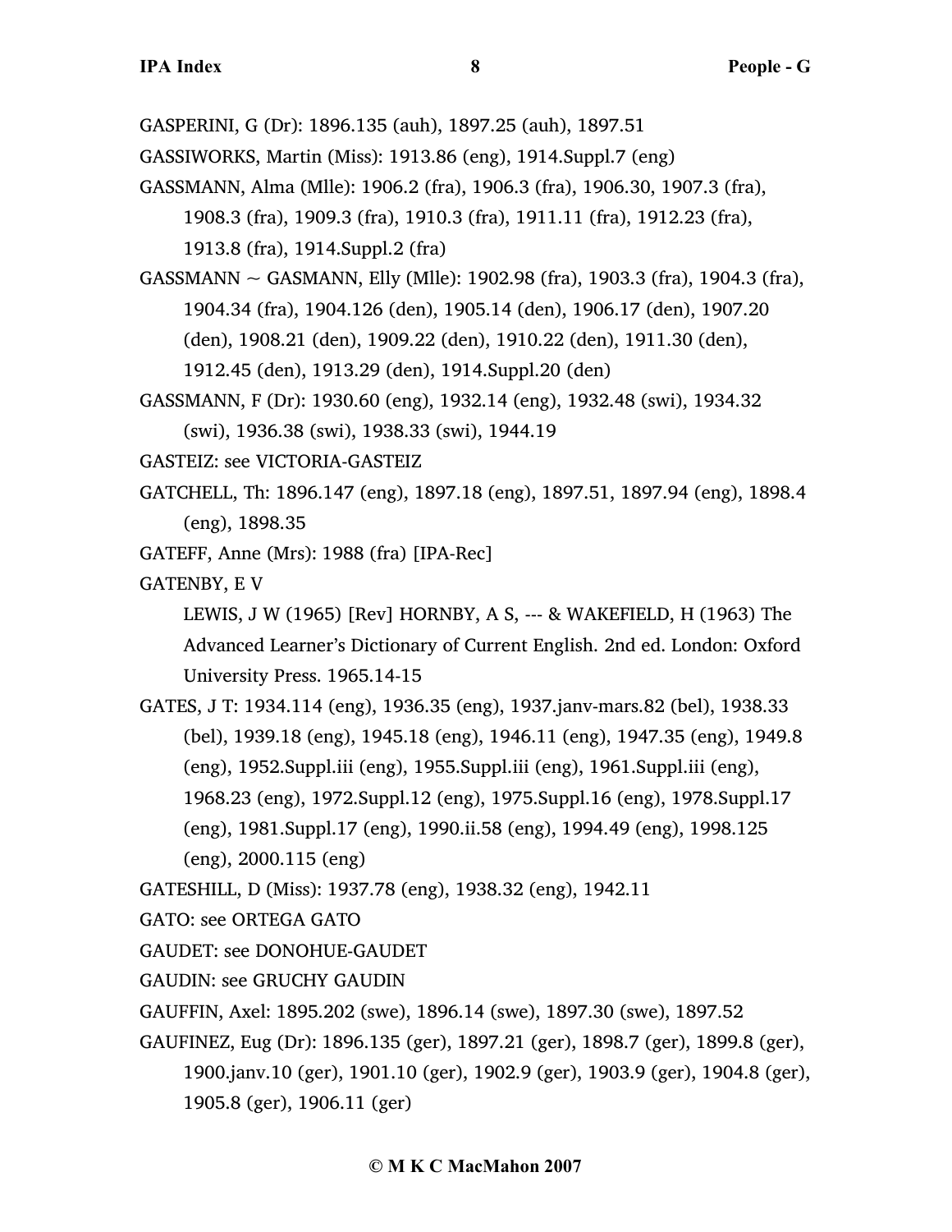GASPERINI, G (Dr): 1896.135 (auh), 1897.25 (auh), 1897.51

GASSIWORKS, Martin (Miss): 1913.86 (eng), 1914.Suppl.7 (eng)

GASSMANN, Alma (Mlle): 1906.2 (fra), 1906.3 (fra), 1906.30, 1907.3 (fra), 1908.3 (fra), 1909.3 (fra), 1910.3 (fra), 1911.11 (fra), 1912.23 (fra), 1913.8 (fra), 1914.Suppl.2 (fra)

GASSMANN ~ GASMANN, Elly (Mlle): 1902.98 (fra), 1903.3 (fra), 1904.3 (fra), 1904.34 (fra), 1904.126 (den), 1905.14 (den), 1906.17 (den), 1907.20 (den), 1908.21 (den), 1909.22 (den), 1910.22 (den), 1911.30 (den), 1912.45 (den), 1913.29 (den), 1914.Suppl.20 (den)

GASSMANN, F (Dr): 1930.60 (eng), 1932.14 (eng), 1932.48 (swi), 1934.32 (swi), 1936.38 (swi), 1938.33 (swi), 1944.19

GASTEIZ: see VICTORIA-GASTEIZ

GATCHELL, Th: 1896.147 (eng), 1897.18 (eng), 1897.51, 1897.94 (eng), 1898.4 (eng), 1898.35

GATEFF, Anne (Mrs): 1988 (fra) [IPA-Rec]

GATENBY, E V

LEWIS, J W (1965) [Rev] HORNBY, A S, --- & WAKEFIELD, H (1963) The Advanced Learner's Dictionary of Current English. 2nd ed. London: Oxford University Press. 1965.14-15

GATES, J T: 1934.114 (eng), 1936.35 (eng), 1937.janv-mars.82 (bel), 1938.33 (bel), 1939.18 (eng), 1945.18 (eng), 1946.11 (eng), 1947.35 (eng), 1949.8 (eng), 1952.Suppl.iii (eng), 1955.Suppl.iii (eng), 1961.Suppl.iii (eng), 1968.23 (eng), 1972.Suppl.12 (eng), 1975.Suppl.16 (eng), 1978.Suppl.17 (eng), 1981.Suppl.17 (eng), 1990.ii.58 (eng), 1994.49 (eng), 1998.125 (eng), 2000.115 (eng)

GATESHILL, D (Miss): 1937.78 (eng), 1938.32 (eng), 1942.11

GATO: see ORTEGA GATO

GAUDET: see DONOHUE-GAUDET

GAUDIN: see GRUCHY GAUDIN

GAUFFIN, Axel: 1895.202 (swe), 1896.14 (swe), 1897.30 (swe), 1897.52

GAUFINEZ, Eug (Dr): 1896.135 (ger), 1897.21 (ger), 1898.7 (ger), 1899.8 (ger), 1900.janv.10 (ger), 1901.10 (ger), 1902.9 (ger), 1903.9 (ger), 1904.8 (ger), 1905.8 (ger), 1906.11 (ger)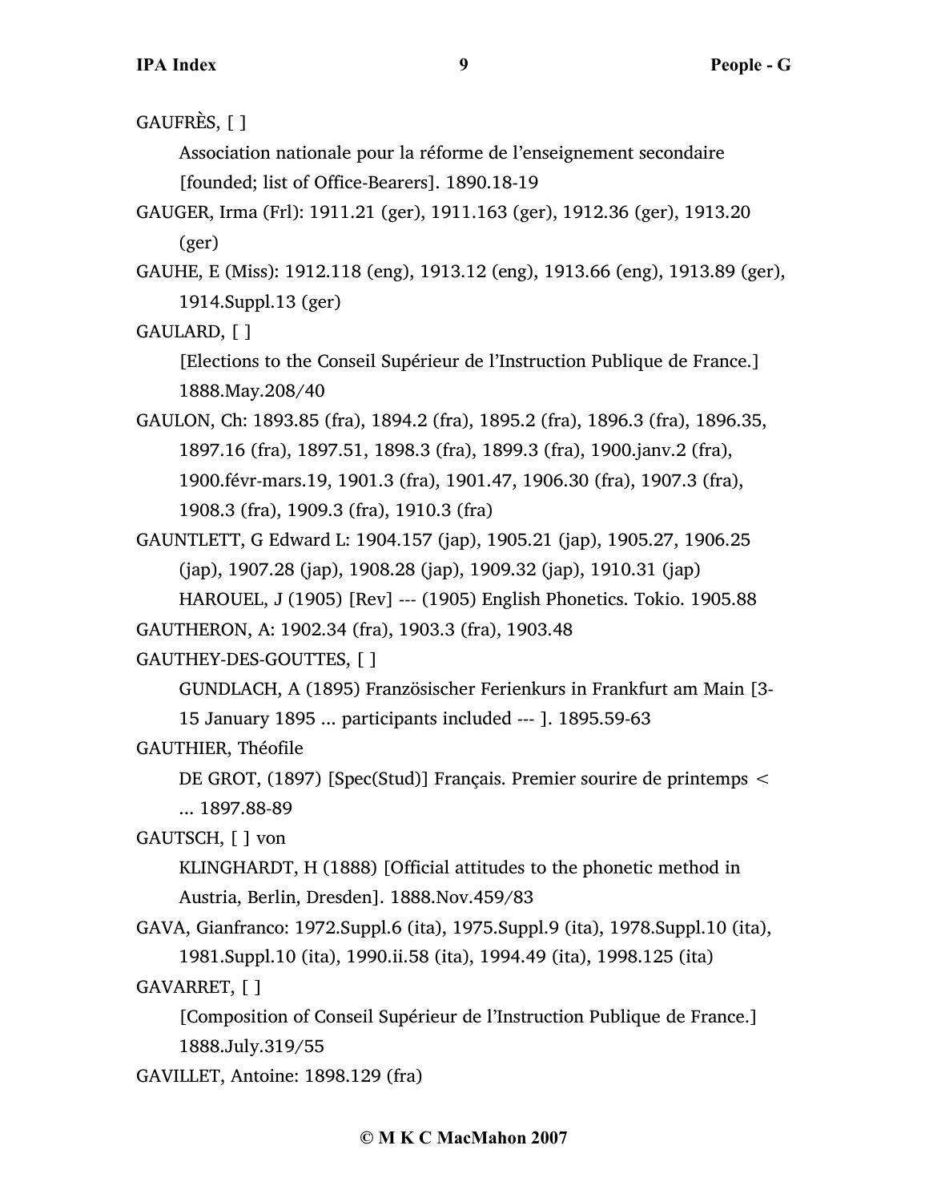GAUFRÈS, [ ]

Association nationale pour la réforme de l'enseignement secondaire [founded; list of Office-Bearers]. 1890.18-19

GAUGER, Irma (Frl): 1911.21 (ger), 1911.163 (ger), 1912.36 (ger), 1913.20 (ger)

GAUHE, E (Miss): 1912.118 (eng), 1913.12 (eng), 1913.66 (eng), 1913.89 (ger), 1914.Suppl.13 (ger)

GAULARD, [ ]

[Elections to the Conseil Supérieur de l'Instruction Publique de France.] 1888.May.208/40

GAULON, Ch: 1893.85 (fra), 1894.2 (fra), 1895.2 (fra), 1896.3 (fra), 1896.35, 1897.16 (fra), 1897.51, 1898.3 (fra), 1899.3 (fra), 1900.janv.2 (fra), 1900.févr-mars.19, 1901.3 (fra), 1901.47, 1906.30 (fra), 1907.3 (fra), 1908.3 (fra), 1909.3 (fra), 1910.3 (fra)

GAUNTLETT, G Edward L: 1904.157 (jap), 1905.21 (jap), 1905.27, 1906.25 (jap), 1907.28 (jap), 1908.28 (jap), 1909.32 (jap), 1910.31 (jap)

HAROUEL, J (1905) [Rev] --- (1905) English Phonetics. Tokio. 1905.88

GAUTHERON, A: 1902.34 (fra), 1903.3 (fra), 1903.48

GAUTHEY-DES-GOUTTES, [ ]

GUNDLACH, A (1895) Französischer Ferienkurs in Frankfurt am Main [3-15 January 1895 ... participants included --- ]. 1895.59-63

GAUTHIER, Théofile

DE GROT, (1897) [Spec(Stud)] Français. Premier sourire de printemps < ... 1897.88-89

GAUTSCH, [ ] von

KLINGHARDT, H (1888) [Official attitudes to the phonetic method in Austria, Berlin, Dresden]. 1888.Nov.459/83

GAVA, Gianfranco: 1972.Suppl.6 (ita), 1975.Suppl.9 (ita), 1978.Suppl.10 (ita), 1981.Suppl.10 (ita), 1990.ii.58 (ita), 1994.49 (ita), 1998.125 (ita)

GAVARRET, [ ]

[Composition of Conseil Supérieur de l'Instruction Publique de France.] 1888.July.319/55

GAVILLET, Antoine: 1898.129 (fra)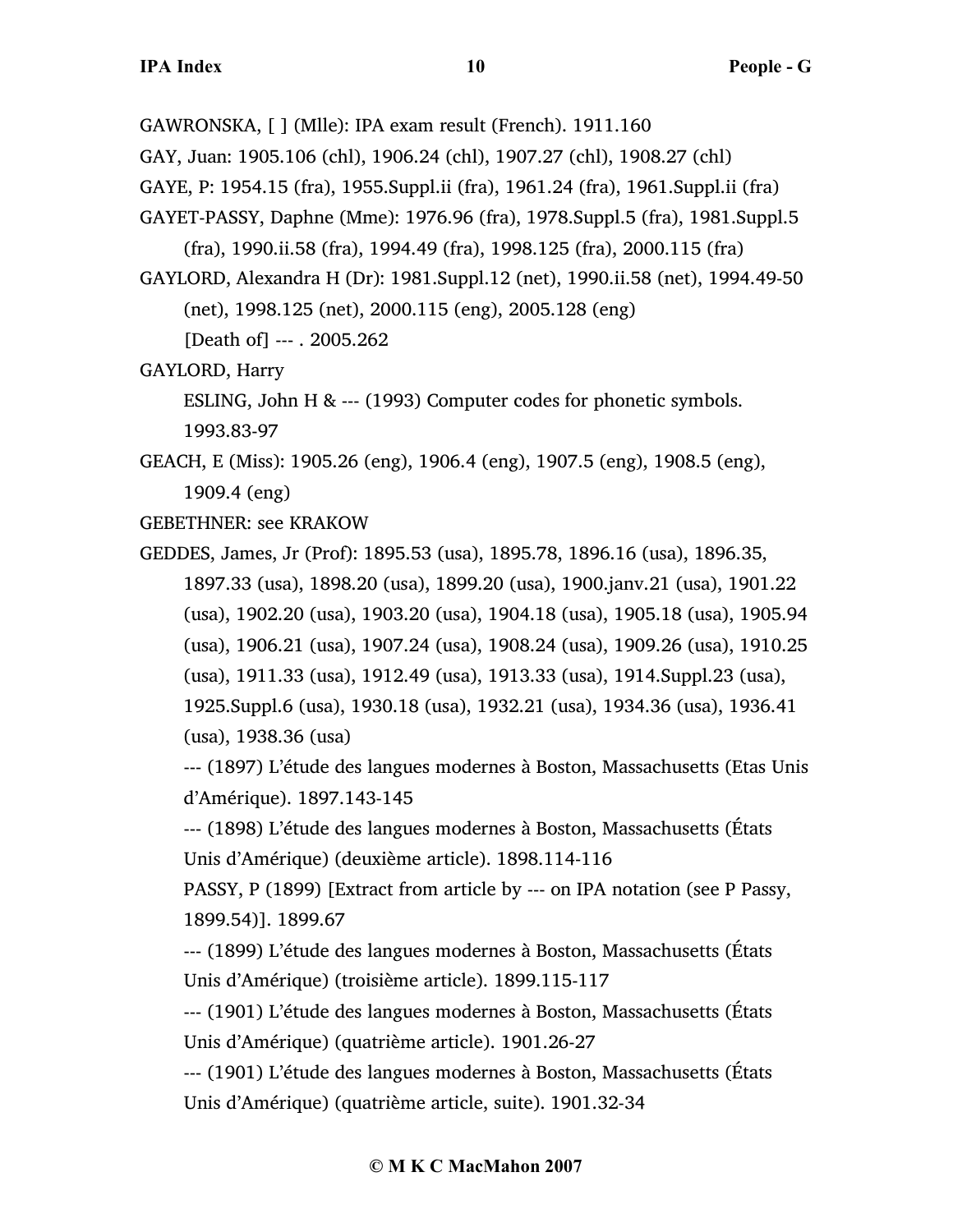GAWRONSKA, [ ] (Mlle): IPA exam result (French). 1911.160

GAY, Juan: 1905.106 (chl), 1906.24 (chl), 1907.27 (chl), 1908.27 (chl)

GAYE, P: 1954.15 (fra), 1955.Suppl.ii (fra), 1961.24 (fra), 1961.Suppl.ii (fra)

GAYET-PASSY, Daphne (Mme): 1976.96 (fra), 1978.Suppl.5 (fra), 1981.Suppl.5 (fra), 1990.ii.58 (fra), 1994.49 (fra), 1998.125 (fra), 2000.115 (fra)

GAYLORD, Alexandra H (Dr): 1981.Suppl.12 (net), 1990.ii.58 (net), 1994.49-50 (net), 1998.125 (net), 2000.115 (eng), 2005.128 (eng)
    [Death of] --- . 2005.262

GAYLORD, Harry
    ESLING, John H & --- (1993) Computer codes for phonetic symbols. 1993.83-97

GEACH, E (Miss): 1905.26 (eng), 1906.4 (eng), 1907.5 (eng), 1908.5 (eng), 1909.4 (eng)

GEBETHNER: see KRAKOW

GEDDES, James, Jr (Prof): 1895.53 (usa), 1895.78, 1896.16 (usa), 1896.35, 1897.33 (usa), 1898.20 (usa), 1899.20 (usa), 1900.janv.21 (usa), 1901.22 (usa), 1902.20 (usa), 1903.20 (usa), 1904.18 (usa), 1905.18 (usa), 1905.94 (usa), 1906.21 (usa), 1907.24 (usa), 1908.24 (usa), 1909.26 (usa), 1910.25 (usa), 1911.33 (usa), 1912.49 (usa), 1913.33 (usa), 1914.Suppl.23 (usa), 1925.Suppl.6 (usa), 1930.18 (usa), 1932.21 (usa), 1934.36 (usa), 1936.41 (usa), 1938.36 (usa)
    --- (1897) L'étude des langues modernes à Boston, Massachusetts (Etas Unis d'Amérique). 1897.143-145
    --- (1898) L'étude des langues modernes à Boston, Massachusetts (États Unis d'Amérique) (deuxième article). 1898.114-116
    PASSY, P (1899) [Extract from article by --- on IPA notation (see P Passy, 1899.54)]. 1899.67
    --- (1899) L'étude des langues modernes à Boston, Massachusetts (États Unis d'Amérique) (troisième article). 1899.115-117
    --- (1901) L'étude des langues modernes à Boston, Massachusetts (États Unis d'Amérique) (quatrième article). 1901.26-27
    --- (1901) L'étude des langues modernes à Boston, Massachusetts (États Unis d'Amérique) (quatrième article, suite). 1901.32-34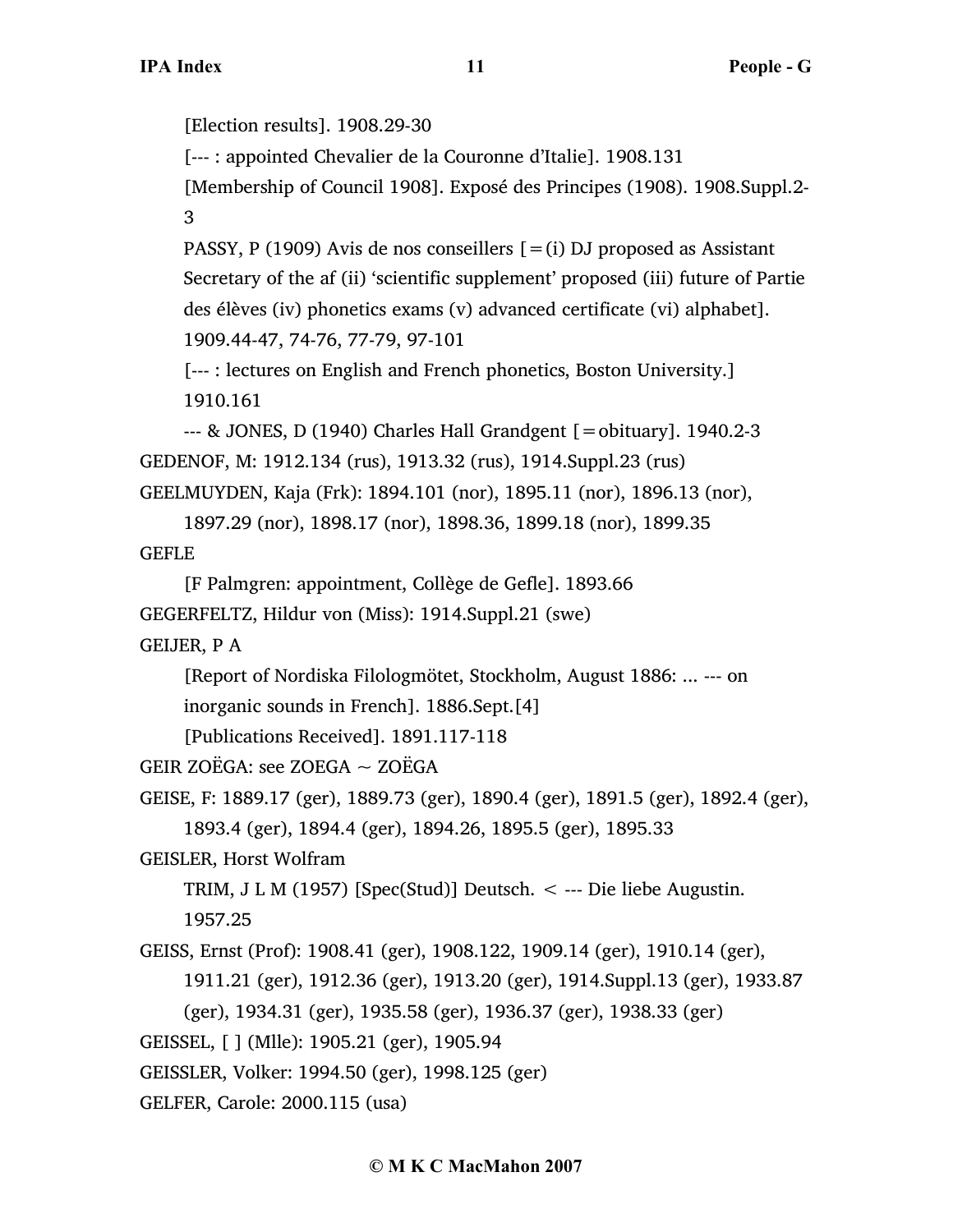[Election results]. 1908.29-30

[--- : appointed Chevalier de la Couronne d'Italie]. 1908.131

[Membership of Council 1908]. Exposé des Principes (1908). 1908.Suppl.2-3

PASSY, P (1909) Avis de nos conseillers [=(i) DJ proposed as Assistant Secretary of the af (ii) 'scientific supplement' proposed (iii) future of Partie des élèves (iv) phonetics exams (v) advanced certificate (vi) alphabet]. 1909.44-47, 74-76, 77-79, 97-101

[--- : lectures on English and French phonetics, Boston University.] 1910.161

--- & JONES, D (1940) Charles Hall Grandgent [=obituary]. 1940.2-3

GEDENOF, M: 1912.134 (rus), 1913.32 (rus), 1914.Suppl.23 (rus)

GEELMUYDEN, Kaja (Frk): 1894.101 (nor), 1895.11 (nor), 1896.13 (nor), 1897.29 (nor), 1898.17 (nor), 1898.36, 1899.18 (nor), 1899.35

GEFLE

[F Palmgren: appointment, Collège de Gefle]. 1893.66

GEGERFELTZ, Hildur von (Miss): 1914.Suppl.21 (swe)

GEIJER, P A

[Report of Nordiska Filologmötet, Stockholm, August 1886: ... --- on inorganic sounds in French]. 1886.Sept.[4]

[Publications Received]. 1891.117-118

GEIR ZOËGA: see ZOEGA ~ ZOËGA

GEISE, F: 1889.17 (ger), 1889.73 (ger), 1890.4 (ger), 1891.5 (ger), 1892.4 (ger), 1893.4 (ger), 1894.4 (ger), 1894.26, 1895.5 (ger), 1895.33

GEISLER, Horst Wolfram

TRIM, J L M (1957) [Spec(Stud)] Deutsch. < --- Die liebe Augustin. 1957.25

GEISS, Ernst (Prof): 1908.41 (ger), 1908.122, 1909.14 (ger), 1910.14 (ger), 1911.21 (ger), 1912.36 (ger), 1913.20 (ger), 1914.Suppl.13 (ger), 1933.87 (ger), 1934.31 (ger), 1935.58 (ger), 1936.37 (ger), 1938.33 (ger)

GEISSEL, [ ] (Mlle): 1905.21 (ger), 1905.94

GEISSLER, Volker: 1994.50 (ger), 1998.125 (ger)

GELFER, Carole: 2000.115 (usa)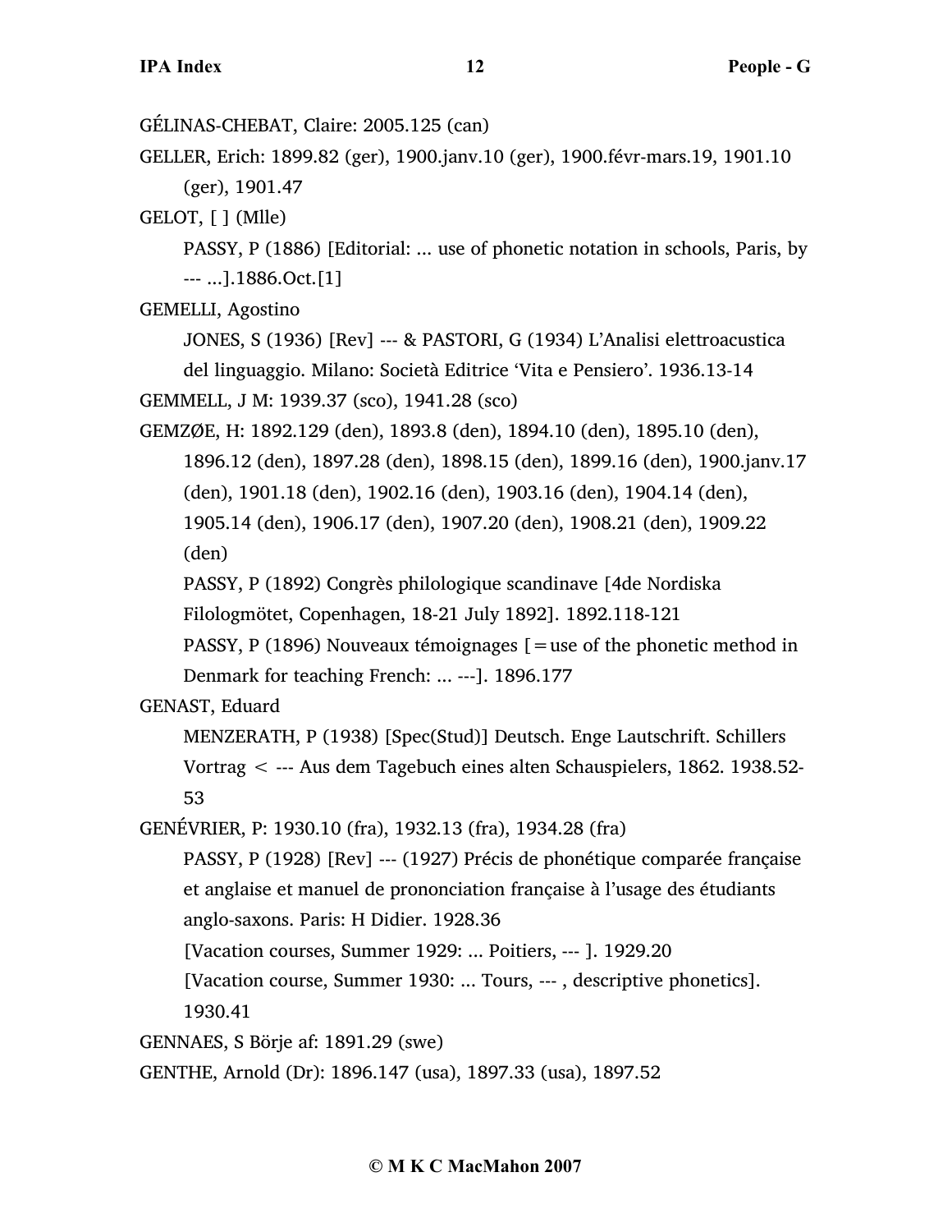GÉLINAS-CHEBAT, Claire: 2005.125 (can)

GELLER, Erich: 1899.82 (ger), 1900.janv.10 (ger), 1900.févr-mars.19, 1901.10 (ger), 1901.47

GELOT, [ ] (Mlle)

PASSY, P (1886) [Editorial: ... use of phonetic notation in schools, Paris, by --- ...].1886.Oct.[1]

GEMELLI, Agostino

JONES, S (1936) [Rev] --- & PASTORI, G (1934) L'Analisi elettroacustica del linguaggio. Milano: Società Editrice 'Vita e Pensiero'. 1936.13-14

GEMMELL, J M: 1939.37 (sco), 1941.28 (sco)

GEMZØE, H: 1892.129 (den), 1893.8 (den), 1894.10 (den), 1895.10 (den), 1896.12 (den), 1897.28 (den), 1898.15 (den), 1899.16 (den), 1900.janv.17 (den), 1901.18 (den), 1902.16 (den), 1903.16 (den), 1904.14 (den), 1905.14 (den), 1906.17 (den), 1907.20 (den), 1908.21 (den), 1909.22 (den)

PASSY, P (1892) Congrès philologique scandinave [4de Nordiska Filologmötet, Copenhagen, 18-21 July 1892]. 1892.118-121

PASSY, P (1896) Nouveaux témoignages [=use of the phonetic method in Denmark for teaching French: ... ---]. 1896.177

GENAST, Eduard

MENZERATH, P (1938) [Spec(Stud)] Deutsch. Enge Lautschrift. Schillers Vortrag < --- Aus dem Tagebuch eines alten Schauspielers, 1862. 1938.52-53

GENÉVRIER, P: 1930.10 (fra), 1932.13 (fra), 1934.28 (fra)

PASSY, P (1928) [Rev] --- (1927) Précis de phonétique comparée française et anglaise et manuel de prononciation française à l'usage des étudiants anglo-saxons. Paris: H Didier. 1928.36

[Vacation courses, Summer 1929: ... Poitiers, --- ]. 1929.20

[Vacation course, Summer 1930: ... Tours, --- , descriptive phonetics]. 1930.41

GENNAES, S Börje af: 1891.29 (swe)

GENTHE, Arnold (Dr): 1896.147 (usa), 1897.33 (usa), 1897.52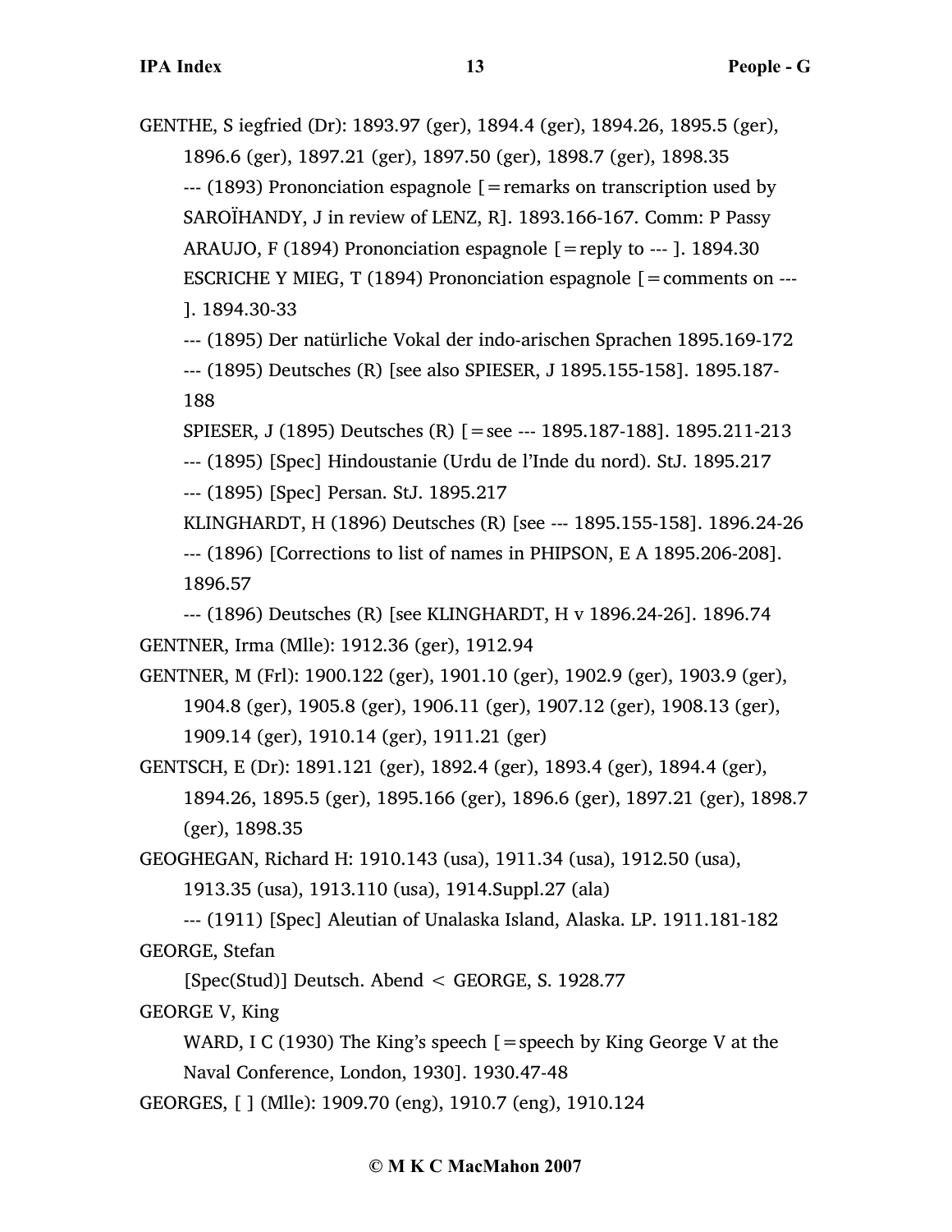GENTHE, S iegfried (Dr): 1893.97 (ger), 1894.4 (ger), 1894.26, 1895.5 (ger), 1896.6 (ger), 1897.21 (ger), 1897.50 (ger), 1898.7 (ger), 1898.35

--- (1893) Prononciation espagnole [=remarks on transcription used by SAROÏHANDY, J in review of LENZ, R]. 1893.166-167. Comm: P Passy

ARAUJO, F (1894) Prononciation espagnole [=reply to --- ]. 1894.30

ESCRICHE Y MIEG, T (1894) Prononciation espagnole [=comments on --- ]. 1894.30-33

--- (1895) Der natürliche Vokal der indo-arischen Sprachen 1895.169-172

--- (1895) Deutsches (R) [see also SPIESER, J 1895.155-158]. 1895.187-188

SPIESER, J (1895) Deutsches (R) [=see --- 1895.187-188]. 1895.211-213

--- (1895) [Spec] Hindoustanie (Urdu de l'Inde du nord). StJ. 1895.217

--- (1895) [Spec] Persan. StJ. 1895.217

KLINGHARDT, H (1896) Deutsches (R) [see --- 1895.155-158]. 1896.24-26

--- (1896) [Corrections to list of names in PHIPSON, E A 1895.206-208]. 1896.57

--- (1896) Deutsches (R) [see KLINGHARDT, H v 1896.24-26]. 1896.74

GENTNER, Irma (Mlle): 1912.36 (ger), 1912.94

GENTNER, M (Frl): 1900.122 (ger), 1901.10 (ger), 1902.9 (ger), 1903.9 (ger), 1904.8 (ger), 1905.8 (ger), 1906.11 (ger), 1907.12 (ger), 1908.13 (ger), 1909.14 (ger), 1910.14 (ger), 1911.21 (ger)

GENTSCH, E (Dr): 1891.121 (ger), 1892.4 (ger), 1893.4 (ger), 1894.4 (ger), 1894.26, 1895.5 (ger), 1895.166 (ger), 1896.6 (ger), 1897.21 (ger), 1898.7 (ger), 1898.35

GEOGHEGAN, Richard H: 1910.143 (usa), 1911.34 (usa), 1912.50 (usa), 1913.35 (usa), 1913.110 (usa), 1914.Suppl.27 (ala)

--- (1911) [Spec] Aleutian of Unalaska Island, Alaska. LP. 1911.181-182

GEORGE, Stefan

[Spec(Stud)] Deutsch. Abend < GEORGE, S. 1928.77

GEORGE V, King

WARD, I C (1930) The King's speech [=speech by King George V at the Naval Conference, London, 1930]. 1930.47-48

GEORGES, [ ] (Mlle): 1909.70 (eng), 1910.7 (eng), 1910.124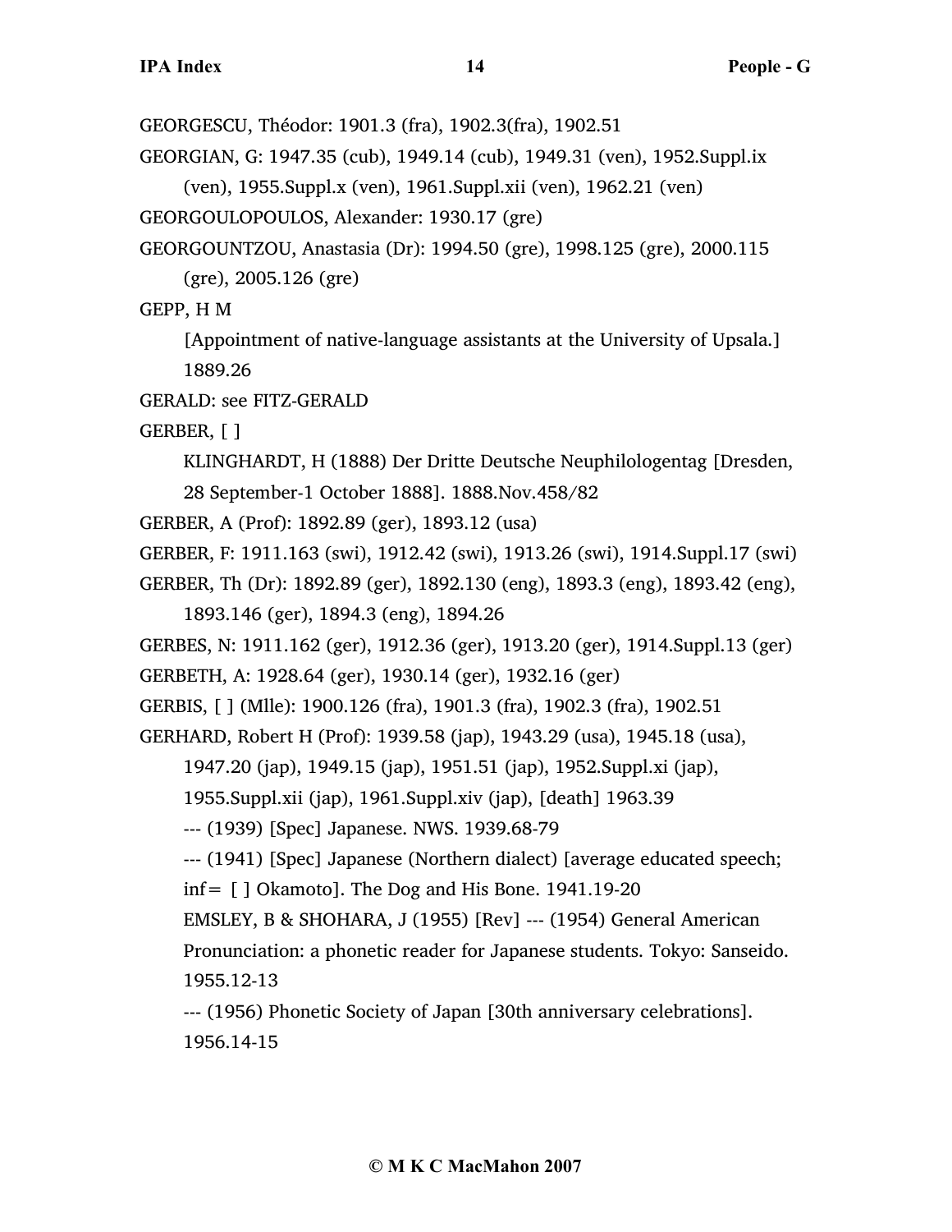GEORGESCU, Théodor: 1901.3 (fra), 1902.3(fra), 1902.51

GEORGIAN, G: 1947.35 (cub), 1949.14 (cub), 1949.31 (ven), 1952.Suppl.ix (ven), 1955.Suppl.x (ven), 1961.Suppl.xii (ven), 1962.21 (ven)

GEORGOULOPOULOS, Alexander: 1930.17 (gre)

GEORGOUNTZOU, Anastasia (Dr): 1994.50 (gre), 1998.125 (gre), 2000.115 (gre), 2005.126 (gre)

GEPP, H M

[Appointment of native-language assistants at the University of Upsala.] 1889.26

GERALD: see FITZ-GERALD

GERBER, [ ]

KLINGHARDT, H (1888) Der Dritte Deutsche Neuphilologentag [Dresden, 28 September-1 October 1888]. 1888.Nov.458/82

GERBER, A (Prof): 1892.89 (ger), 1893.12 (usa)

GERBER, F: 1911.163 (swi), 1912.42 (swi), 1913.26 (swi), 1914.Suppl.17 (swi)

GERBER, Th (Dr): 1892.89 (ger), 1892.130 (eng), 1893.3 (eng), 1893.42 (eng), 1893.146 (ger), 1894.3 (eng), 1894.26

GERBES, N: 1911.162 (ger), 1912.36 (ger), 1913.20 (ger), 1914.Suppl.13 (ger)

GERBETH, A: 1928.64 (ger), 1930.14 (ger), 1932.16 (ger)

GERBIS, [ ] (Mlle): 1900.126 (fra), 1901.3 (fra), 1902.3 (fra), 1902.51

GERHARD, Robert H (Prof): 1939.58 (jap), 1943.29 (usa), 1945.18 (usa), 1947.20 (jap), 1949.15 (jap), 1951.51 (jap), 1952.Suppl.xi (jap), 1955.Suppl.xii (jap), 1961.Suppl.xiv (jap), [death] 1963.39

--- (1939) [Spec] Japanese. NWS. 1939.68-79

--- (1941) [Spec] Japanese (Northern dialect) [average educated speech; inf= [ ] Okamoto]. The Dog and His Bone. 1941.19-20

EMSLEY, B & SHOHARA, J (1955) [Rev] --- (1954) General American Pronunciation: a phonetic reader for Japanese students. Tokyo: Sanseido. 1955.12-13

--- (1956) Phonetic Society of Japan [30th anniversary celebrations]. 1956.14-15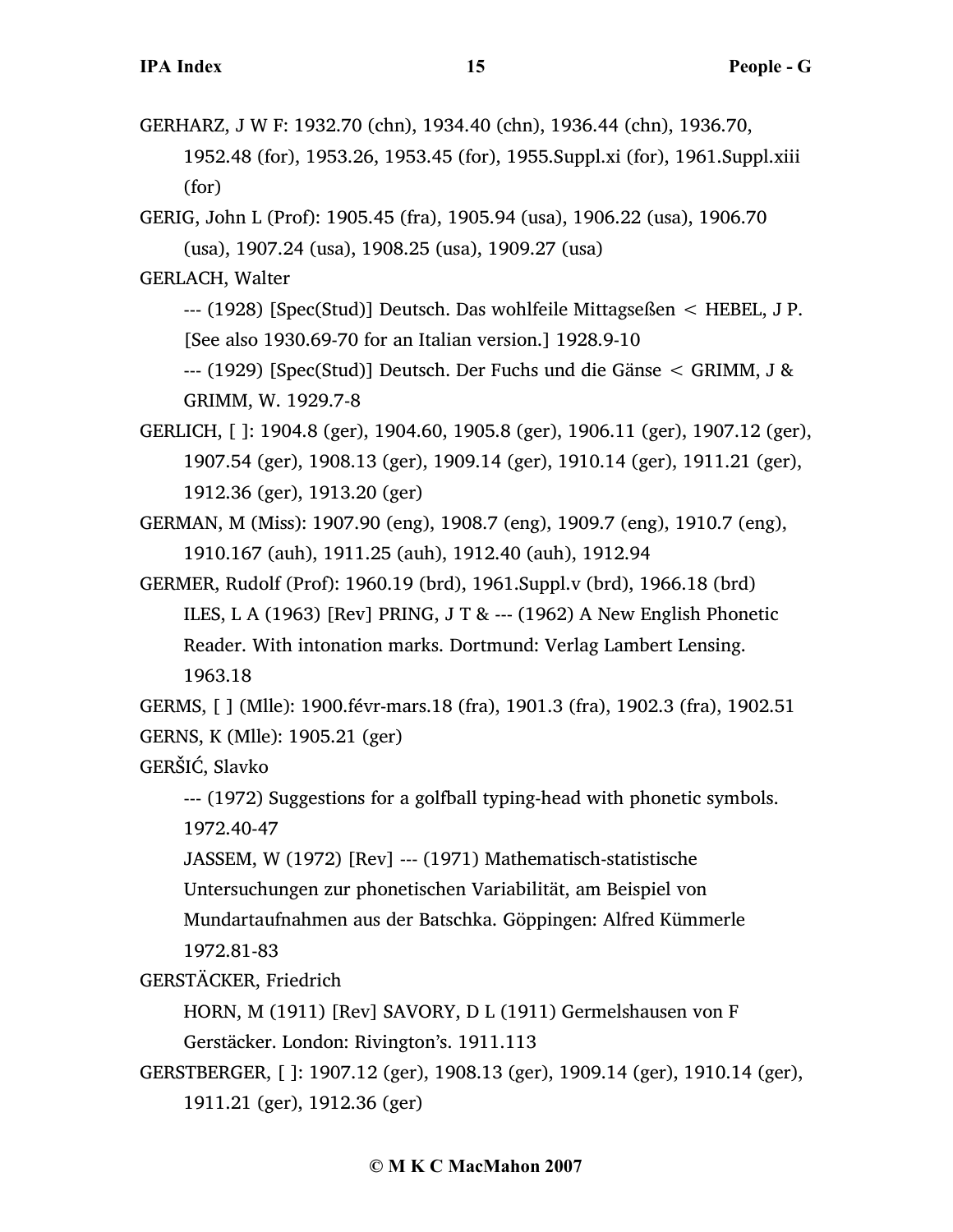GERHARZ, J W F: 1932.70 (chn), 1934.40 (chn), 1936.44 (chn), 1936.70, 1952.48 (for), 1953.26, 1953.45 (for), 1955.Suppl.xi (for), 1961.Suppl.xiii (for)

GERIG, John L (Prof): 1905.45 (fra), 1905.94 (usa), 1906.22 (usa), 1906.70 (usa), 1907.24 (usa), 1908.25 (usa), 1909.27 (usa)

GERLACH, Walter

--- (1928) [Spec(Stud)] Deutsch. Das wohlfeile Mittagseßen < HEBEL, J P. [See also 1930.69-70 for an Italian version.] 1928.9-10

--- (1929) [Spec(Stud)] Deutsch. Der Fuchs und die Gänse < GRIMM, J & GRIMM, W. 1929.7-8

GERLICH, [ ]: 1904.8 (ger), 1904.60, 1905.8 (ger), 1906.11 (ger), 1907.12 (ger), 1907.54 (ger), 1908.13 (ger), 1909.14 (ger), 1910.14 (ger), 1911.21 (ger), 1912.36 (ger), 1913.20 (ger)

GERMAN, M (Miss): 1907.90 (eng), 1908.7 (eng), 1909.7 (eng), 1910.7 (eng), 1910.167 (auh), 1911.25 (auh), 1912.40 (auh), 1912.94

GERMER, Rudolf (Prof): 1960.19 (brd), 1961.Suppl.v (brd), 1966.18 (brd)

ILES, L A (1963) [Rev] PRING, J T & --- (1962) A New English Phonetic Reader. With intonation marks. Dortmund: Verlag Lambert Lensing. 1963.18

GERMS, [ ] (Mlle): 1900.févr-mars.18 (fra), 1901.3 (fra), 1902.3 (fra), 1902.51

GERNS, K (Mlle): 1905.21 (ger)

GERŠIĆ, Slavko

--- (1972) Suggestions for a golfball typing-head with phonetic symbols. 1972.40-47

JASSEM, W (1972) [Rev] --- (1971) Mathematisch-statistische Untersuchungen zur phonetischen Variabilität, am Beispiel von Mundartaufnahmen aus der Batschka. Göppingen: Alfred Kümmerle 1972.81-83

GERSTÄCKER, Friedrich

HORN, M (1911) [Rev] SAVORY, D L (1911) Germelshausen von F Gerstäcker. London: Rivington's. 1911.113

GERSTBERGER, [ ]: 1907.12 (ger), 1908.13 (ger), 1909.14 (ger), 1910.14 (ger), 1911.21 (ger), 1912.36 (ger)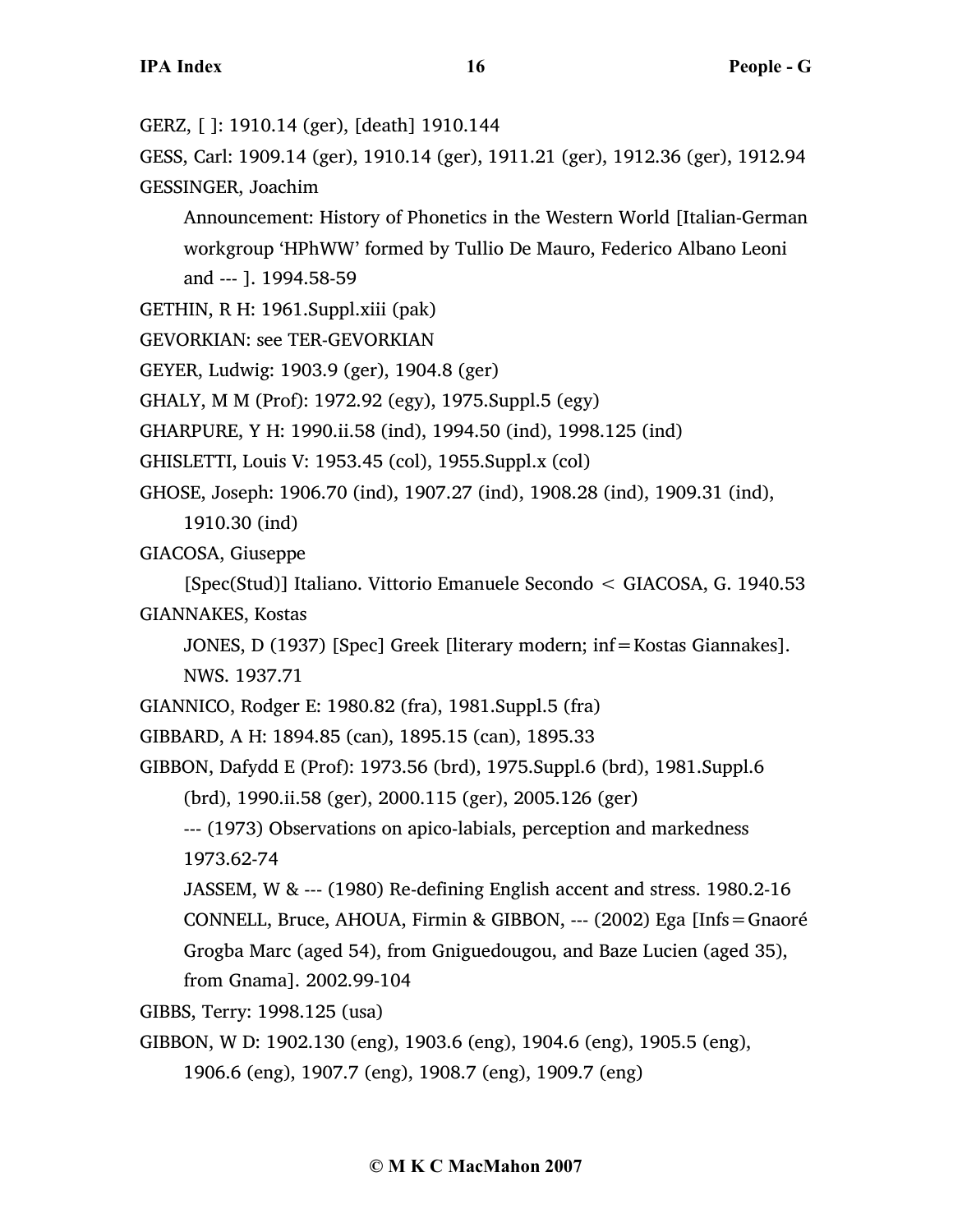GERZ, [ ]: 1910.14 (ger), [death] 1910.144

GESS, Carl: 1909.14 (ger), 1910.14 (ger), 1911.21 (ger), 1912.36 (ger), 1912.94

GESSINGER, Joachim

Announcement: History of Phonetics in the Western World [Italian-German workgroup 'HPhWW' formed by Tullio De Mauro, Federico Albano Leoni and --- ]. 1994.58-59

GETHIN, R H: 1961.Suppl.xiii (pak)

GEVORKIAN: see TER-GEVORKIAN

GEYER, Ludwig: 1903.9 (ger), 1904.8 (ger)

GHALY, M M (Prof): 1972.92 (egy), 1975.Suppl.5 (egy)

GHARPURE, Y H: 1990.ii.58 (ind), 1994.50 (ind), 1998.125 (ind)

GHISLETTI, Louis V: 1953.45 (col), 1955.Suppl.x (col)

GHOSE, Joseph: 1906.70 (ind), 1907.27 (ind), 1908.28 (ind), 1909.31 (ind), 1910.30 (ind)

GIACOSA, Giuseppe

[Spec(Stud)] Italiano. Vittorio Emanuele Secondo < GIACOSA, G. 1940.53

GIANNAKES, Kostas

JONES, D (1937) [Spec] Greek [literary modern; inf=Kostas Giannakes]. NWS. 1937.71

GIANNICO, Rodger E: 1980.82 (fra), 1981.Suppl.5 (fra)

GIBBARD, A H: 1894.85 (can), 1895.15 (can), 1895.33

GIBBON, Dafydd E (Prof): 1973.56 (brd), 1975.Suppl.6 (brd), 1981.Suppl.6 (brd), 1990.ii.58 (ger), 2000.115 (ger), 2005.126 (ger)

--- (1973) Observations on apico-labials, perception and markedness 1973.62-74

JASSEM, W & --- (1980) Re-defining English accent and stress. 1980.2-16

CONNELL, Bruce, AHOUA, Firmin & GIBBON, --- (2002) Ega [Infs=Gnaoré Grogba Marc (aged 54), from Gniguedougou, and Baze Lucien (aged 35), from Gnama]. 2002.99-104

GIBBS, Terry: 1998.125 (usa)

GIBBON, W D: 1902.130 (eng), 1903.6 (eng), 1904.6 (eng), 1905.5 (eng), 1906.6 (eng), 1907.7 (eng), 1908.7 (eng), 1909.7 (eng)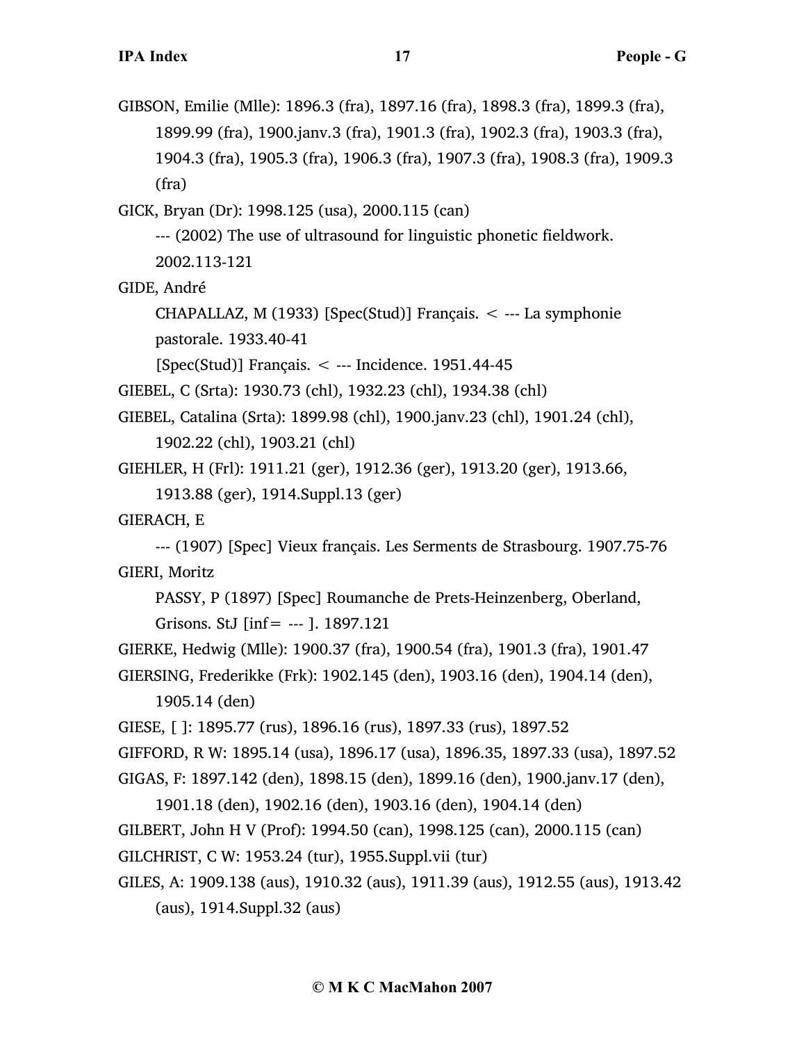GIBSON, Emilie (Mlle): 1896.3 (fra), 1897.16 (fra), 1898.3 (fra), 1899.3 (fra), 1899.99 (fra), 1900.janv.3 (fra), 1901.3 (fra), 1902.3 (fra), 1903.3 (fra), 1904.3 (fra), 1905.3 (fra), 1906.3 (fra), 1907.3 (fra), 1908.3 (fra), 1909.3 (fra)

GICK, Bryan (Dr): 1998.125 (usa), 2000.115 (can)

--- (2002) The use of ultrasound for linguistic phonetic fieldwork. 2002.113-121

GIDE, André

CHAPALLAZ, M (1933) [Spec(Stud)] Français. < --- La symphonie pastorale. 1933.40-41

[Spec(Stud)] Français. < --- Incidence. 1951.44-45

GIEBEL, C (Srta): 1930.73 (chl), 1932.23 (chl), 1934.38 (chl)

GIEBEL, Catalina (Srta): 1899.98 (chl), 1900.janv.23 (chl), 1901.24 (chl), 1902.22 (chl), 1903.21 (chl)

GIEHLER, H (Frl): 1911.21 (ger), 1912.36 (ger), 1913.20 (ger), 1913.66, 1913.88 (ger), 1914.Suppl.13 (ger)

GIERACH, E

--- (1907) [Spec] Vieux français. Les Serments de Strasbourg. 1907.75-76

GIERI, Moritz

PASSY, P (1897) [Spec] Roumanche de Prets-Heinzenberg, Oberland, Grisons. StJ [inf= --- ]. 1897.121

GIERKE, Hedwig (Mlle): 1900.37 (fra), 1900.54 (fra), 1901.3 (fra), 1901.47

GIERSING, Frederikke (Frk): 1902.145 (den), 1903.16 (den), 1904.14 (den), 1905.14 (den)

GIESE, [ ]: 1895.77 (rus), 1896.16 (rus), 1897.33 (rus), 1897.52

GIFFORD, R W: 1895.14 (usa), 1896.17 (usa), 1896.35, 1897.33 (usa), 1897.52

GIGAS, F: 1897.142 (den), 1898.15 (den), 1899.16 (den), 1900.janv.17 (den), 1901.18 (den), 1902.16 (den), 1903.16 (den), 1904.14 (den)

GILBERT, John H V (Prof): 1994.50 (can), 1998.125 (can), 2000.115 (can)

GILCHRIST, C W: 1953.24 (tur), 1955.Suppl.vii (tur)

GILES, A: 1909.138 (aus), 1910.32 (aus), 1911.39 (aus), 1912.55 (aus), 1913.42 (aus), 1914.Suppl.32 (aus)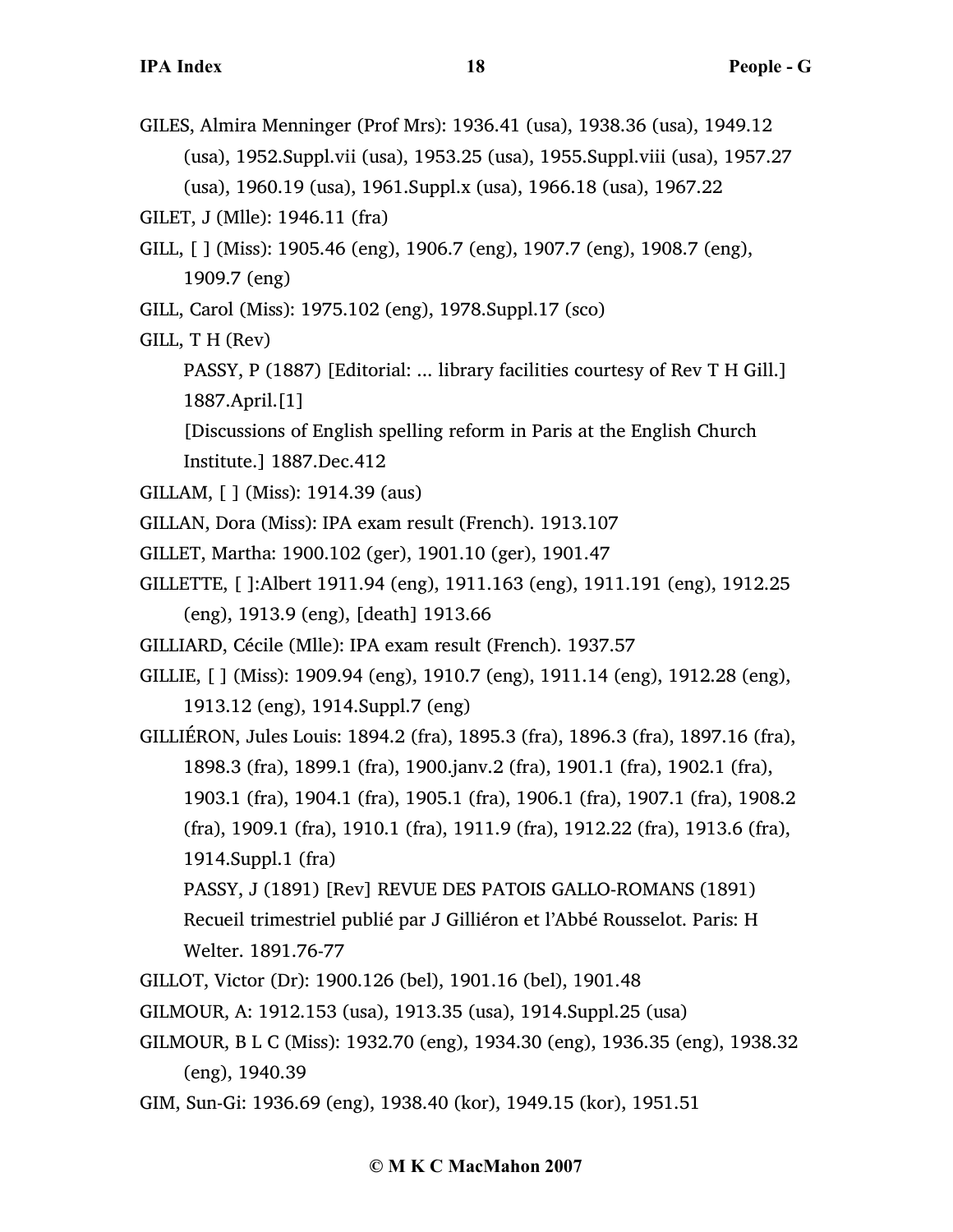GILES, Almira Menninger (Prof Mrs): 1936.41 (usa), 1938.36 (usa), 1949.12 (usa), 1952.Suppl.vii (usa), 1953.25 (usa), 1955.Suppl.viii (usa), 1957.27 (usa), 1960.19 (usa), 1961.Suppl.x (usa), 1966.18 (usa), 1967.22

GILET, J (Mlle): 1946.11 (fra)

GILL, [ ] (Miss): 1905.46 (eng), 1906.7 (eng), 1907.7 (eng), 1908.7 (eng), 1909.7 (eng)

GILL, Carol (Miss): 1975.102 (eng), 1978.Suppl.17 (sco)

GILL, T H (Rev)

PASSY, P (1887) [Editorial: ... library facilities courtesy of Rev T H Gill.] 1887.April.[1]

[Discussions of English spelling reform in Paris at the English Church Institute.] 1887.Dec.412

GILLAM, [ ] (Miss): 1914.39 (aus)

GILLAN, Dora (Miss): IPA exam result (French). 1913.107

GILLET, Martha: 1900.102 (ger), 1901.10 (ger), 1901.47

GILLETTE, [ ]:Albert 1911.94 (eng), 1911.163 (eng), 1911.191 (eng), 1912.25 (eng), 1913.9 (eng), [death] 1913.66

GILLIARD, Cécile (Mlle): IPA exam result (French). 1937.57

GILLIE, [ ] (Miss): 1909.94 (eng), 1910.7 (eng), 1911.14 (eng), 1912.28 (eng), 1913.12 (eng), 1914.Suppl.7 (eng)

GILLIÉRON, Jules Louis: 1894.2 (fra), 1895.3 (fra), 1896.3 (fra), 1897.16 (fra), 1898.3 (fra), 1899.1 (fra), 1900.janv.2 (fra), 1901.1 (fra), 1902.1 (fra), 1903.1 (fra), 1904.1 (fra), 1905.1 (fra), 1906.1 (fra), 1907.1 (fra), 1908.2 (fra), 1909.1 (fra), 1910.1 (fra), 1911.9 (fra), 1912.22 (fra), 1913.6 (fra), 1914.Suppl.1 (fra)

PASSY, J (1891) [Rev] REVUE DES PATOIS GALLO-ROMANS (1891) Recueil trimestriel publié par J Gilliéron et l'Abbé Rousselot. Paris: H Welter. 1891.76-77

GILLOT, Victor (Dr): 1900.126 (bel), 1901.16 (bel), 1901.48

GILMOUR, A: 1912.153 (usa), 1913.35 (usa), 1914.Suppl.25 (usa)

GILMOUR, B L C (Miss): 1932.70 (eng), 1934.30 (eng), 1936.35 (eng), 1938.32 (eng), 1940.39

GIM, Sun-Gi: 1936.69 (eng), 1938.40 (kor), 1949.15 (kor), 1951.51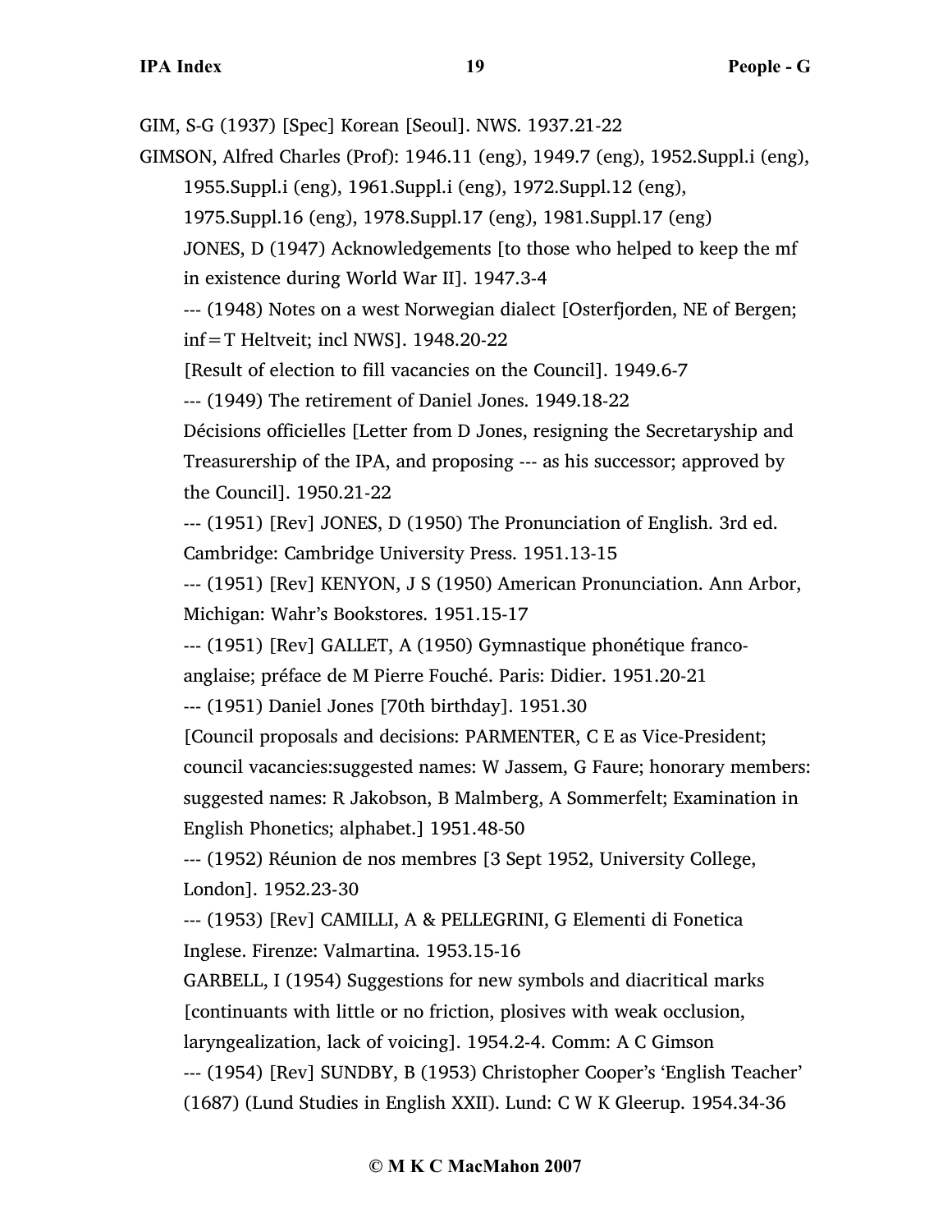GIM, S-G (1937) [Spec] Korean [Seoul]. NWS. 1937.21-22

GIMSON, Alfred Charles (Prof): 1946.11 (eng), 1949.7 (eng), 1952.Suppl.i (eng), 1955.Suppl.i (eng), 1961.Suppl.i (eng), 1972.Suppl.12 (eng), 1975.Suppl.16 (eng), 1978.Suppl.17 (eng), 1981.Suppl.17 (eng)

JONES, D (1947) Acknowledgements [to those who helped to keep the mf in existence during World War II]. 1947.3-4

--- (1948) Notes on a west Norwegian dialect [Osterfjorden, NE of Bergen; inf=T Heltveit; incl NWS]. 1948.20-22

[Result of election to fill vacancies on the Council]. 1949.6-7

--- (1949) The retirement of Daniel Jones. 1949.18-22

Décisions officielles [Letter from D Jones, resigning the Secretaryship and Treasurership of the IPA, and proposing --- as his successor; approved by the Council]. 1950.21-22

--- (1951) [Rev] JONES, D (1950) The Pronunciation of English. 3rd ed. Cambridge: Cambridge University Press. 1951.13-15

--- (1951) [Rev] KENYON, J S (1950) American Pronunciation. Ann Arbor, Michigan: Wahr's Bookstores. 1951.15-17

--- (1951) [Rev] GALLET, A (1950) Gymnastique phonétique franco-anglaise; préface de M Pierre Fouché. Paris: Didier. 1951.20-21

--- (1951) Daniel Jones [70th birthday]. 1951.30

[Council proposals and decisions: PARMENTER, C E as Vice-President; council vacancies:suggested names: W Jassem, G Faure; honorary members: suggested names: R Jakobson, B Malmberg, A Sommerfelt; Examination in English Phonetics; alphabet.] 1951.48-50

--- (1952) Réunion de nos membres [3 Sept 1952, University College, London]. 1952.23-30

--- (1953) [Rev] CAMILLI, A & PELLEGRINI, G Elementi di Fonetica Inglese. Firenze: Valmartina. 1953.15-16

GARBELL, I (1954) Suggestions for new symbols and diacritical marks [continuants with little or no friction, plosives with weak occlusion, laryngealization, lack of voicing]. 1954.2-4. Comm: A C Gimson

--- (1954) [Rev] SUNDBY, B (1953) Christopher Cooper's 'English Teacher' (1687) (Lund Studies in English XXII). Lund: C W K Gleerup. 1954.34-36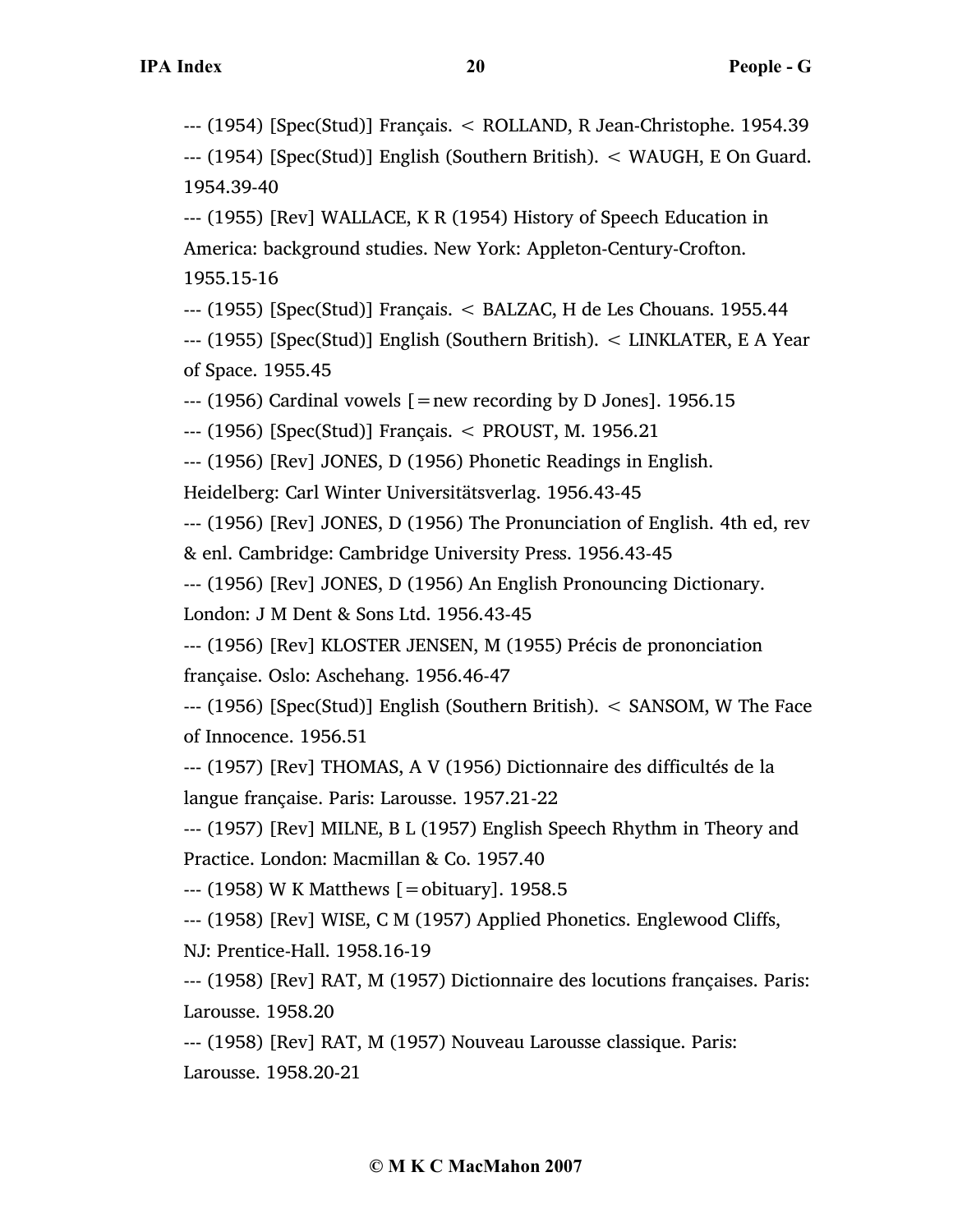--- (1954) [Spec(Stud)] Français. < ROLLAND, R Jean-Christophe. 1954.39

--- (1954) [Spec(Stud)] English (Southern British). < WAUGH, E On Guard. 1954.39-40

--- (1955) [Rev] WALLACE, K R (1954) History of Speech Education in America: background studies. New York: Appleton-Century-Crofton. 1955.15-16

--- (1955) [Spec(Stud)] Français. < BALZAC, H de Les Chouans. 1955.44

--- (1955) [Spec(Stud)] English (Southern British). < LINKLATER, E A Year of Space. 1955.45

--- (1956) Cardinal vowels [=new recording by D Jones]. 1956.15

--- (1956) [Spec(Stud)] Français. < PROUST, M. 1956.21

--- (1956) [Rev] JONES, D (1956) Phonetic Readings in English. Heidelberg: Carl Winter Universitätsverlag. 1956.43-45

--- (1956) [Rev] JONES, D (1956) The Pronunciation of English. 4th ed, rev & enl. Cambridge: Cambridge University Press. 1956.43-45

--- (1956) [Rev] JONES, D (1956) An English Pronouncing Dictionary. London: J M Dent & Sons Ltd. 1956.43-45

--- (1956) [Rev] KLOSTER JENSEN, M (1955) Précis de prononciation française. Oslo: Aschehang. 1956.46-47

--- (1956) [Spec(Stud)] English (Southern British). < SANSOM, W The Face of Innocence. 1956.51

--- (1957) [Rev] THOMAS, A V (1956) Dictionnaire des difficultés de la langue française. Paris: Larousse. 1957.21-22

--- (1957) [Rev] MILNE, B L (1957) English Speech Rhythm in Theory and Practice. London: Macmillan & Co. 1957.40

--- (1958) W K Matthews [=obituary]. 1958.5

--- (1958) [Rev] WISE, C M (1957) Applied Phonetics. Englewood Cliffs, NJ: Prentice-Hall. 1958.16-19

--- (1958) [Rev] RAT, M (1957) Dictionnaire des locutions françaises. Paris: Larousse. 1958.20

--- (1958) [Rev] RAT, M (1957) Nouveau Larousse classique. Paris: Larousse. 1958.20-21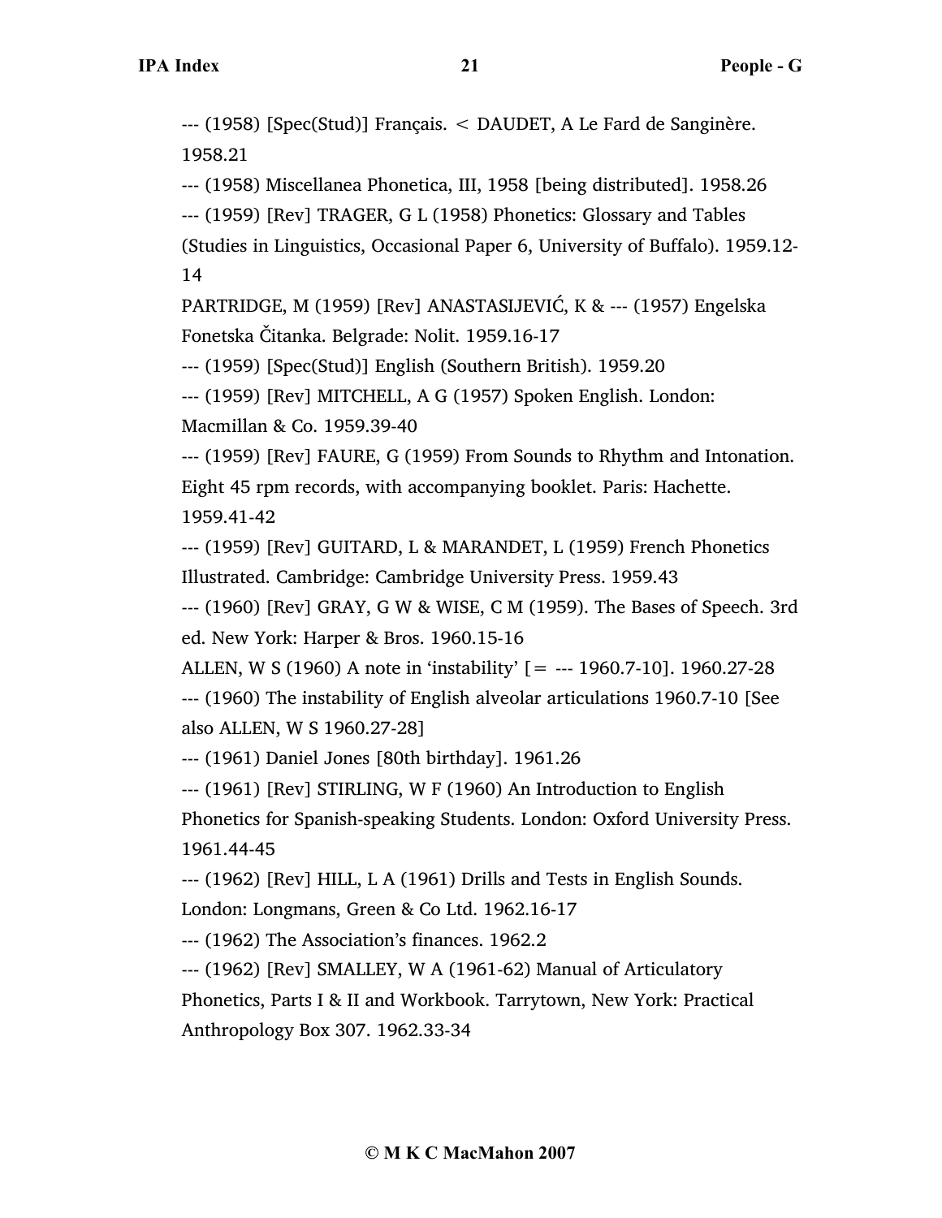--- (1958) [Spec(Stud)] Français. < DAUDET, A Le Fard de Sanginère. 1958.21

--- (1958) Miscellanea Phonetica, III, 1958 [being distributed]. 1958.26

--- (1959) [Rev] TRAGER, G L (1958) Phonetics: Glossary and Tables (Studies in Linguistics, Occasional Paper 6, University of Buffalo). 1959.12-14

PARTRIDGE, M (1959) [Rev] ANASTASIJEVIĆ, K & --- (1957) Engelska Fonetska Čitanka. Belgrade: Nolit. 1959.16-17

--- (1959) [Spec(Stud)] English (Southern British). 1959.20

--- (1959) [Rev] MITCHELL, A G (1957) Spoken English. London: Macmillan & Co. 1959.39-40

--- (1959) [Rev] FAURE, G (1959) From Sounds to Rhythm and Intonation. Eight 45 rpm records, with accompanying booklet. Paris: Hachette. 1959.41-42

--- (1959) [Rev] GUITARD, L & MARANDET, L (1959) French Phonetics Illustrated. Cambridge: Cambridge University Press. 1959.43

--- (1960) [Rev] GRAY, G W & WISE, C M (1959). The Bases of Speech. 3rd ed. New York: Harper & Bros. 1960.15-16

ALLEN, W S (1960) A note in 'instability' [= --- 1960.7-10]. 1960.27-28

--- (1960) The instability of English alveolar articulations 1960.7-10 [See also ALLEN, W S 1960.27-28]

--- (1961) Daniel Jones [80th birthday]. 1961.26

--- (1961) [Rev] STIRLING, W F (1960) An Introduction to English Phonetics for Spanish-speaking Students. London: Oxford University Press. 1961.44-45

--- (1962) [Rev] HILL, L A (1961) Drills and Tests in English Sounds. London: Longmans, Green & Co Ltd. 1962.16-17

--- (1962) The Association's finances. 1962.2

--- (1962) [Rev] SMALLEY, W A (1961-62) Manual of Articulatory Phonetics, Parts I & II and Workbook. Tarrytown, New York: Practical Anthropology Box 307. 1962.33-34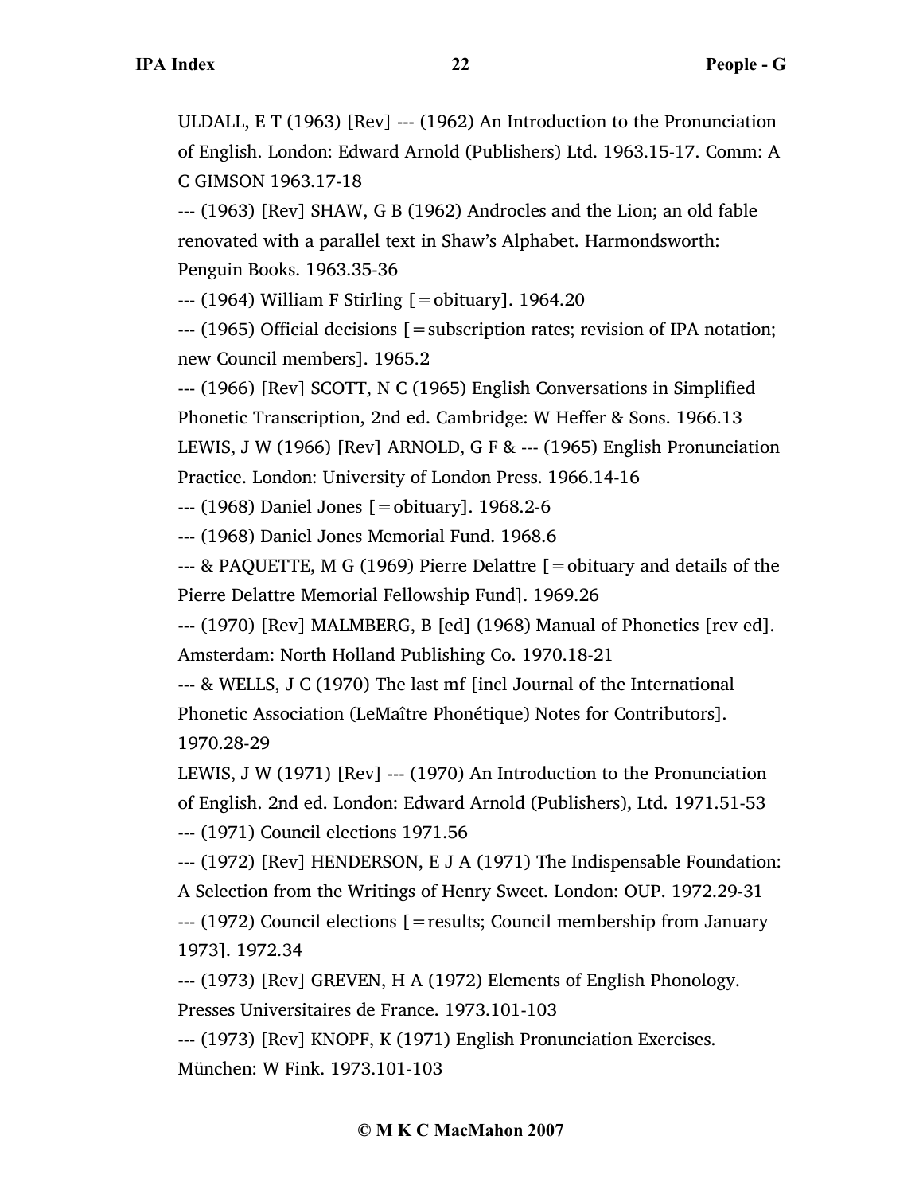ULDALL, E T (1963) [Rev] --- (1962) An Introduction to the Pronunciation of English. London: Edward Arnold (Publishers) Ltd. 1963.15-17. Comm: A C GIMSON 1963.17-18

--- (1963) [Rev] SHAW, G B (1962) Androcles and the Lion; an old fable renovated with a parallel text in Shaw's Alphabet. Harmondsworth: Penguin Books. 1963.35-36

--- (1964) William F Stirling [=obituary]. 1964.20

--- (1965) Official decisions [=subscription rates; revision of IPA notation; new Council members]. 1965.2

--- (1966) [Rev] SCOTT, N C (1965) English Conversations in Simplified Phonetic Transcription, 2nd ed. Cambridge: W Heffer & Sons. 1966.13

LEWIS, J W (1966) [Rev] ARNOLD, G F & --- (1965) English Pronunciation Practice. London: University of London Press. 1966.14-16

--- (1968) Daniel Jones [=obituary]. 1968.2-6

--- (1968) Daniel Jones Memorial Fund. 1968.6

--- & PAQUETTE, M G (1969) Pierre Delattre [=obituary and details of the Pierre Delattre Memorial Fellowship Fund]. 1969.26

--- (1970) [Rev] MALMBERG, B [ed] (1968) Manual of Phonetics [rev ed]. Amsterdam: North Holland Publishing Co. 1970.18-21

--- & WELLS, J C (1970) The last mf [incl Journal of the International Phonetic Association (LeMaître Phonétique) Notes for Contributors]. 1970.28-29

LEWIS, J W (1971) [Rev] --- (1970) An Introduction to the Pronunciation of English. 2nd ed. London: Edward Arnold (Publishers), Ltd. 1971.51-53

--- (1971) Council elections 1971.56

--- (1972) [Rev] HENDERSON, E J A (1971) The Indispensable Foundation: A Selection from the Writings of Henry Sweet. London: OUP. 1972.29-31

--- (1972) Council elections [=results; Council membership from January 1973]. 1972.34

--- (1973) [Rev] GREVEN, H A (1972) Elements of English Phonology. Presses Universitaires de France. 1973.101-103

--- (1973) [Rev] KNOPF, K (1971) English Pronunciation Exercises. München: W Fink. 1973.101-103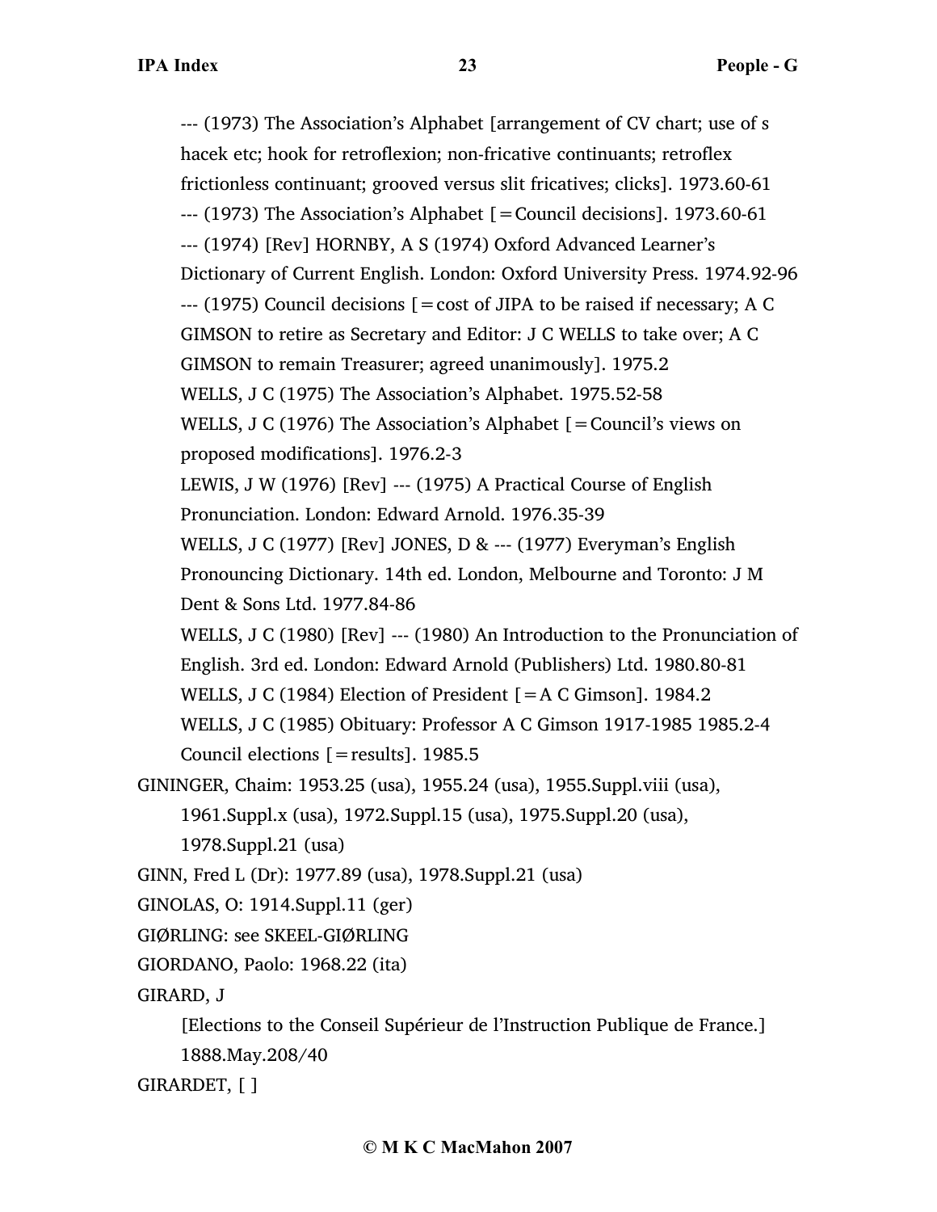--- (1973) The Association's Alphabet [arrangement of CV chart; use of s hacek etc; hook for retroflexion; non-fricative continuants; retroflex frictionless continuant; grooved versus slit fricatives; clicks]. 1973.60-61

--- (1973) The Association's Alphabet [=Council decisions]. 1973.60-61

--- (1974) [Rev] HORNBY, A S (1974) Oxford Advanced Learner's Dictionary of Current English. London: Oxford University Press. 1974.92-96

--- (1975) Council decisions [=cost of JIPA to be raised if necessary; A C GIMSON to retire as Secretary and Editor: J C WELLS to take over; A C GIMSON to remain Treasurer; agreed unanimously]. 1975.2

WELLS, J C (1975) The Association's Alphabet. 1975.52-58

WELLS, J C (1976) The Association's Alphabet [=Council's views on proposed modifications]. 1976.2-3

LEWIS, J W (1976) [Rev] --- (1975) A Practical Course of English Pronunciation. London: Edward Arnold. 1976.35-39

WELLS, J C (1977) [Rev] JONES, D & --- (1977) Everyman's English Pronouncing Dictionary. 14th ed. London, Melbourne and Toronto: J M Dent & Sons Ltd. 1977.84-86

WELLS, J C (1980) [Rev] --- (1980) An Introduction to the Pronunciation of English. 3rd ed. London: Edward Arnold (Publishers) Ltd. 1980.80-81

WELLS, J C (1984) Election of President [=A C Gimson]. 1984.2

WELLS, J C (1985) Obituary: Professor A C Gimson 1917-1985 1985.2-4

Council elections [=results]. 1985.5

GININGER, Chaim: 1953.25 (usa), 1955.24 (usa), 1955.Suppl.viii (usa), 1961.Suppl.x (usa), 1972.Suppl.15 (usa), 1975.Suppl.20 (usa), 1978.Suppl.21 (usa)

GINN, Fred L (Dr): 1977.89 (usa), 1978.Suppl.21 (usa)

GINOLAS, O: 1914.Suppl.11 (ger)

GIØRLING: see SKEEL-GIØRLING

GIORDANO, Paolo: 1968.22 (ita)

GIRARD, J

[Elections to the Conseil Supérieur de l'Instruction Publique de France.] 1888.May.208/40

GIRARDET, [ ]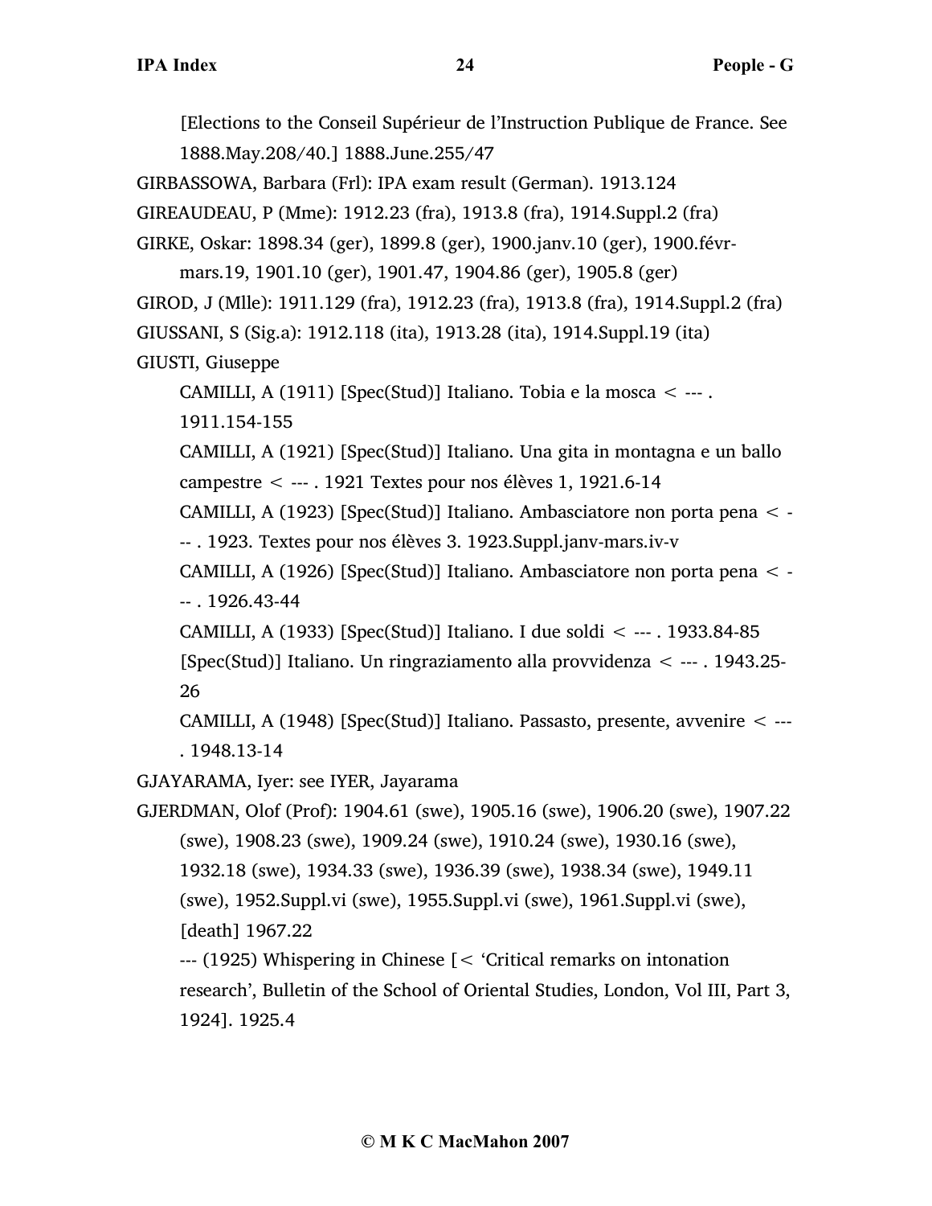[Elections to the Conseil Supérieur de l'Instruction Publique de France. See 1888.May.208/40.] 1888.June.255/47

GIRBASSOWA, Barbara (Frl): IPA exam result (German). 1913.124

GIREAUDEAU, P (Mme): 1912.23 (fra), 1913.8 (fra), 1914.Suppl.2 (fra)

GIRKE, Oskar: 1898.34 (ger), 1899.8 (ger), 1900.janv.10 (ger), 1900.févr-mars.19, 1901.10 (ger), 1901.47, 1904.86 (ger), 1905.8 (ger)

GIROD, J (Mlle): 1911.129 (fra), 1912.23 (fra), 1913.8 (fra), 1914.Suppl.2 (fra)

GIUSSANI, S (Sig.a): 1912.118 (ita), 1913.28 (ita), 1914.Suppl.19 (ita)

GIUSTI, Giuseppe

CAMILLI, A (1911) [Spec(Stud)] Italiano. Tobia e la mosca < --- . 1911.154-155

CAMILLI, A (1921) [Spec(Stud)] Italiano. Una gita in montagna e un ballo campestre < --- . 1921 Textes pour nos élèves 1, 1921.6-14

CAMILLI, A (1923) [Spec(Stud)] Italiano. Ambasciatore non porta pena < --- . 1923. Textes pour nos élèves 3. 1923.Suppl.janv-mars.iv-v

CAMILLI, A (1926) [Spec(Stud)] Italiano. Ambasciatore non porta pena < --- . 1926.43-44

CAMILLI, A (1933) [Spec(Stud)] Italiano. I due soldi < --- . 1933.84-85

[Spec(Stud)] Italiano. Un ringraziamento alla provvidenza < --- . 1943.25-26

CAMILLI, A (1948) [Spec(Stud)] Italiano. Passasto, presente, avvenire < --- . 1948.13-14

GJAYARAMA, Iyer: see IYER, Jayarama

GJERDMAN, Olof (Prof): 1904.61 (swe), 1905.16 (swe), 1906.20 (swe), 1907.22 (swe), 1908.23 (swe), 1909.24 (swe), 1910.24 (swe), 1930.16 (swe), 1932.18 (swe), 1934.33 (swe), 1936.39 (swe), 1938.34 (swe), 1949.11 (swe), 1952.Suppl.vi (swe), 1955.Suppl.vi (swe), 1961.Suppl.vi (swe), [death] 1967.22

--- (1925) Whispering in Chinese [< 'Critical remarks on intonation research', Bulletin of the School of Oriental Studies, London, Vol III, Part 3, 1924]. 1925.4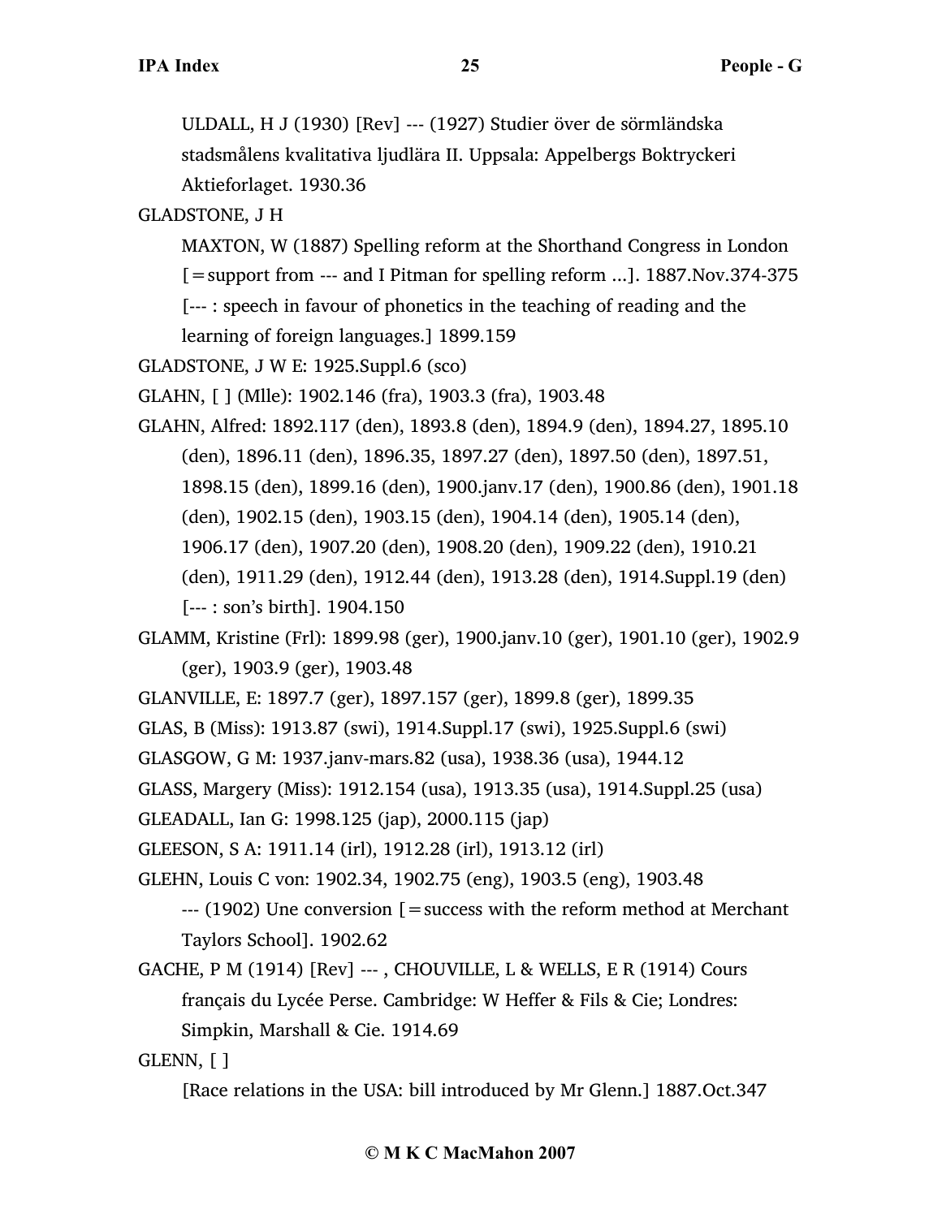ULDALL, H J (1930) [Rev] --- (1927) Studier över de sörmländska stadsmålens kvalitativa ljudlära II. Uppsala: Appelbergs Boktryckeri Aktieforlaget. 1930.36

GLADSTONE, J H

MAXTON, W (1887) Spelling reform at the Shorthand Congress in London [=support from --- and I Pitman for spelling reform ...]. 1887.Nov.374-375

[--- : speech in favour of phonetics in the teaching of reading and the learning of foreign languages.] 1899.159

GLADSTONE, J W E: 1925.Suppl.6 (sco)

GLAHN, [ ] (Mlle): 1902.146 (fra), 1903.3 (fra), 1903.48

GLAHN, Alfred: 1892.117 (den), 1893.8 (den), 1894.9 (den), 1894.27, 1895.10 (den), 1896.11 (den), 1896.35, 1897.27 (den), 1897.50 (den), 1897.51, 1898.15 (den), 1899.16 (den), 1900.janv.17 (den), 1900.86 (den), 1901.18 (den), 1902.15 (den), 1903.15 (den), 1904.14 (den), 1905.14 (den), 1906.17 (den), 1907.20 (den), 1908.20 (den), 1909.22 (den), 1910.21 (den), 1911.29 (den), 1912.44 (den), 1913.28 (den), 1914.Suppl.19 (den)

[--- : son's birth]. 1904.150

GLAMM, Kristine (Frl): 1899.98 (ger), 1900.janv.10 (ger), 1901.10 (ger), 1902.9 (ger), 1903.9 (ger), 1903.48

GLANVILLE, E: 1897.7 (ger), 1897.157 (ger), 1899.8 (ger), 1899.35

GLAS, B (Miss): 1913.87 (swi), 1914.Suppl.17 (swi), 1925.Suppl.6 (swi)

GLASGOW, G M: 1937.janv-mars.82 (usa), 1938.36 (usa), 1944.12

GLASS, Margery (Miss): 1912.154 (usa), 1913.35 (usa), 1914.Suppl.25 (usa)

GLEADALL, Ian G: 1998.125 (jap), 2000.115 (jap)

GLEESON, S A: 1911.14 (irl), 1912.28 (irl), 1913.12 (irl)

GLEHN, Louis C von: 1902.34, 1902.75 (eng), 1903.5 (eng), 1903.48

--- (1902) Une conversion [=success with the reform method at Merchant Taylors School]. 1902.62

GACHE, P M (1914) [Rev] --- , CHOUVILLE, L & WELLS, E R (1914) Cours français du Lycée Perse. Cambridge: W Heffer & Fils & Cie; Londres: Simpkin, Marshall & Cie. 1914.69

GLENN, [ ]

[Race relations in the USA: bill introduced by Mr Glenn.] 1887.Oct.347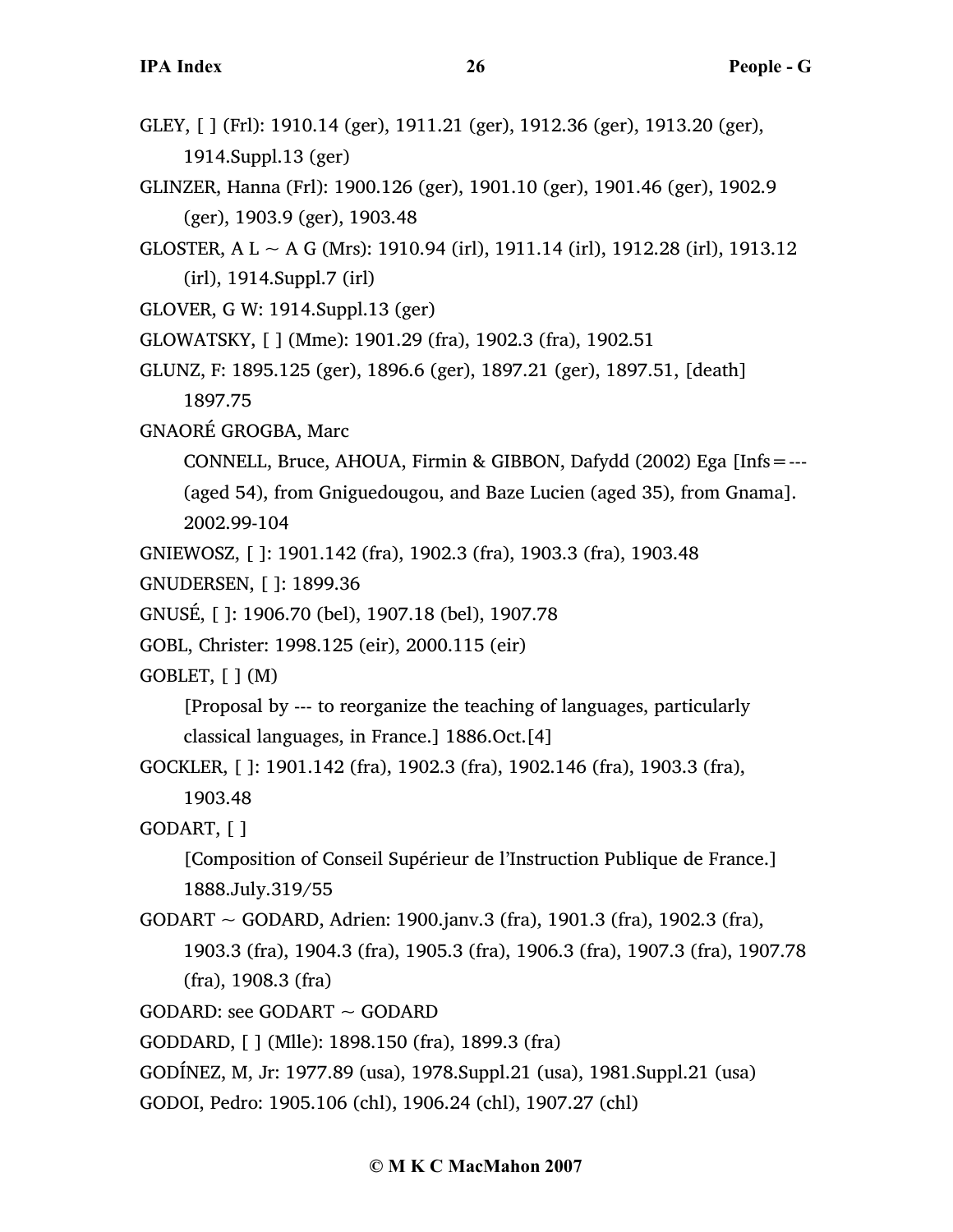GLEY, [ ] (Frl): 1910.14 (ger), 1911.21 (ger), 1912.36 (ger), 1913.20 (ger), 1914.Suppl.13 (ger)

GLINZER, Hanna (Frl): 1900.126 (ger), 1901.10 (ger), 1901.46 (ger), 1902.9 (ger), 1903.9 (ger), 1903.48

GLOSTER, A L ~ A G (Mrs): 1910.94 (irl), 1911.14 (irl), 1912.28 (irl), 1913.12 (irl), 1914.Suppl.7 (irl)

GLOVER, G W: 1914.Suppl.13 (ger)

GLOWATSKY, [ ] (Mme): 1901.29 (fra), 1902.3 (fra), 1902.51

GLUNZ, F: 1895.125 (ger), 1896.6 (ger), 1897.21 (ger), 1897.51, [death] 1897.75

GNAORÉ GROGBA, Marc

CONNELL, Bruce, AHOUA, Firmin & GIBBON, Dafydd (2002) Ega [Infs = --- (aged 54), from Gniguedougou, and Baze Lucien (aged 35), from Gnama]. 2002.99-104

GNIEWOSZ, [ ]: 1901.142 (fra), 1902.3 (fra), 1903.3 (fra), 1903.48

GNUDERSEN, [ ]: 1899.36

GNUSÉ, [ ]: 1906.70 (bel), 1907.18 (bel), 1907.78

GOBL, Christer: 1998.125 (eir), 2000.115 (eir)

GOBLET, [ ] (M)

[Proposal by --- to reorganize the teaching of languages, particularly classical languages, in France.] 1886.Oct.[4]

GOCKLER, [ ]: 1901.142 (fra), 1902.3 (fra), 1902.146 (fra), 1903.3 (fra), 1903.48

GODART, [ ]

[Composition of Conseil Supérieur de l'Instruction Publique de France.] 1888.July.319/55

GODART ~ GODARD, Adrien: 1900.janv.3 (fra), 1901.3 (fra), 1902.3 (fra), 1903.3 (fra), 1904.3 (fra), 1905.3 (fra), 1906.3 (fra), 1907.3 (fra), 1907.78 (fra), 1908.3 (fra)

GODARD: see GODART ~ GODARD

GODDARD, [ ] (Mlle): 1898.150 (fra), 1899.3 (fra)

GODÍNEZ, M, Jr: 1977.89 (usa), 1978.Suppl.21 (usa), 1981.Suppl.21 (usa)

GODOI, Pedro: 1905.106 (chl), 1906.24 (chl), 1907.27 (chl)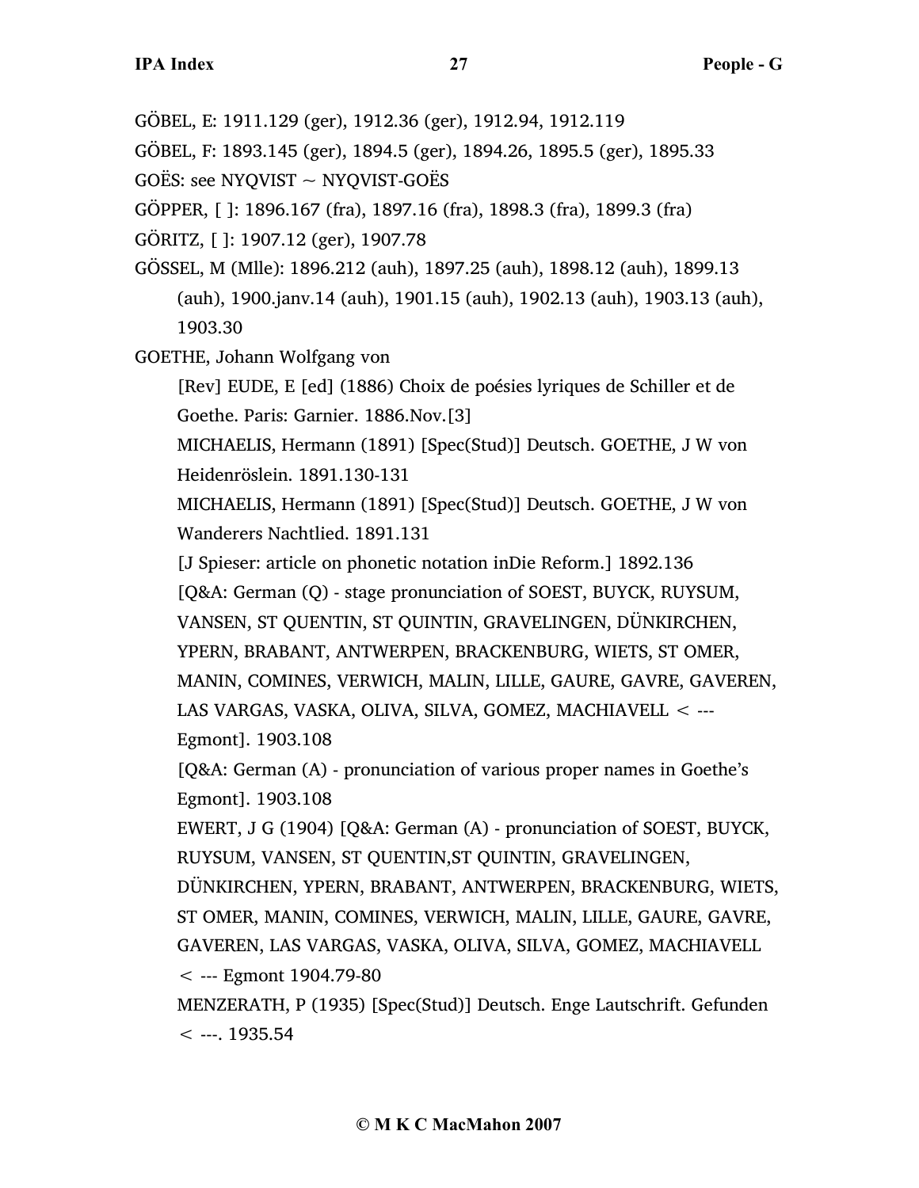GÖBEL, E: 1911.129 (ger), 1912.36 (ger), 1912.94, 1912.119

GÖBEL, F: 1893.145 (ger), 1894.5 (ger), 1894.26, 1895.5 (ger), 1895.33

GOËS: see NYQVIST ~ NYQVIST-GOËS

GÖPPER, [ ]: 1896.167 (fra), 1897.16 (fra), 1898.3 (fra), 1899.3 (fra)

GÖRITZ, [ ]: 1907.12 (ger), 1907.78

GÖSSEL, M (Mlle): 1896.212 (auh), 1897.25 (auh), 1898.12 (auh), 1899.13 (auh), 1900.janv.14 (auh), 1901.15 (auh), 1902.13 (auh), 1903.13 (auh), 1903.30

GOETHE, Johann Wolfgang von

[Rev] EUDE, E [ed] (1886) Choix de poésies lyriques de Schiller et de Goethe. Paris: Garnier. 1886.Nov.[3]

MICHAELIS, Hermann (1891) [Spec(Stud)] Deutsch. GOETHE, J W von Heidenröslein. 1891.130-131

MICHAELIS, Hermann (1891) [Spec(Stud)] Deutsch. GOETHE, J W von Wanderers Nachtlied. 1891.131

[J Spieser: article on phonetic notation inDie Reform.] 1892.136

[Q&A: German (Q) - stage pronunciation of SOEST, BUYCK, RUYSUM, VANSEN, ST QUENTIN, ST QUINTIN, GRAVELINGEN, DÜNKIRCHEN, YPERN, BRABANT, ANTWERPEN, BRACKENBURG, WIETS, ST OMER, MANIN, COMINES, VERWICH, MALIN, LILLE, GAURE, GAVRE, GAVEREN, LAS VARGAS, VASKA, OLIVA, SILVA, GOMEZ, MACHIAVELL < --- Egmont]. 1903.108

[Q&A: German (A) - pronunciation of various proper names in Goethe's Egmont]. 1903.108

EWERT, J G (1904) [Q&A: German (A) - pronunciation of SOEST, BUYCK, RUYSUM, VANSEN, ST QUENTIN,ST QUINTIN, GRAVELINGEN, DÜNKIRCHEN, YPERN, BRABANT, ANTWERPEN, BRACKENBURG, WIETS, ST OMER, MANIN, COMINES, VERWICH, MALIN, LILLE, GAURE, GAVRE, GAVEREN, LAS VARGAS, VASKA, OLIVA, SILVA, GOMEZ, MACHIAVELL < --- Egmont 1904.79-80

MENZERATH, P (1935) [Spec(Stud)] Deutsch. Enge Lautschrift. Gefunden < ---. 1935.54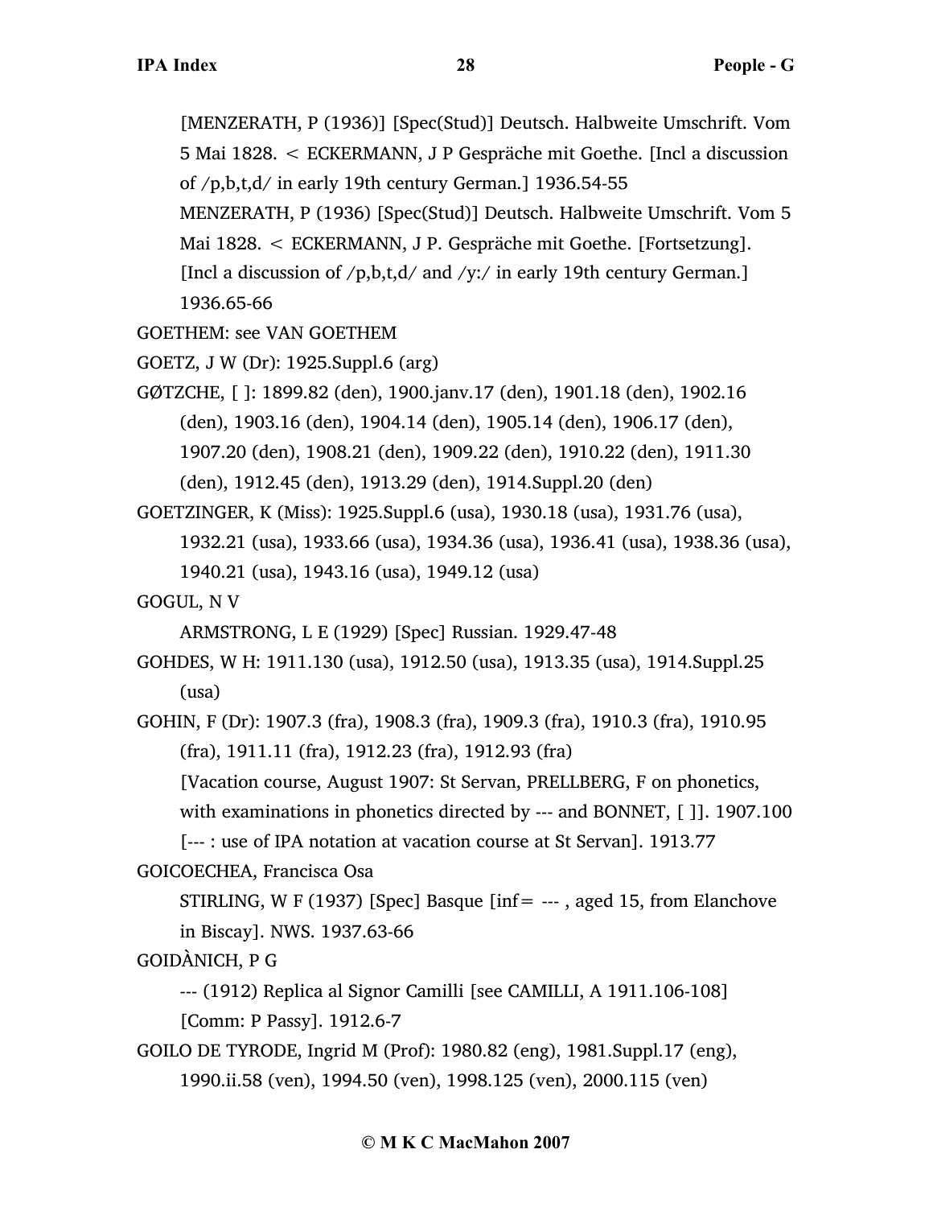[MENZERATH, P (1936)] [Spec(Stud)] Deutsch. Halbweite Umschrift. Vom 5 Mai 1828. < ECKERMANN, J P Gespräche mit Goethe. [Incl a discussion of /p,b,t,d/ in early 19th century German.] 1936.54-55

MENZERATH, P (1936) [Spec(Stud)] Deutsch. Halbweite Umschrift. Vom 5 Mai 1828. < ECKERMANN, J P. Gespräche mit Goethe. [Fortsetzung]. [Incl a discussion of /p,b,t,d/ and /y:/ in early 19th century German.] 1936.65-66

GOETHEM: see VAN GOETHEM

GOETZ, J W (Dr): 1925.Suppl.6 (arg)

GØTZCHE, [ ]: 1899.82 (den), 1900.janv.17 (den), 1901.18 (den), 1902.16 (den), 1903.16 (den), 1904.14 (den), 1905.14 (den), 1906.17 (den), 1907.20 (den), 1908.21 (den), 1909.22 (den), 1910.22 (den), 1911.30 (den), 1912.45 (den), 1913.29 (den), 1914.Suppl.20 (den)

GOETZINGER, K (Miss): 1925.Suppl.6 (usa), 1930.18 (usa), 1931.76 (usa), 1932.21 (usa), 1933.66 (usa), 1934.36 (usa), 1936.41 (usa), 1938.36 (usa), 1940.21 (usa), 1943.16 (usa), 1949.12 (usa)

GOGUL, N V

ARMSTRONG, L E (1929) [Spec] Russian. 1929.47-48

GOHDES, W H: 1911.130 (usa), 1912.50 (usa), 1913.35 (usa), 1914.Suppl.25 (usa)

GOHIN, F (Dr): 1907.3 (fra), 1908.3 (fra), 1909.3 (fra), 1910.3 (fra), 1910.95 (fra), 1911.11 (fra), 1912.23 (fra), 1912.93 (fra)

[Vacation course, August 1907: St Servan, PRELLBERG, F on phonetics, with examinations in phonetics directed by --- and BONNET, [ ]]. 1907.100

[--- : use of IPA notation at vacation course at St Servan]. 1913.77

GOICOECHEA, Francisca Osa

STIRLING, W F (1937) [Spec] Basque [inf= --- , aged 15, from Elanchove in Biscay]. NWS. 1937.63-66

GOIDÀNICH, P G

--- (1912) Replica al Signor Camilli [see CAMILLI, A 1911.106-108] [Comm: P Passy]. 1912.6-7

GOILO DE TYRODE, Ingrid M (Prof): 1980.82 (eng), 1981.Suppl.17 (eng), 1990.ii.58 (ven), 1994.50 (ven), 1998.125 (ven), 2000.115 (ven)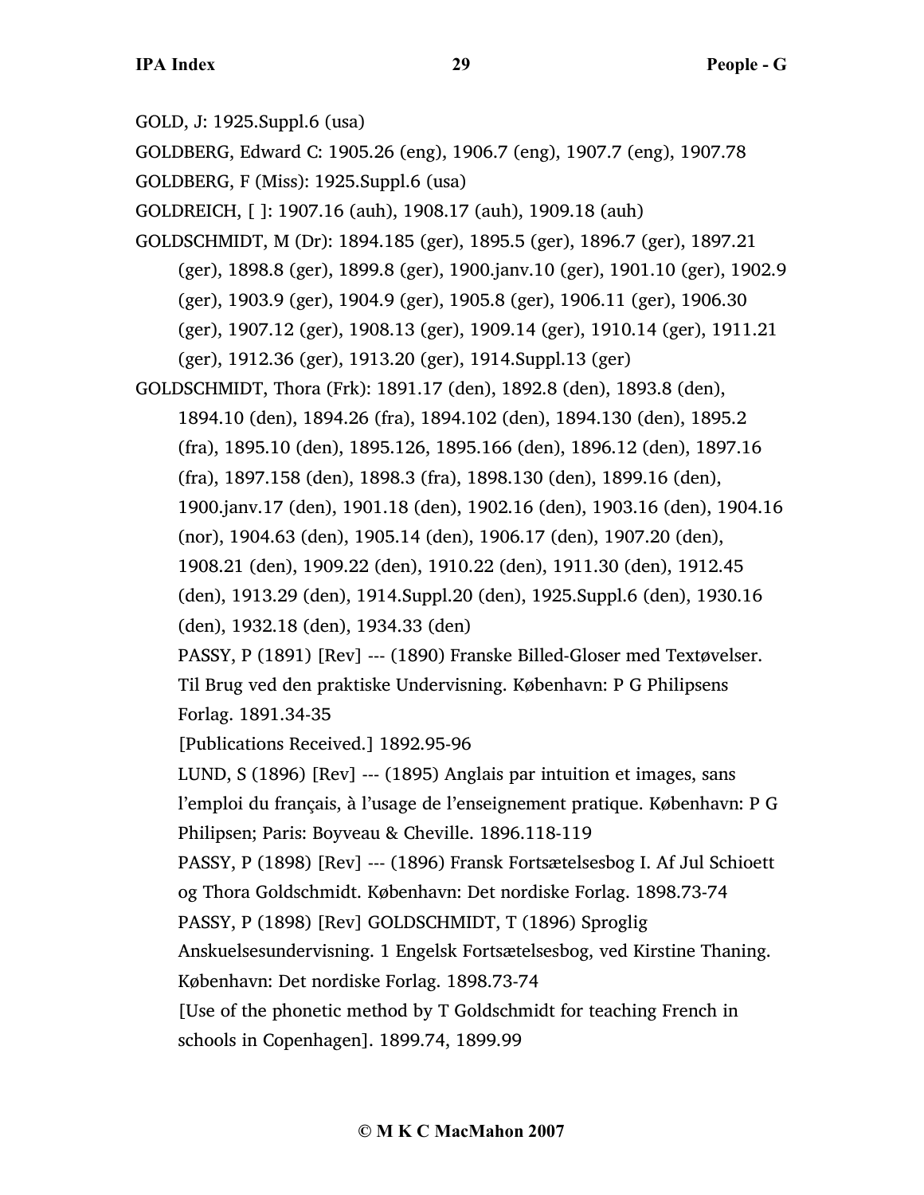GOLD, J: 1925.Suppl.6 (usa)

GOLDBERG, Edward C: 1905.26 (eng), 1906.7 (eng), 1907.7 (eng), 1907.78

GOLDBERG, F (Miss): 1925.Suppl.6 (usa)

GOLDREICH, [ ]: 1907.16 (auh), 1908.17 (auh), 1909.18 (auh)

GOLDSCHMIDT, M (Dr): 1894.185 (ger), 1895.5 (ger), 1896.7 (ger), 1897.21 (ger), 1898.8 (ger), 1899.8 (ger), 1900.janv.10 (ger), 1901.10 (ger), 1902.9 (ger), 1903.9 (ger), 1904.9 (ger), 1905.8 (ger), 1906.11 (ger), 1906.30 (ger), 1907.12 (ger), 1908.13 (ger), 1909.14 (ger), 1910.14 (ger), 1911.21 (ger), 1912.36 (ger), 1913.20 (ger), 1914.Suppl.13 (ger)

GOLDSCHMIDT, Thora (Frk): 1891.17 (den), 1892.8 (den), 1893.8 (den), 1894.10 (den), 1894.26 (fra), 1894.102 (den), 1894.130 (den), 1895.2 (fra), 1895.10 (den), 1895.126, 1895.166 (den), 1896.12 (den), 1897.16 (fra), 1897.158 (den), 1898.3 (fra), 1898.130 (den), 1899.16 (den), 1900.janv.17 (den), 1901.18 (den), 1902.16 (den), 1903.16 (den), 1904.16 (nor), 1904.63 (den), 1905.14 (den), 1906.17 (den), 1907.20 (den), 1908.21 (den), 1909.22 (den), 1910.22 (den), 1911.30 (den), 1912.45 (den), 1913.29 (den), 1914.Suppl.20 (den), 1925.Suppl.6 (den), 1930.16 (den), 1932.18 (den), 1934.33 (den)

PASSY, P (1891) [Rev] --- (1890) Franske Billed-Gloser med Textøvelser. Til Brug ved den praktiske Undervisning. København: P G Philipsens Forlag. 1891.34-35

[Publications Received.] 1892.95-96

LUND, S (1896) [Rev] --- (1895) Anglais par intuition et images, sans l'emploi du français, à l'usage de l'enseignement pratique. København: P G Philipsen; Paris: Boyveau & Cheville. 1896.118-119

PASSY, P (1898) [Rev] --- (1896) Fransk Fortsætelsesbog I. Af Jul Schioett og Thora Goldschmidt. København: Det nordiske Forlag. 1898.73-74

PASSY, P (1898) [Rev] GOLDSCHMIDT, T (1896) Sproglig Anskuelsesundervisning. 1 Engelsk Fortsætelsesbog, ved Kirstine Thaning. København: Det nordiske Forlag. 1898.73-74

[Use of the phonetic method by T Goldschmidt for teaching French in schools in Copenhagen]. 1899.74, 1899.99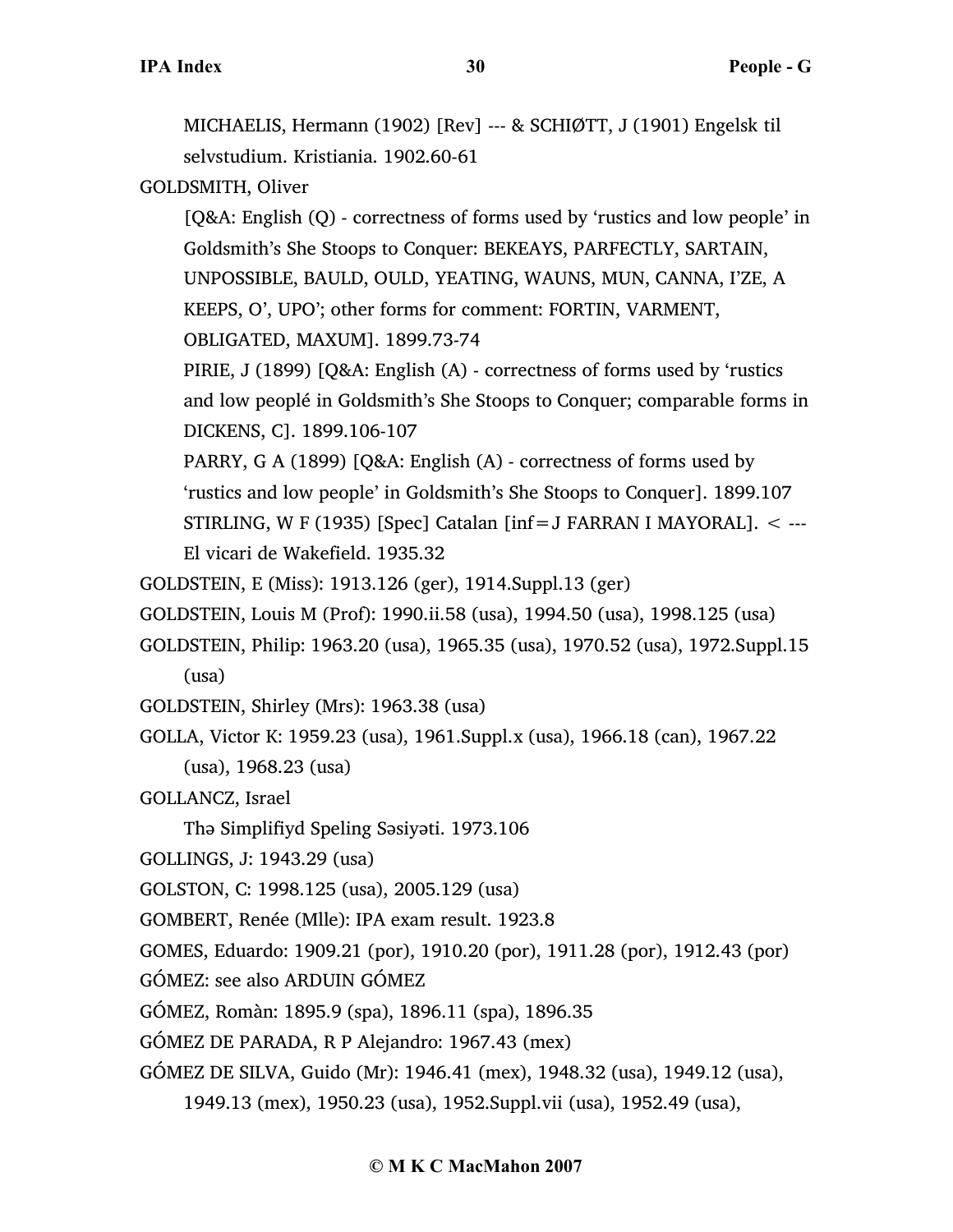MICHAELIS, Hermann (1902) [Rev] --- & SCHIØTT, J (1901) Engelsk til selvstudium. Kristiania. 1902.60-61

GOLDSMITH, Oliver

[Q&A: English (Q) - correctness of forms used by 'rustics and low people' in Goldsmith's She Stoops to Conquer: BEKEAYS, PARFECTLY, SARTAIN, UNPOSSIBLE, BAULD, OULD, YEATING, WAUNS, MUN, CANNA, I'ZE, A KEEPS, O', UPO'; other forms for comment: FORTIN, VARMENT, OBLIGATED, MAXUM]. 1899.73-74

PIRIE, J (1899) [Q&A: English (A) - correctness of forms used by 'rustics and low peoplé in Goldsmith's She Stoops to Conquer; comparable forms in DICKENS, C]. 1899.106-107

PARRY, G A (1899) [Q&A: English (A) - correctness of forms used by 'rustics and low people' in Goldsmith's She Stoops to Conquer]. 1899.107

STIRLING, W F (1935) [Spec] Catalan [inf=J FARRAN I MAYORAL]. < --- El vicari de Wakefield. 1935.32

GOLDSTEIN, E (Miss): 1913.126 (ger), 1914.Suppl.13 (ger)

GOLDSTEIN, Louis M (Prof): 1990.ii.58 (usa), 1994.50 (usa), 1998.125 (usa)

GOLDSTEIN, Philip: 1963.20 (usa), 1965.35 (usa), 1970.52 (usa), 1972.Suppl.15 (usa)

GOLDSTEIN, Shirley (Mrs): 1963.38 (usa)

GOLLA, Victor K: 1959.23 (usa), 1961.Suppl.x (usa), 1966.18 (can), 1967.22 (usa), 1968.23 (usa)

GOLLANCZ, Israel

Thə Simplifiyd Speling Səsiyəti. 1973.106

GOLLINGS, J: 1943.29 (usa)

GOLSTON, C: 1998.125 (usa), 2005.129 (usa)

GOMBERT, Renée (Mlle): IPA exam result. 1923.8

GOMES, Eduardo: 1909.21 (por), 1910.20 (por), 1911.28 (por), 1912.43 (por)

GÓMEZ: see also ARDUIN GÓMEZ

GÓMEZ, Romàn: 1895.9 (spa), 1896.11 (spa), 1896.35

GÓMEZ DE PARADA, R P Alejandro: 1967.43 (mex)

GÓMEZ DE SILVA, Guido (Mr): 1946.41 (mex), 1948.32 (usa), 1949.12 (usa), 1949.13 (mex), 1950.23 (usa), 1952.Suppl.vii (usa), 1952.49 (usa),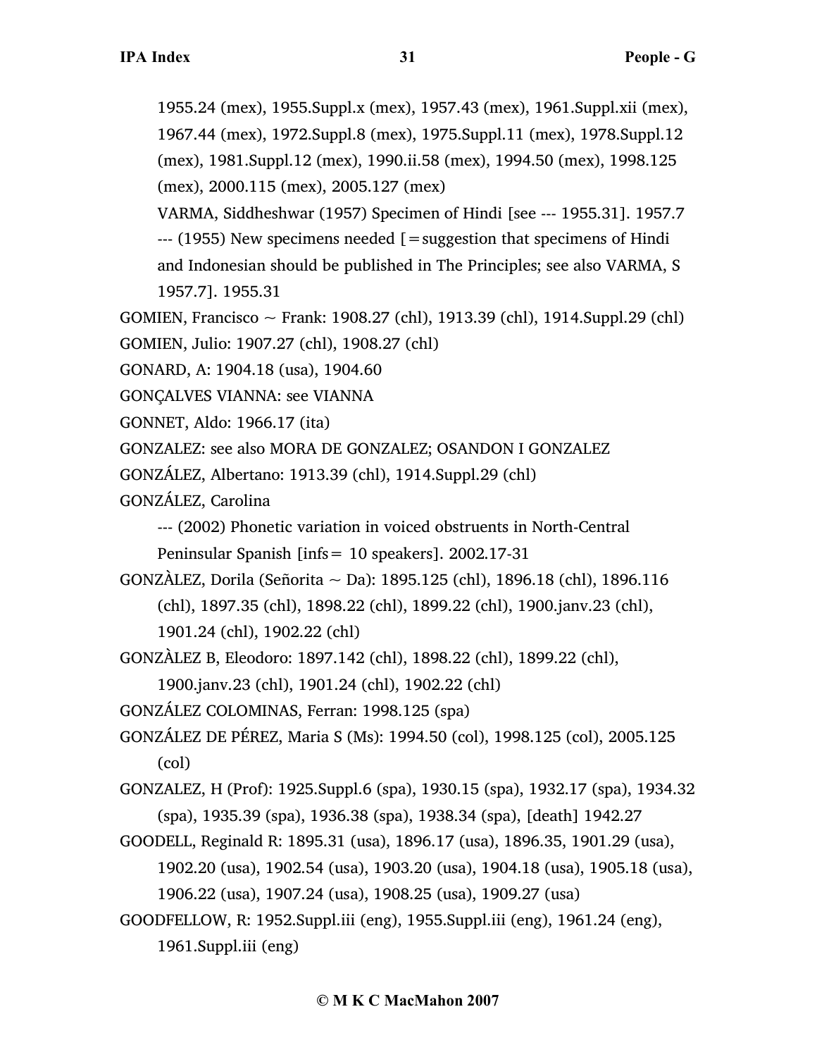1955.24 (mex), 1955.Suppl.x (mex), 1957.43 (mex), 1961.Suppl.xii (mex), 1967.44 (mex), 1972.Suppl.8 (mex), 1975.Suppl.11 (mex), 1978.Suppl.12 (mex), 1981.Suppl.12 (mex), 1990.ii.58 (mex), 1994.50 (mex), 1998.125 (mex), 2000.115 (mex), 2005.127 (mex)

VARMA, Siddheshwar (1957) Specimen of Hindi [see --- 1955.31]. 1957.7

--- (1955) New specimens needed [=suggestion that specimens of Hindi and Indonesian should be published in The Principles; see also VARMA, S 1957.7]. 1955.31

GOMIEN, Francisco ~ Frank: 1908.27 (chl), 1913.39 (chl), 1914.Suppl.29 (chl)

GOMIEN, Julio: 1907.27 (chl), 1908.27 (chl)

GONARD, A: 1904.18 (usa), 1904.60

GONÇALVES VIANNA: see VIANNA

GONNET, Aldo: 1966.17 (ita)

GONZALEZ: see also MORA DE GONZALEZ; OSANDON I GONZALEZ

GONZÁLEZ, Albertano: 1913.39 (chl), 1914.Suppl.29 (chl)

GONZÁLEZ, Carolina

--- (2002) Phonetic variation in voiced obstruents in North-Central Peninsular Spanish [infs= 10 speakers]. 2002.17-31

GONZÀLEZ, Dorila (Señorita ~ Da): 1895.125 (chl), 1896.18 (chl), 1896.116 (chl), 1897.35 (chl), 1898.22 (chl), 1899.22 (chl), 1900.janv.23 (chl), 1901.24 (chl), 1902.22 (chl)

GONZÀLEZ B, Eleodoro: 1897.142 (chl), 1898.22 (chl), 1899.22 (chl), 1900.janv.23 (chl), 1901.24 (chl), 1902.22 (chl)

GONZÁLEZ COLOMINAS, Ferran: 1998.125 (spa)

GONZÁLEZ DE PÉREZ, Maria S (Ms): 1994.50 (col), 1998.125 (col), 2005.125 (col)

GONZALEZ, H (Prof): 1925.Suppl.6 (spa), 1930.15 (spa), 1932.17 (spa), 1934.32 (spa), 1935.39 (spa), 1936.38 (spa), 1938.34 (spa), [death] 1942.27

GOODELL, Reginald R: 1895.31 (usa), 1896.17 (usa), 1896.35, 1901.29 (usa), 1902.20 (usa), 1902.54 (usa), 1903.20 (usa), 1904.18 (usa), 1905.18 (usa), 1906.22 (usa), 1907.24 (usa), 1908.25 (usa), 1909.27 (usa)

GOODFELLOW, R: 1952.Suppl.iii (eng), 1955.Suppl.iii (eng), 1961.24 (eng), 1961.Suppl.iii (eng)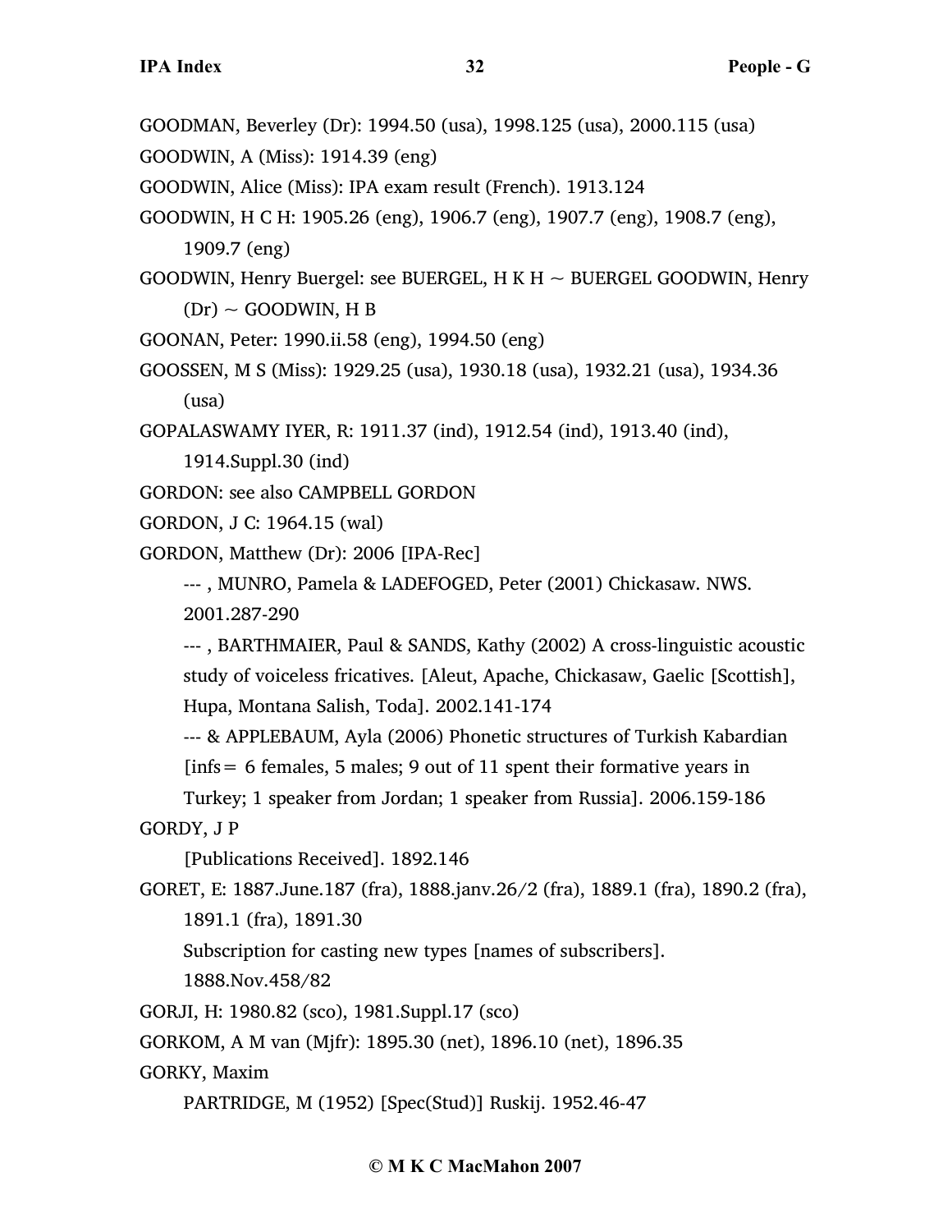GOODMAN, Beverley (Dr): 1994.50 (usa), 1998.125 (usa), 2000.115 (usa)

GOODWIN, A (Miss): 1914.39 (eng)

GOODWIN, Alice (Miss): IPA exam result (French). 1913.124

GOODWIN, H C H: 1905.26 (eng), 1906.7 (eng), 1907.7 (eng), 1908.7 (eng), 1909.7 (eng)

GOODWIN, Henry Buergel: see BUERGEL, H K H ~ BUERGEL GOODWIN, Henry (Dr) ~ GOODWIN, H B

GOONAN, Peter: 1990.ii.58 (eng), 1994.50 (eng)

GOOSSEN, M S (Miss): 1929.25 (usa), 1930.18 (usa), 1932.21 (usa), 1934.36 (usa)

GOPALASWAMY IYER, R: 1911.37 (ind), 1912.54 (ind), 1913.40 (ind), 1914.Suppl.30 (ind)

GORDON: see also CAMPBELL GORDON

GORDON, J C: 1964.15 (wal)

GORDON, Matthew (Dr): 2006 [IPA-Rec]

--- , MUNRO, Pamela & LADEFOGED, Peter (2001) Chickasaw. NWS. 2001.287-290

--- , BARTHMAIER, Paul & SANDS, Kathy (2002) A cross-linguistic acoustic study of voiceless fricatives. [Aleut, Apache, Chickasaw, Gaelic [Scottish], Hupa, Montana Salish, Toda]. 2002.141-174

--- & APPLEBAUM, Ayla (2006) Phonetic structures of Turkish Kabardian [infs= 6 females, 5 males; 9 out of 11 spent their formative years in Turkey; 1 speaker from Jordan; 1 speaker from Russia]. 2006.159-186

GORDY, J P

[Publications Received]. 1892.146

GORET, E: 1887.June.187 (fra), 1888.janv.26/2 (fra), 1889.1 (fra), 1890.2 (fra), 1891.1 (fra), 1891.30

Subscription for casting new types [names of subscribers]. 1888.Nov.458/82

GORJI, H: 1980.82 (sco), 1981.Suppl.17 (sco)

GORKOM, A M van (Mjfr): 1895.30 (net), 1896.10 (net), 1896.35

GORKY, Maxim

PARTRIDGE, M (1952) [Spec(Stud)] Ruskij. 1952.46-47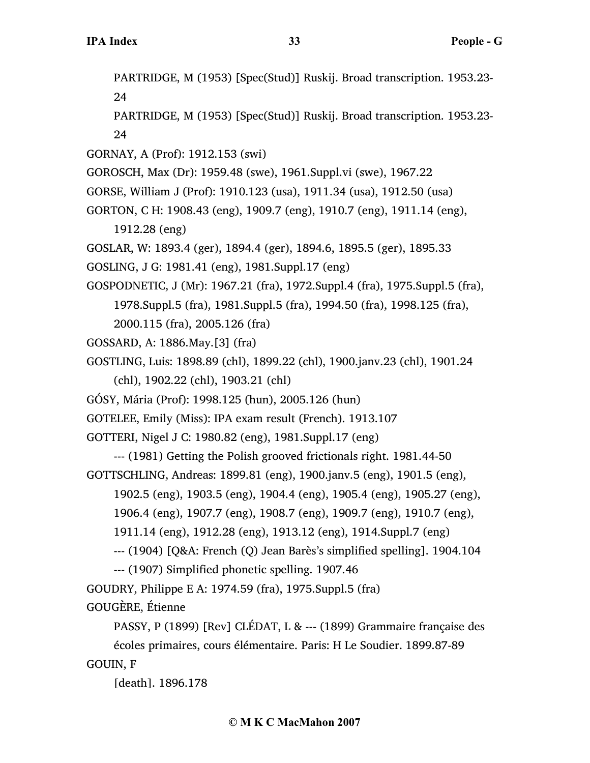PARTRIDGE, M (1953) [Spec(Stud)] Ruskij. Broad transcription. 1953.23-24

PARTRIDGE, M (1953) [Spec(Stud)] Ruskij. Broad transcription. 1953.23-24

GORNAY, A (Prof): 1912.153 (swi)

GOROSCH, Max (Dr): 1959.48 (swe), 1961.Suppl.vi (swe), 1967.22

GORSE, William J (Prof): 1910.123 (usa), 1911.34 (usa), 1912.50 (usa)

GORTON, C H: 1908.43 (eng), 1909.7 (eng), 1910.7 (eng), 1911.14 (eng), 1912.28 (eng)

GOSLAR, W: 1893.4 (ger), 1894.4 (ger), 1894.6, 1895.5 (ger), 1895.33

GOSLING, J G: 1981.41 (eng), 1981.Suppl.17 (eng)

GOSPODNETIC, J (Mr): 1967.21 (fra), 1972.Suppl.4 (fra), 1975.Suppl.5 (fra), 1978.Suppl.5 (fra), 1981.Suppl.5 (fra), 1994.50 (fra), 1998.125 (fra), 2000.115 (fra), 2005.126 (fra)

GOSSARD, A: 1886.May.[3] (fra)

GOSTLING, Luis: 1898.89 (chl), 1899.22 (chl), 1900.janv.23 (chl), 1901.24 (chl), 1902.22 (chl), 1903.21 (chl)

GÓSY, Mária (Prof): 1998.125 (hun), 2005.126 (hun)

GOTELEE, Emily (Miss): IPA exam result (French). 1913.107

GOTTERI, Nigel J C: 1980.82 (eng), 1981.Suppl.17 (eng)

--- (1981) Getting the Polish grooved frictionals right. 1981.44-50

GOTTSCHLING, Andreas: 1899.81 (eng), 1900.janv.5 (eng), 1901.5 (eng), 1902.5 (eng), 1903.5 (eng), 1904.4 (eng), 1905.4 (eng), 1905.27 (eng), 1906.4 (eng), 1907.7 (eng), 1908.7 (eng), 1909.7 (eng), 1910.7 (eng), 1911.14 (eng), 1912.28 (eng), 1913.12 (eng), 1914.Suppl.7 (eng)

--- (1904) [Q&A: French (Q) Jean Barès's simplified spelling]. 1904.104

--- (1907) Simplified phonetic spelling. 1907.46

GOUDRY, Philippe E A: 1974.59 (fra), 1975.Suppl.5 (fra)

GOUGÈRE, Étienne

PASSY, P (1899) [Rev] CLÉDAT, L & --- (1899) Grammaire française des écoles primaires, cours élémentaire. Paris: H Le Soudier. 1899.87-89

GOUIN, F

[death]. 1896.178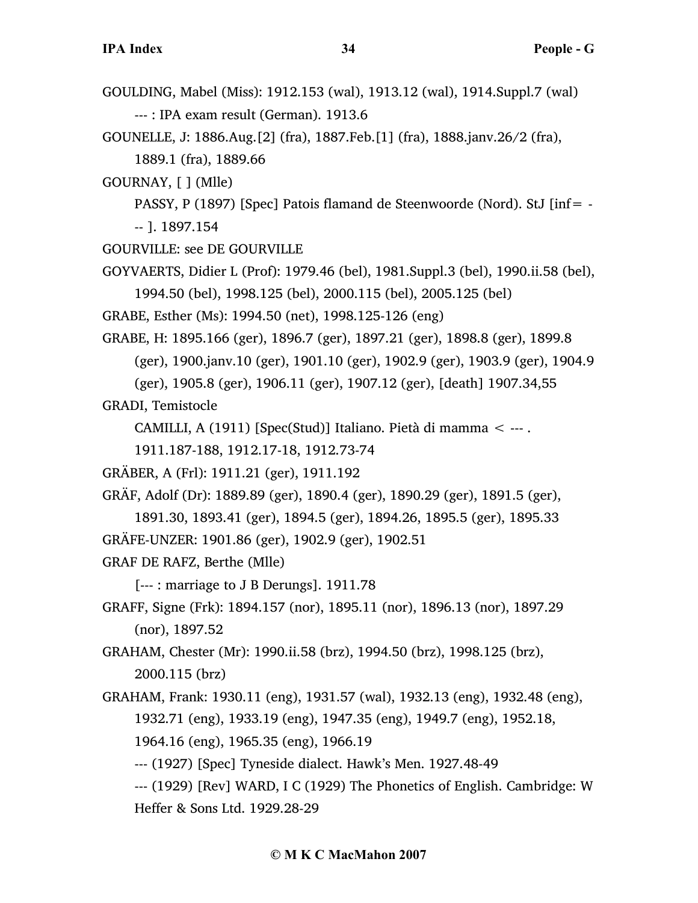GOULDING, Mabel (Miss): 1912.153 (wal), 1913.12 (wal), 1914.Suppl.7 (wal)

--- : IPA exam result (German). 1913.6

GOUNELLE, J: 1886.Aug.[2] (fra), 1887.Feb.[1] (fra), 1888.janv.26/2 (fra), 1889.1 (fra), 1889.66

GOURNAY, [ ] (Mlle)

PASSY, P (1897) [Spec] Patois flamand de Steenwoorde (Nord). StJ [inf= --- ]. 1897.154

GOURVILLE: see DE GOURVILLE

GOYVAERTS, Didier L (Prof): 1979.46 (bel), 1981.Suppl.3 (bel), 1990.ii.58 (bel), 1994.50 (bel), 1998.125 (bel), 2000.115 (bel), 2005.125 (bel)

GRABE, Esther (Ms): 1994.50 (net), 1998.125-126 (eng)

GRABE, H: 1895.166 (ger), 1896.7 (ger), 1897.21 (ger), 1898.8 (ger), 1899.8 (ger), 1900.janv.10 (ger), 1901.10 (ger), 1902.9 (ger), 1903.9 (ger), 1904.9 (ger), 1905.8 (ger), 1906.11 (ger), 1907.12 (ger), [death] 1907.34,55

GRADI, Temistocle

CAMILLI, A (1911) [Spec(Stud)] Italiano. Pietà di mamma < --- . 1911.187-188, 1912.17-18, 1912.73-74

GRÄBER, A (Frl): 1911.21 (ger), 1911.192

GRÄF, Adolf (Dr): 1889.89 (ger), 1890.4 (ger), 1890.29 (ger), 1891.5 (ger), 1891.30, 1893.41 (ger), 1894.5 (ger), 1894.26, 1895.5 (ger), 1895.33

GRÄFE-UNZER: 1901.86 (ger), 1902.9 (ger), 1902.51

GRAF DE RAFZ, Berthe (Mlle)

[--- : marriage to J B Derungs]. 1911.78

GRAFF, Signe (Frk): 1894.157 (nor), 1895.11 (nor), 1896.13 (nor), 1897.29 (nor), 1897.52

GRAHAM, Chester (Mr): 1990.ii.58 (brz), 1994.50 (brz), 1998.125 (brz), 2000.115 (brz)

GRAHAM, Frank: 1930.11 (eng), 1931.57 (wal), 1932.13 (eng), 1932.48 (eng), 1932.71 (eng), 1933.19 (eng), 1947.35 (eng), 1949.7 (eng), 1952.18, 1964.16 (eng), 1965.35 (eng), 1966.19

--- (1927) [Spec] Tyneside dialect. Hawk's Men. 1927.48-49

--- (1929) [Rev] WARD, I C (1929) The Phonetics of English. Cambridge: W Heffer & Sons Ltd. 1929.28-29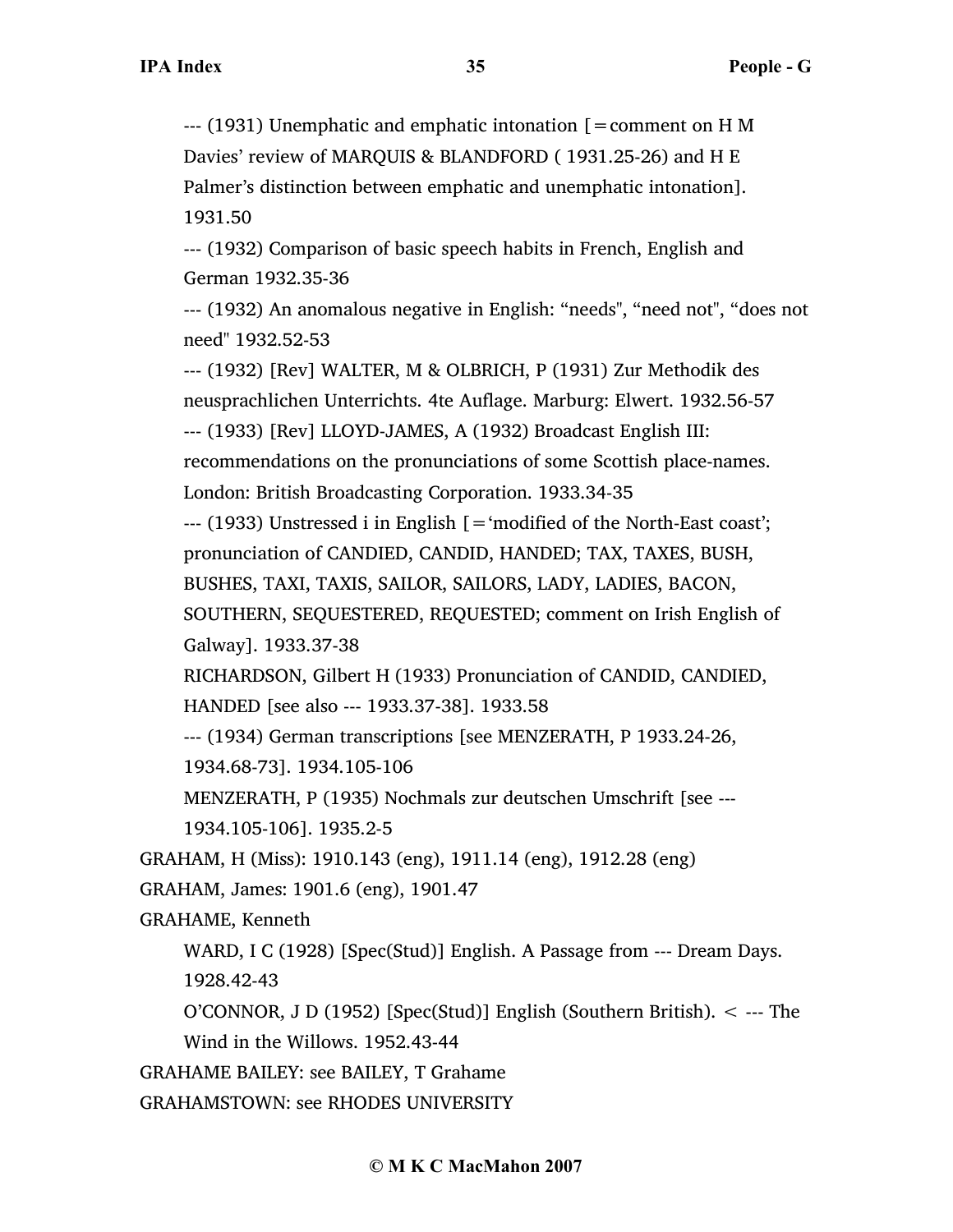--- (1931) Unemphatic and emphatic intonation [=comment on H M Davies' review of MARQUIS & BLANDFORD ( 1931.25-26) and H E Palmer's distinction between emphatic and unemphatic intonation]. 1931.50

--- (1932) Comparison of basic speech habits in French, English and German 1932.35-36

--- (1932) An anomalous negative in English: "needs", "need not", "does not need" 1932.52-53

--- (1932) [Rev] WALTER, M & OLBRICH, P (1931) Zur Methodik des neusprachlichen Unterrichts. 4te Auflage. Marburg: Elwert. 1932.56-57

--- (1933) [Rev] LLOYD-JAMES, A (1932) Broadcast English III: recommendations on the pronunciations of some Scottish place-names. London: British Broadcasting Corporation. 1933.34-35

--- (1933) Unstressed i in English [='modified of the North-East coast'; pronunciation of CANDIED, CANDID, HANDED; TAX, TAXES, BUSH, BUSHES, TAXI, TAXIS, SAILOR, SAILORS, LADY, LADIES, BACON, SOUTHERN, SEQUESTERED, REQUESTED; comment on Irish English of Galway]. 1933.37-38

RICHARDSON, Gilbert H (1933) Pronunciation of CANDID, CANDIED, HANDED [see also --- 1933.37-38]. 1933.58

--- (1934) German transcriptions [see MENZERATH, P 1933.24-26, 1934.68-73]. 1934.105-106

MENZERATH, P (1935) Nochmals zur deutschen Umschrift [see --- 1934.105-106]. 1935.2-5

GRAHAM, H (Miss): 1910.143 (eng), 1911.14 (eng), 1912.28 (eng)

GRAHAM, James: 1901.6 (eng), 1901.47

GRAHAME, Kenneth

WARD, I C (1928) [Spec(Stud)] English. A Passage from --- Dream Days. 1928.42-43

O'CONNOR, J D (1952) [Spec(Stud)] English (Southern British). < --- The Wind in the Willows. 1952.43-44

GRAHAME BAILEY: see BAILEY, T Grahame

GRAHAMSTOWN: see RHODES UNIVERSITY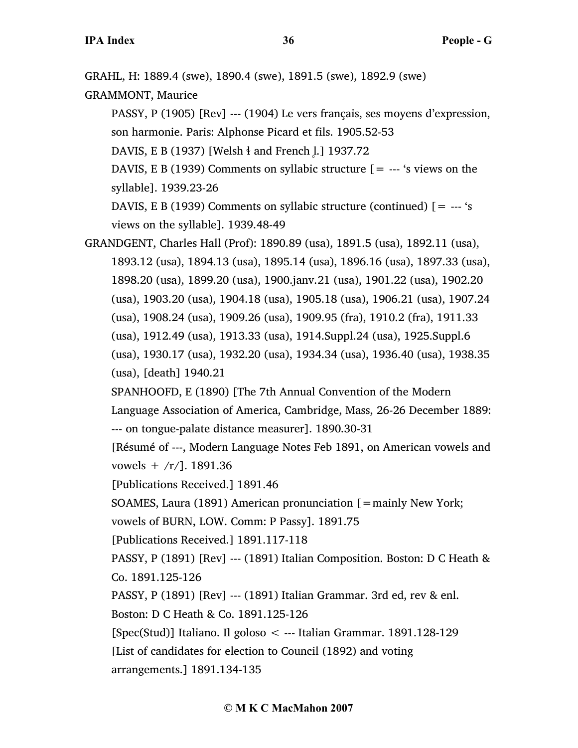GRAHL, H: 1889.4 (swe), 1890.4 (swe), 1891.5 (swe), 1892.9 (swe)

GRAMMONT, Maurice

PASSY, P (1905) [Rev] --- (1904) Le vers français, ses moyens d'expression, son harmonie. Paris: Alphonse Picard et fils. 1905.52-53

DAVIS, E B (1937) [Welsh ɬ and French l̥.] 1937.72

DAVIS, E B (1939) Comments on syllabic structure [= --- 's views on the syllable]. 1939.23-26

DAVIS, E B (1939) Comments on syllabic structure (continued) [= --- 's views on the syllable]. 1939.48-49

GRANDGENT, Charles Hall (Prof): 1890.89 (usa), 1891.5 (usa), 1892.11 (usa), 1893.12 (usa), 1894.13 (usa), 1895.14 (usa), 1896.16 (usa), 1897.33 (usa), 1898.20 (usa), 1899.20 (usa), 1900.janv.21 (usa), 1901.22 (usa), 1902.20 (usa), 1903.20 (usa), 1904.18 (usa), 1905.18 (usa), 1906.21 (usa), 1907.24 (usa), 1908.24 (usa), 1909.26 (usa), 1909.95 (fra), 1910.2 (fra), 1911.33 (usa), 1912.49 (usa), 1913.33 (usa), 1914.Suppl.24 (usa), 1925.Suppl.6 (usa), 1930.17 (usa), 1932.20 (usa), 1934.34 (usa), 1936.40 (usa), 1938.35 (usa), [death] 1940.21

SPANHOOFD, E (1890) [The 7th Annual Convention of the Modern Language Association of America, Cambridge, Mass, 26-26 December 1889: --- on tongue-palate distance measurer]. 1890.30-31

[Résumé of ---, Modern Language Notes Feb 1891, on American vowels and vowels + /r/]. 1891.36

[Publications Received.] 1891.46

SOAMES, Laura (1891) American pronunciation [=mainly New York; vowels of BURN, LOW. Comm: P Passy]. 1891.75

[Publications Received.] 1891.117-118

PASSY, P (1891) [Rev] --- (1891) Italian Composition. Boston: D C Heath & Co. 1891.125-126

PASSY, P (1891) [Rev] --- (1891) Italian Grammar. 3rd ed, rev & enl. Boston: D C Heath & Co. 1891.125-126

[Spec(Stud)] Italiano. Il goloso < --- Italian Grammar. 1891.128-129

[List of candidates for election to Council (1892) and voting arrangements.] 1891.134-135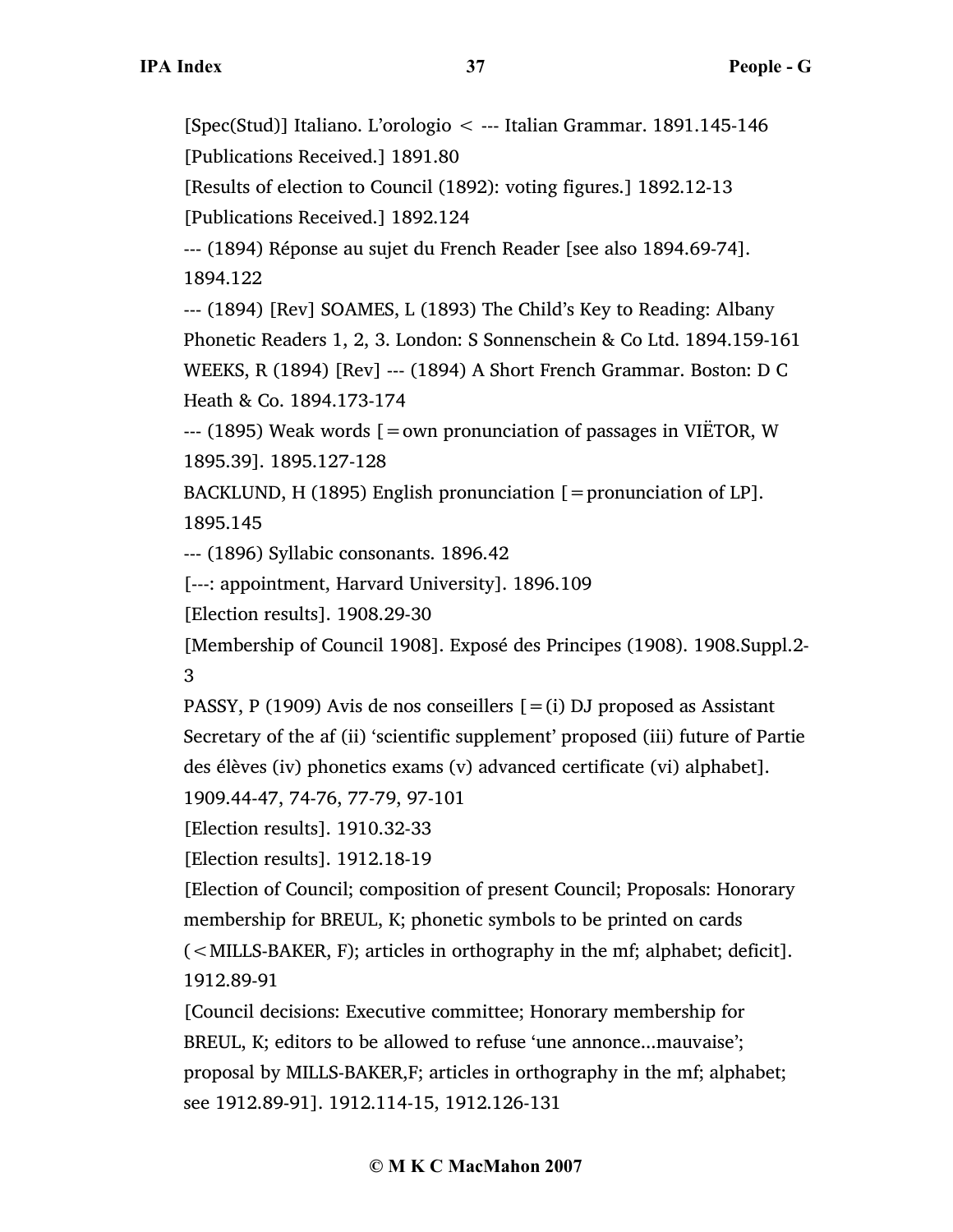[Spec(Stud)] Italiano. L'orologio < --- Italian Grammar. 1891.145-146

[Publications Received.] 1891.80

[Results of election to Council (1892): voting figures.] 1892.12-13

[Publications Received.] 1892.124

--- (1894) Réponse au sujet du French Reader [see also 1894.69-74]. 1894.122

--- (1894) [Rev] SOAMES, L (1893) The Child's Key to Reading: Albany Phonetic Readers 1, 2, 3. London: S Sonnenschein & Co Ltd. 1894.159-161

WEEKS, R (1894) [Rev] --- (1894) A Short French Grammar. Boston: D C Heath & Co. 1894.173-174

--- (1895) Weak words [=own pronunciation of passages in VIËTOR, W 1895.39]. 1895.127-128

BACKLUND, H (1895) English pronunciation [=pronunciation of LP]. 1895.145

--- (1896) Syllabic consonants. 1896.42

[---: appointment, Harvard University]. 1896.109

[Election results]. 1908.29-30

[Membership of Council 1908]. Exposé des Principes (1908). 1908.Suppl.2-3

PASSY, P (1909) Avis de nos conseillers [=(i) DJ proposed as Assistant Secretary of the af (ii) 'scientific supplement' proposed (iii) future of Partie des élèves (iv) phonetics exams (v) advanced certificate (vi) alphabet]. 1909.44-47, 74-76, 77-79, 97-101

[Election results]. 1910.32-33

[Election results]. 1912.18-19

[Election of Council; composition of present Council; Proposals: Honorary membership for BREUL, K; phonetic symbols to be printed on cards (<MILLS-BAKER, F); articles in orthography in the mf; alphabet; deficit]. 1912.89-91

[Council decisions: Executive committee; Honorary membership for BREUL, K; editors to be allowed to refuse 'une annonce...mauvaise'; proposal by MILLS-BAKER,F; articles in orthography in the mf; alphabet; see 1912.89-91]. 1912.114-15, 1912.126-131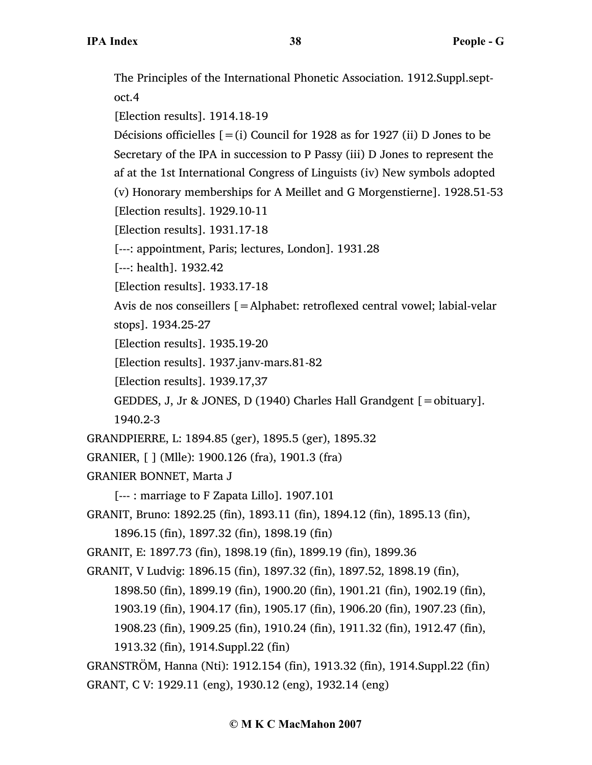The Principles of the International Phonetic Association. 1912.Suppl.sept-oct.4

[Election results]. 1914.18-19

Décisions officielles [=(i) Council for 1928 as for 1927 (ii) D Jones to be Secretary of the IPA in succession to P Passy (iii) D Jones to represent the af at the 1st International Congress of Linguists (iv) New symbols adopted (v) Honorary memberships for A Meillet and G Morgenstierne]. 1928.51-53

[Election results]. 1929.10-11

[Election results]. 1931.17-18

[---: appointment, Paris; lectures, London]. 1931.28

[---: health]. 1932.42

[Election results]. 1933.17-18

Avis de nos conseillers [=Alphabet: retroflexed central vowel; labial-velar stops]. 1934.25-27

[Election results]. 1935.19-20

[Election results]. 1937.janv-mars.81-82

[Election results]. 1939.17,37

GEDDES, J, Jr & JONES, D (1940) Charles Hall Grandgent [=obituary]. 1940.2-3

GRANDPIERRE, L: 1894.85 (ger), 1895.5 (ger), 1895.32

GRANIER, [ ] (Mlle): 1900.126 (fra), 1901.3 (fra)

GRANIER BONNET, Marta J

[--- : marriage to F Zapata Lillo]. 1907.101

GRANIT, Bruno: 1892.25 (fin), 1893.11 (fin), 1894.12 (fin), 1895.13 (fin), 1896.15 (fin), 1897.32 (fin), 1898.19 (fin)

GRANIT, E: 1897.73 (fin), 1898.19 (fin), 1899.19 (fin), 1899.36

GRANIT, V Ludvig: 1896.15 (fin), 1897.32 (fin), 1897.52, 1898.19 (fin), 1898.50 (fin), 1899.19 (fin), 1900.20 (fin), 1901.21 (fin), 1902.19 (fin), 1903.19 (fin), 1904.17 (fin), 1905.17 (fin), 1906.20 (fin), 1907.23 (fin), 1908.23 (fin), 1909.25 (fin), 1910.24 (fin), 1911.32 (fin), 1912.47 (fin), 1913.32 (fin), 1914.Suppl.22 (fin)

GRANSTRÖM, Hanna (Nti): 1912.154 (fin), 1913.32 (fin), 1914.Suppl.22 (fin)

GRANT, C V: 1929.11 (eng), 1930.12 (eng), 1932.14 (eng)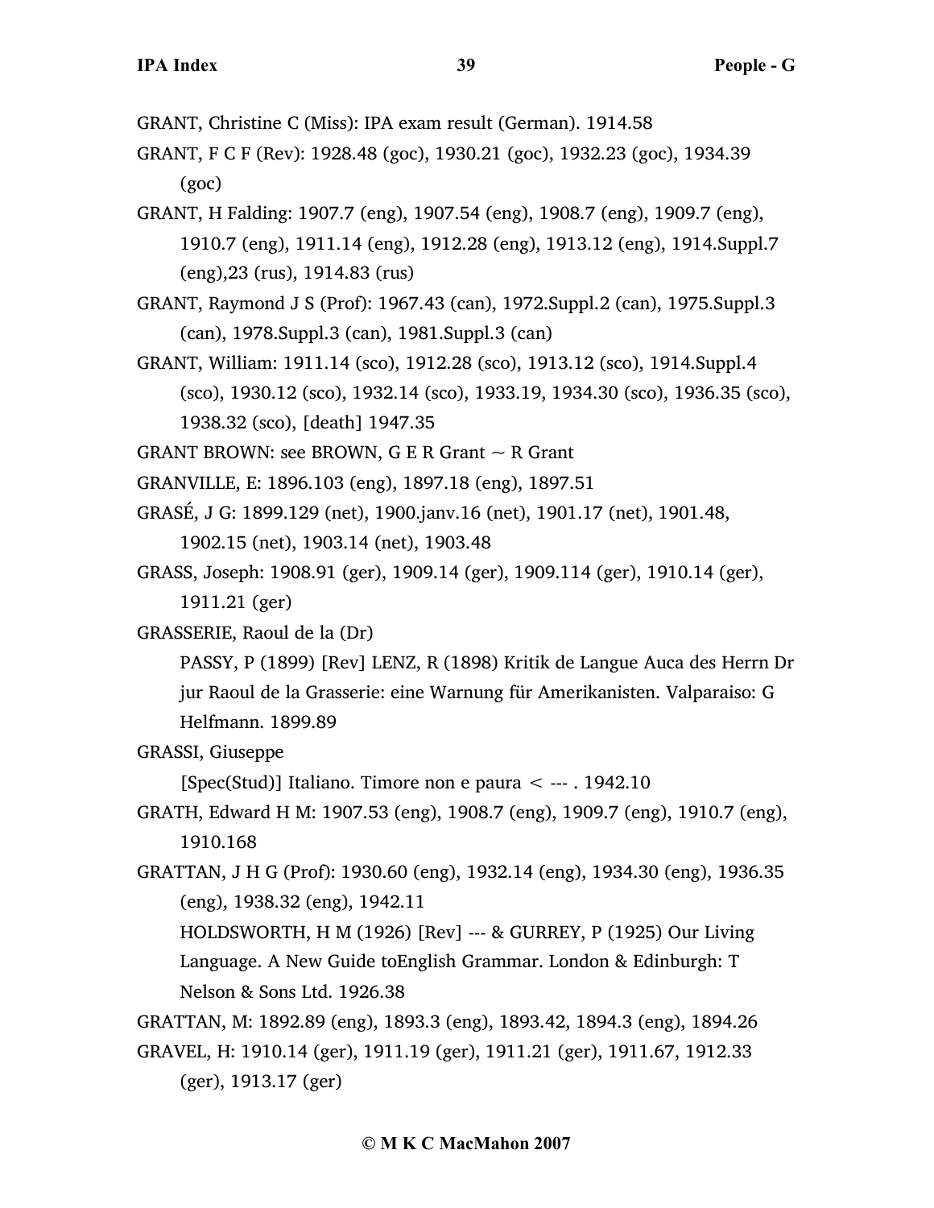GRANT, Christine C (Miss): IPA exam result (German). 1914.58

GRANT, F C F (Rev): 1928.48 (goc), 1930.21 (goc), 1932.23 (goc), 1934.39 (goc)

GRANT, H Falding: 1907.7 (eng), 1907.54 (eng), 1908.7 (eng), 1909.7 (eng), 1910.7 (eng), 1911.14 (eng), 1912.28 (eng), 1913.12 (eng), 1914.Suppl.7 (eng),23 (rus), 1914.83 (rus)

GRANT, Raymond J S (Prof): 1967.43 (can), 1972.Suppl.2 (can), 1975.Suppl.3 (can), 1978.Suppl.3 (can), 1981.Suppl.3 (can)

GRANT, William: 1911.14 (sco), 1912.28 (sco), 1913.12 (sco), 1914.Suppl.4 (sco), 1930.12 (sco), 1932.14 (sco), 1933.19, 1934.30 (sco), 1936.35 (sco), 1938.32 (sco), [death] 1947.35

GRANT BROWN: see BROWN, G E R Grant ~ R Grant

GRANVILLE, E: 1896.103 (eng), 1897.18 (eng), 1897.51

GRASÉ, J G: 1899.129 (net), 1900.janv.16 (net), 1901.17 (net), 1901.48, 1902.15 (net), 1903.14 (net), 1903.48

GRASS, Joseph: 1908.91 (ger), 1909.14 (ger), 1909.114 (ger), 1910.14 (ger), 1911.21 (ger)

GRASSERIE, Raoul de la (Dr)

PASSY, P (1899) [Rev] LENZ, R (1898) Kritik de Langue Auca des Herrn Dr jur Raoul de la Grasserie: eine Warnung für Amerikanisten. Valparaiso: G Helfmann. 1899.89

GRASSI, Giuseppe

[Spec(Stud)] Italiano. Timore non e paura < --- . 1942.10

GRATH, Edward H M: 1907.53 (eng), 1908.7 (eng), 1909.7 (eng), 1910.7 (eng), 1910.168

GRATTAN, J H G (Prof): 1930.60 (eng), 1932.14 (eng), 1934.30 (eng), 1936.35 (eng), 1938.32 (eng), 1942.11

HOLDSWORTH, H M (1926) [Rev] --- & GURREY, P (1925) Our Living Language. A New Guide toEnglish Grammar. London & Edinburgh: T Nelson & Sons Ltd. 1926.38

GRATTAN, M: 1892.89 (eng), 1893.3 (eng), 1893.42, 1894.3 (eng), 1894.26

GRAVEL, H: 1910.14 (ger), 1911.19 (ger), 1911.21 (ger), 1911.67, 1912.33 (ger), 1913.17 (ger)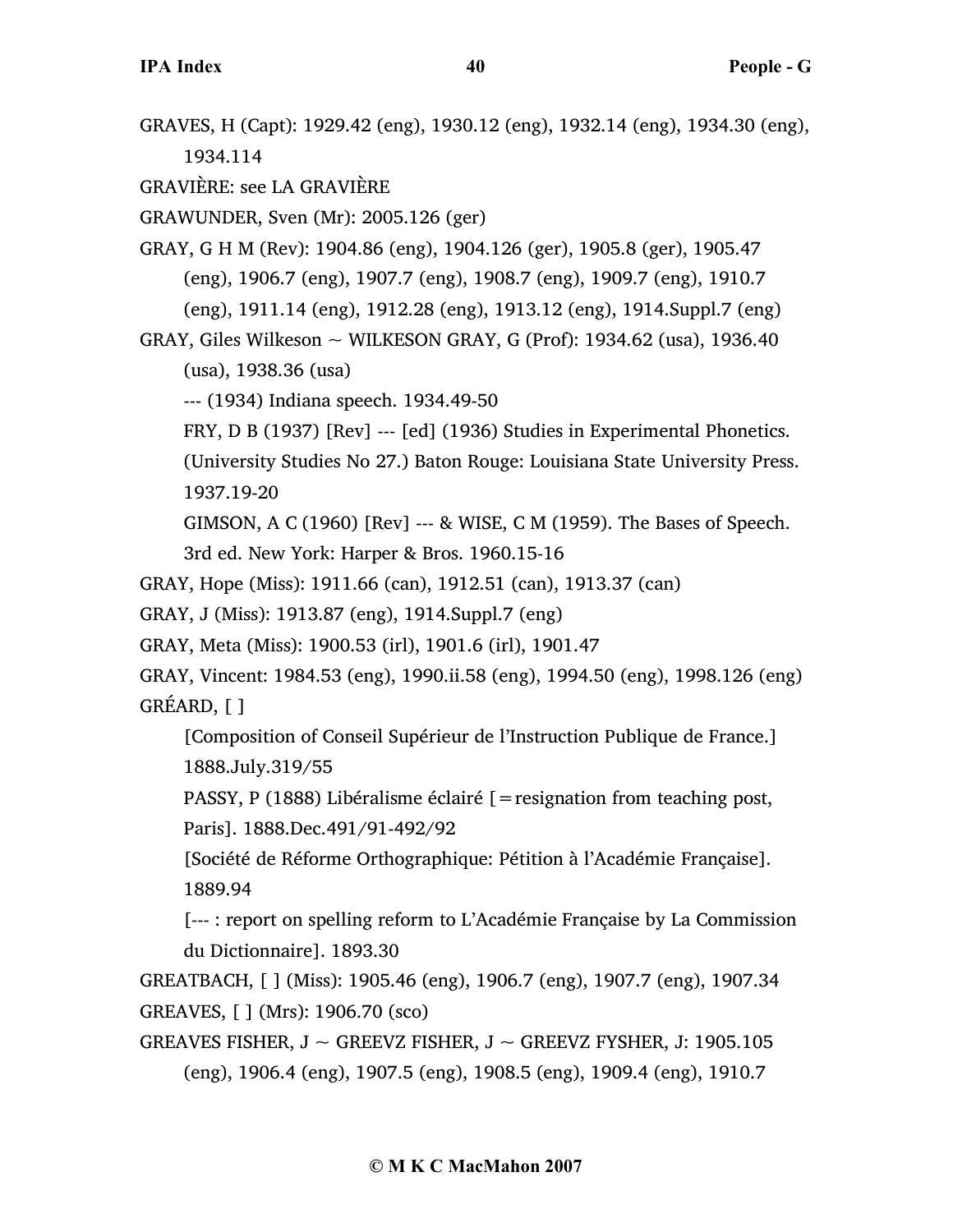GRAVES, H (Capt): 1929.42 (eng), 1930.12 (eng), 1932.14 (eng), 1934.30 (eng), 1934.114

GRAVIÈRE: see LA GRAVIÈRE

GRAWUNDER, Sven (Mr): 2005.126 (ger)

GRAY, G H M (Rev): 1904.86 (eng), 1904.126 (ger), 1905.8 (ger), 1905.47 (eng), 1906.7 (eng), 1907.7 (eng), 1908.7 (eng), 1909.7 (eng), 1910.7 (eng), 1911.14 (eng), 1912.28 (eng), 1913.12 (eng), 1914.Suppl.7 (eng)

GRAY, Giles Wilkeson ~ WILKESON GRAY, G (Prof): 1934.62 (usa), 1936.40 (usa), 1938.36 (usa)

--- (1934) Indiana speech. 1934.49-50

FRY, D B (1937) [Rev] --- [ed] (1936) Studies in Experimental Phonetics. (University Studies No 27.) Baton Rouge: Louisiana State University Press. 1937.19-20

GIMSON, A C (1960) [Rev] --- & WISE, C M (1959). The Bases of Speech. 3rd ed. New York: Harper & Bros. 1960.15-16

GRAY, Hope (Miss): 1911.66 (can), 1912.51 (can), 1913.37 (can)

GRAY, J (Miss): 1913.87 (eng), 1914.Suppl.7 (eng)

GRAY, Meta (Miss): 1900.53 (irl), 1901.6 (irl), 1901.47

GRAY, Vincent: 1984.53 (eng), 1990.ii.58 (eng), 1994.50 (eng), 1998.126 (eng)

GRÉARD, [ ]

[Composition of Conseil Supérieur de l'Instruction Publique de France.] 1888.July.319/55

PASSY, P (1888) Libéralisme éclairé [=resignation from teaching post, Paris]. 1888.Dec.491/91-492/92

[Société de Réforme Orthographique: Pétition à l'Académie Française]. 1889.94

[--- : report on spelling reform to L'Académie Française by La Commission du Dictionnaire]. 1893.30

GREATBACH, [ ] (Miss): 1905.46 (eng), 1906.7 (eng), 1907.7 (eng), 1907.34

GREAVES, [ ] (Mrs): 1906.70 (sco)

GREAVES FISHER, J ~ GREEVZ FISHER, J ~ GREEVZ FYSHER, J: 1905.105 (eng), 1906.4 (eng), 1907.5 (eng), 1908.5 (eng), 1909.4 (eng), 1910.7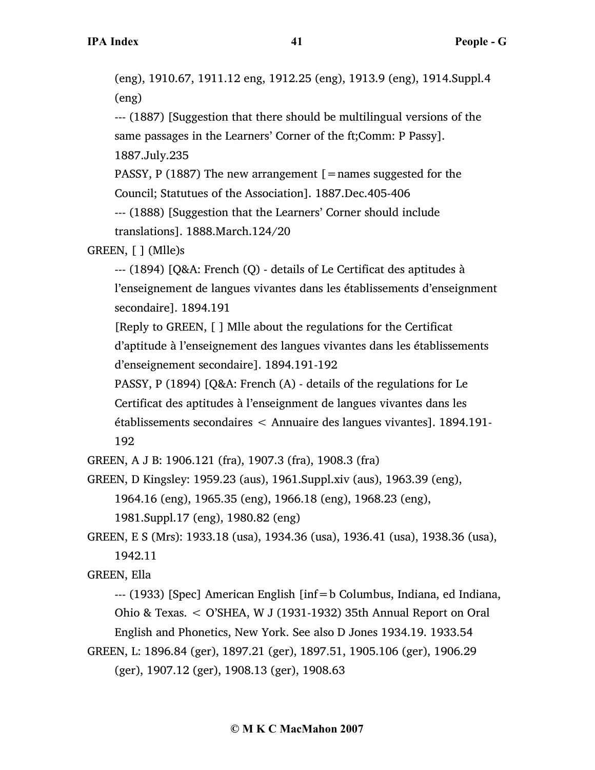(eng), 1910.67, 1911.12 eng, 1912.25 (eng), 1913.9 (eng), 1914.Suppl.4 (eng)

--- (1887) [Suggestion that there should be multilingual versions of the same passages in the Learners' Corner of the ft;Comm: P Passy]. 1887.July.235

PASSY, P (1887) The new arrangement [=names suggested for the Council; Statutues of the Association]. 1887.Dec.405-406

--- (1888) [Suggestion that the Learners' Corner should include translations]. 1888.March.124/20

GREEN, [ ] (Mlle)s

--- (1894) [Q&A: French (Q) - details of Le Certificat des aptitudes à l'enseignement de langues vivantes dans les établissements d'enseignment secondaire]. 1894.191

[Reply to GREEN, [ ] Mlle about the regulations for the Certificat d'aptitude à l'enseignement des langues vivantes dans les établissements d'enseignement secondaire]. 1894.191-192

PASSY, P (1894) [Q&A: French (A) - details of the regulations for Le Certificat des aptitudes à l'enseignment de langues vivantes dans les établissements secondaires < Annuaire des langues vivantes]. 1894.191-192

GREEN, A J B: 1906.121 (fra), 1907.3 (fra), 1908.3 (fra)

GREEN, D Kingsley: 1959.23 (aus), 1961.Suppl.xiv (aus), 1963.39 (eng), 1964.16 (eng), 1965.35 (eng), 1966.18 (eng), 1968.23 (eng), 1981.Suppl.17 (eng), 1980.82 (eng)

GREEN, E S (Mrs): 1933.18 (usa), 1934.36 (usa), 1936.41 (usa), 1938.36 (usa), 1942.11

GREEN, Ella

--- (1933) [Spec] American English [inf=b Columbus, Indiana, ed Indiana, Ohio & Texas. < O'SHEA, W J (1931-1932) 35th Annual Report on Oral English and Phonetics, New York. See also D Jones 1934.19. 1933.54

GREEN, L: 1896.84 (ger), 1897.21 (ger), 1897.51, 1905.106 (ger), 1906.29 (ger), 1907.12 (ger), 1908.13 (ger), 1908.63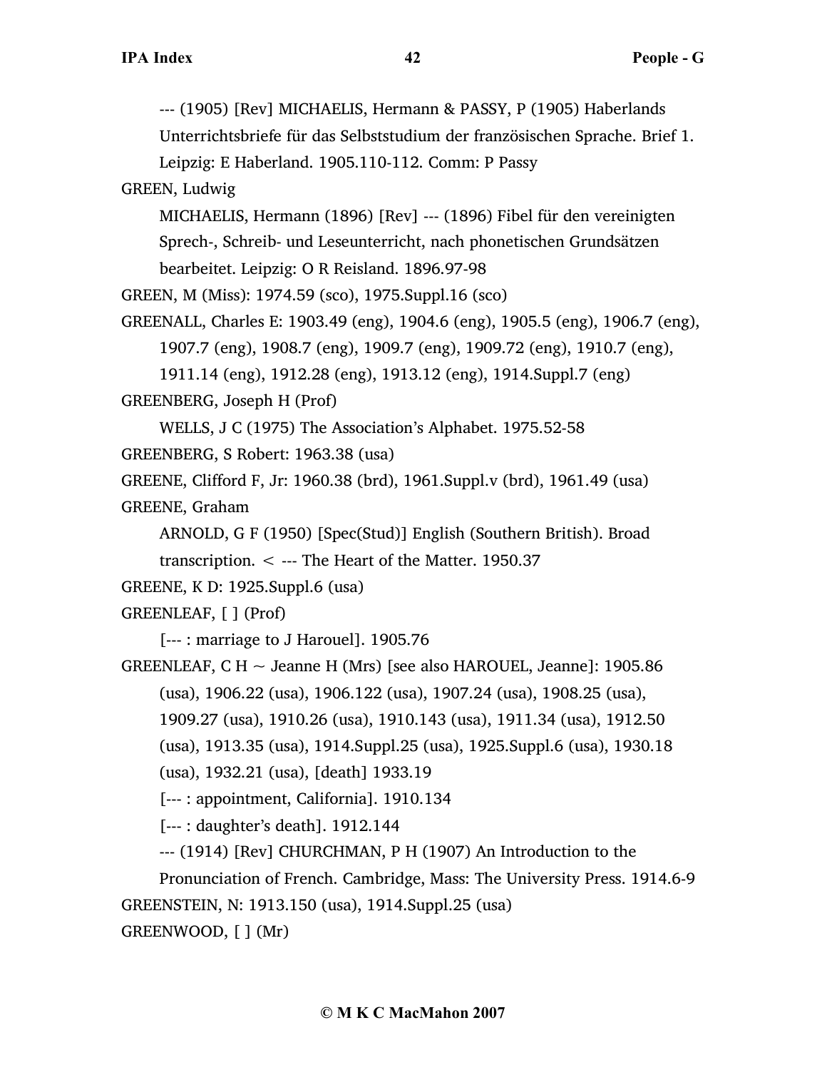--- (1905) [Rev] MICHAELIS, Hermann & PASSY, P (1905) Haberlands Unterrichtsbriefe für das Selbststudium der französischen Sprache. Brief 1. Leipzig: E Haberland. 1905.110-112. Comm: P Passy

GREEN, Ludwig

MICHAELIS, Hermann (1896) [Rev] --- (1896) Fibel für den vereinigten Sprech-, Schreib- und Leseunterricht, nach phonetischen Grundsätzen bearbeitet. Leipzig: O R Reisland. 1896.97-98

GREEN, M (Miss): 1974.59 (sco), 1975.Suppl.16 (sco)

GREENALL, Charles E: 1903.49 (eng), 1904.6 (eng), 1905.5 (eng), 1906.7 (eng), 1907.7 (eng), 1908.7 (eng), 1909.7 (eng), 1909.72 (eng), 1910.7 (eng), 1911.14 (eng), 1912.28 (eng), 1913.12 (eng), 1914.Suppl.7 (eng)

GREENBERG, Joseph H (Prof)

WELLS, J C (1975) The Association's Alphabet. 1975.52-58

GREENBERG, S Robert: 1963.38 (usa)

GREENE, Clifford F, Jr: 1960.38 (brd), 1961.Suppl.v (brd), 1961.49 (usa)

GREENE, Graham

ARNOLD, G F (1950) [Spec(Stud)] English (Southern British). Broad transcription. < --- The Heart of the Matter. 1950.37

GREENE, K D: 1925.Suppl.6 (usa)

GREENLEAF, [ ] (Prof)

[--- : marriage to J Harouel]. 1905.76

GREENLEAF, C H ~ Jeanne H (Mrs) [see also HAROUEL, Jeanne]: 1905.86 (usa), 1906.22 (usa), 1906.122 (usa), 1907.24 (usa), 1908.25 (usa), 1909.27 (usa), 1910.26 (usa), 1910.143 (usa), 1911.34 (usa), 1912.50 (usa), 1913.35 (usa), 1914.Suppl.25 (usa), 1925.Suppl.6 (usa), 1930.18 (usa), 1932.21 (usa), [death] 1933.19

[--- : appointment, California]. 1910.134

[--- : daughter's death]. 1912.144

--- (1914) [Rev] CHURCHMAN, P H (1907) An Introduction to the Pronunciation of French. Cambridge, Mass: The University Press. 1914.6-9

GREENSTEIN, N: 1913.150 (usa), 1914.Suppl.25 (usa)

GREENWOOD, [ ] (Mr)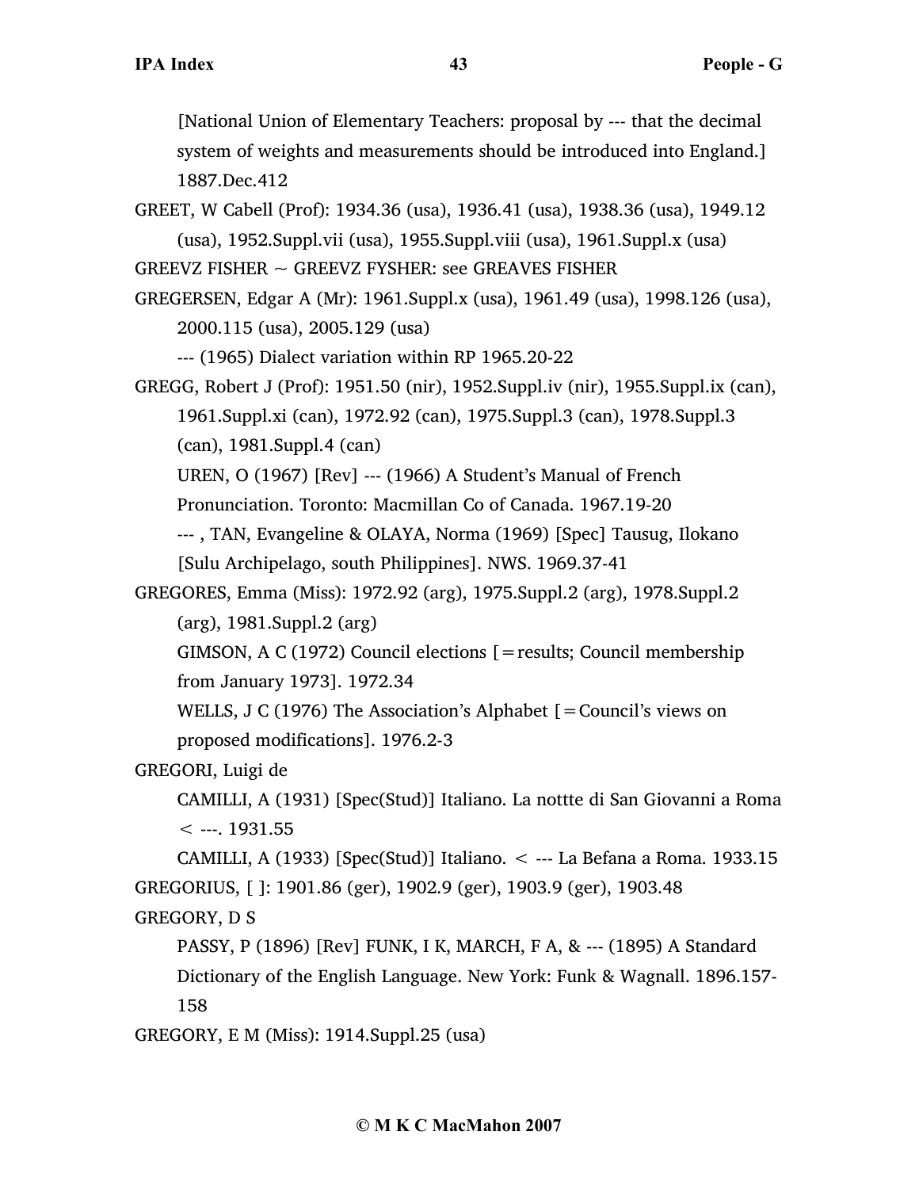[National Union of Elementary Teachers: proposal by --- that the decimal system of weights and measurements should be introduced into England.] 1887.Dec.412

GREET, W Cabell (Prof): 1934.36 (usa), 1936.41 (usa), 1938.36 (usa), 1949.12 (usa), 1952.Suppl.vii (usa), 1955.Suppl.viii (usa), 1961.Suppl.x (usa)

GREEVZ FISHER ~ GREEVZ FYSHER: see GREAVES FISHER

GREGERSEN, Edgar A (Mr): 1961.Suppl.x (usa), 1961.49 (usa), 1998.126 (usa), 2000.115 (usa), 2005.129 (usa)

--- (1965) Dialect variation within RP 1965.20-22

GREGG, Robert J (Prof): 1951.50 (nir), 1952.Suppl.iv (nir), 1955.Suppl.ix (can), 1961.Suppl.xi (can), 1972.92 (can), 1975.Suppl.3 (can), 1978.Suppl.3 (can), 1981.Suppl.4 (can)

UREN, O (1967) [Rev] --- (1966) A Student's Manual of French Pronunciation. Toronto: Macmillan Co of Canada. 1967.19-20

--- , TAN, Evangeline & OLAYA, Norma (1969) [Spec] Tausug, Ilokano [Sulu Archipelago, south Philippines]. NWS. 1969.37-41

GREGORES, Emma (Miss): 1972.92 (arg), 1975.Suppl.2 (arg), 1978.Suppl.2 (arg), 1981.Suppl.2 (arg)

GIMSON, A C (1972) Council elections [=results; Council membership from January 1973]. 1972.34

WELLS, J C (1976) The Association's Alphabet [=Council's views on proposed modifications]. 1976.2-3

GREGORI, Luigi de

CAMILLI, A (1931) [Spec(Stud)] Italiano. La nottte di San Giovanni a Roma < ---. 1931.55

CAMILLI, A (1933) [Spec(Stud)] Italiano. < --- La Befana a Roma. 1933.15

GREGORIUS, [ ]: 1901.86 (ger), 1902.9 (ger), 1903.9 (ger), 1903.48

GREGORY, D S

PASSY, P (1896) [Rev] FUNK, I K, MARCH, F A, & --- (1895) A Standard Dictionary of the English Language. New York: Funk & Wagnall. 1896.157-158

GREGORY, E M (Miss): 1914.Suppl.25 (usa)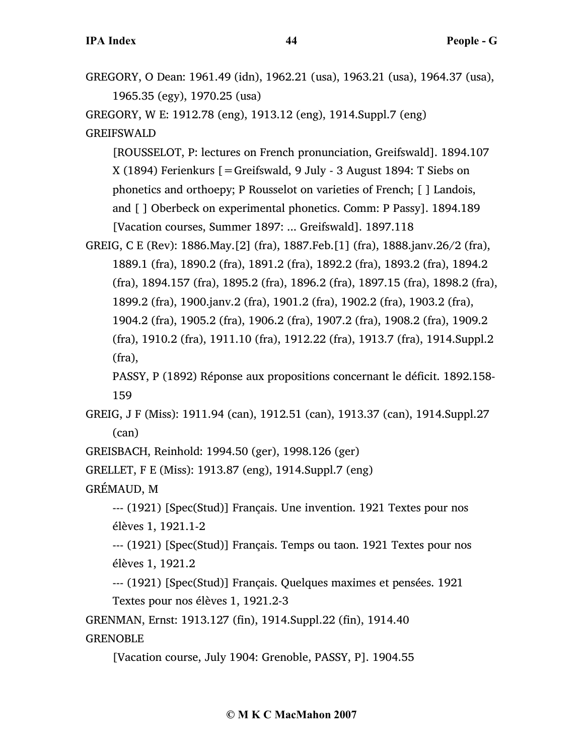GREGORY, O Dean: 1961.49 (idn), 1962.21 (usa), 1963.21 (usa), 1964.37 (usa), 1965.35 (egy), 1970.25 (usa)

GREGORY, W E: 1912.78 (eng), 1913.12 (eng), 1914.Suppl.7 (eng)

GREIFSWALD

> [ROUSSELOT, P: lectures on French pronunciation, Greifswald]. 1894.107
>
> X (1894) Ferienkurs [=Greifswald, 9 July - 3 August 1894: T Siebs on phonetics and orthoepy; P Rousselot on varieties of French; [ ] Landois, and [ ] Oberbeck on experimental phonetics. Comm: P Passy]. 1894.189
>
> [Vacation courses, Summer 1897: ... Greifswald]. 1897.118

GREIG, C E (Rev): 1886.May.[2] (fra), 1887.Feb.[1] (fra), 1888.janv.26/2 (fra), 1889.1 (fra), 1890.2 (fra), 1891.2 (fra), 1892.2 (fra), 1893.2 (fra), 1894.2 (fra), 1894.157 (fra), 1895.2 (fra), 1896.2 (fra), 1897.15 (fra), 1898.2 (fra), 1899.2 (fra), 1900.janv.2 (fra), 1901.2 (fra), 1902.2 (fra), 1903.2 (fra), 1904.2 (fra), 1905.2 (fra), 1906.2 (fra), 1907.2 (fra), 1908.2 (fra), 1909.2 (fra), 1910.2 (fra), 1911.10 (fra), 1912.22 (fra), 1913.7 (fra), 1914.Suppl.2 (fra),

> PASSY, P (1892) Réponse aux propositions concernant le déficit. 1892.158-159

GREIG, J F (Miss): 1911.94 (can), 1912.51 (can), 1913.37 (can), 1914.Suppl.27 (can)

GREISBACH, Reinhold: 1994.50 (ger), 1998.126 (ger)

GRELLET, F E (Miss): 1913.87 (eng), 1914.Suppl.7 (eng)

GRÉMAUD, M

> --- (1921) [Spec(Stud)] Français. Une invention. 1921 Textes pour nos élèves 1, 1921.1-2
>
> --- (1921) [Spec(Stud)] Français. Temps ou taon. 1921 Textes pour nos élèves 1, 1921.2
>
> --- (1921) [Spec(Stud)] Français. Quelques maximes et pensées. 1921 Textes pour nos élèves 1, 1921.2-3

GRENMAN, Ernst: 1913.127 (fin), 1914.Suppl.22 (fin), 1914.40

GRENOBLE

> [Vacation course, July 1904: Grenoble, PASSY, P]. 1904.55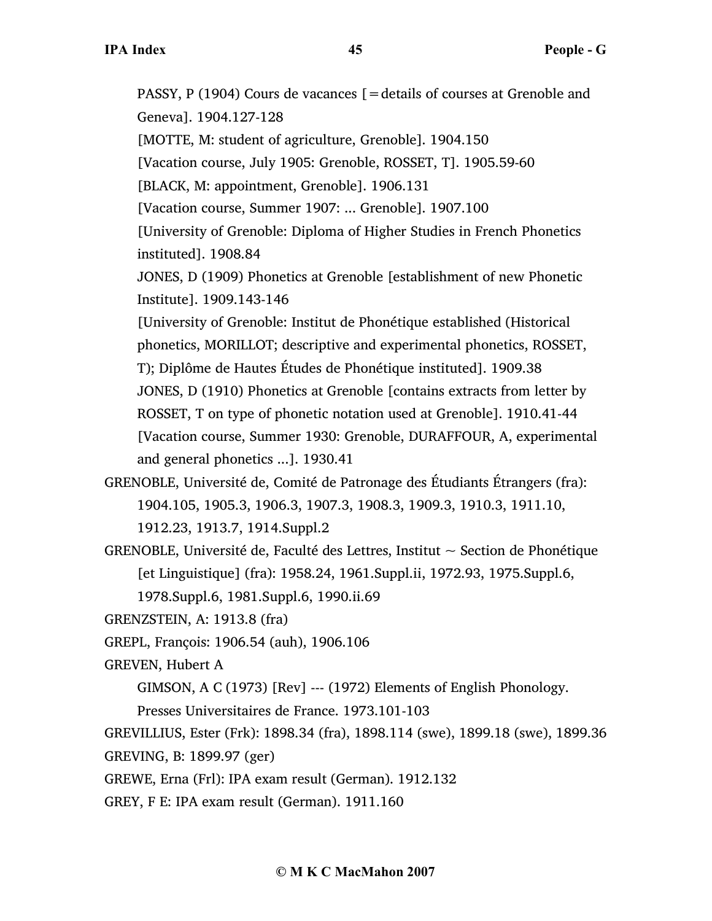PASSY, P (1904) Cours de vacances [=details of courses at Grenoble and Geneva]. 1904.127-128

[MOTTE, M: student of agriculture, Grenoble]. 1904.150

[Vacation course, July 1905: Grenoble, ROSSET, T]. 1905.59-60

[BLACK, M: appointment, Grenoble]. 1906.131

[Vacation course, Summer 1907: ... Grenoble]. 1907.100

[University of Grenoble: Diploma of Higher Studies in French Phonetics instituted]. 1908.84

JONES, D (1909) Phonetics at Grenoble [establishment of new Phonetic Institute]. 1909.143-146

[University of Grenoble: Institut de Phonétique established (Historical phonetics, MORILLOT; descriptive and experimental phonetics, ROSSET, T); Diplôme de Hautes Études de Phonétique instituted]. 1909.38

JONES, D (1910) Phonetics at Grenoble [contains extracts from letter by ROSSET, T on type of phonetic notation used at Grenoble]. 1910.41-44

[Vacation course, Summer 1930: Grenoble, DURAFFOUR, A, experimental and general phonetics ...]. 1930.41

GRENOBLE, Université de, Comité de Patronage des Étudiants Étrangers (fra): 1904.105, 1905.3, 1906.3, 1907.3, 1908.3, 1909.3, 1910.3, 1911.10, 1912.23, 1913.7, 1914.Suppl.2

GRENOBLE, Université de, Faculté des Lettres, Institut ~ Section de Phonétique [et Linguistique] (fra): 1958.24, 1961.Suppl.ii, 1972.93, 1975.Suppl.6, 1978.Suppl.6, 1981.Suppl.6, 1990.ii.69

GRENZSTEIN, A: 1913.8 (fra)

GREPL, François: 1906.54 (auh), 1906.106

GREVEN, Hubert A

GIMSON, A C (1973) [Rev] --- (1972) Elements of English Phonology. Presses Universitaires de France. 1973.101-103

GREVILLIUS, Ester (Frk): 1898.34 (fra), 1898.114 (swe), 1899.18 (swe), 1899.36

GREVING, B: 1899.97 (ger)

GREWE, Erna (Frl): IPA exam result (German). 1912.132

GREY, F E: IPA exam result (German). 1911.160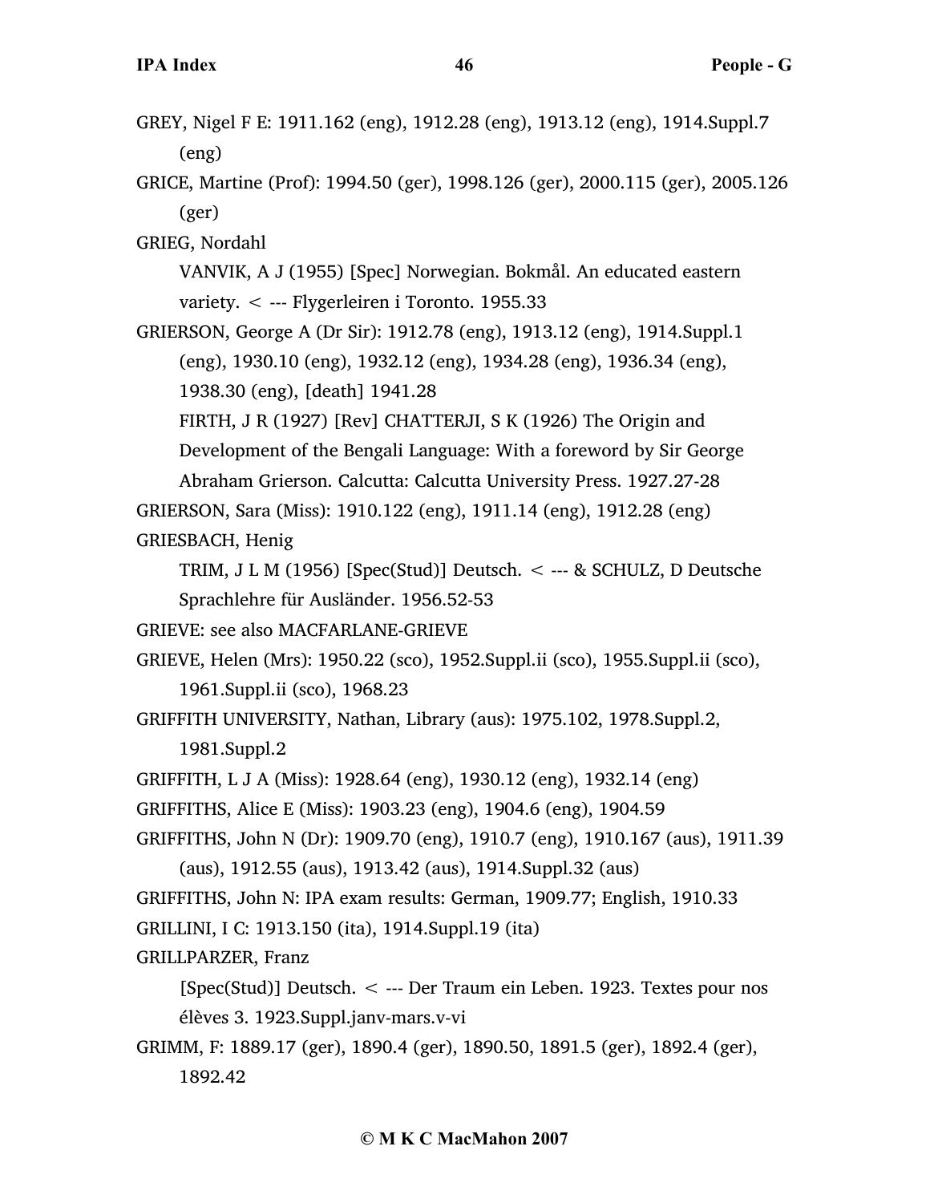GREY, Nigel F E: 1911.162 (eng), 1912.28 (eng), 1913.12 (eng), 1914.Suppl.7 (eng)

GRICE, Martine (Prof): 1994.50 (ger), 1998.126 (ger), 2000.115 (ger), 2005.126 (ger)

GRIEG, Nordahl

VANVIK, A J (1955) [Spec] Norwegian. Bokmål. An educated eastern variety. < --- Flygerleiren i Toronto. 1955.33

GRIERSON, George A (Dr Sir): 1912.78 (eng), 1913.12 (eng), 1914.Suppl.1 (eng), 1930.10 (eng), 1932.12 (eng), 1934.28 (eng), 1936.34 (eng), 1938.30 (eng), [death] 1941.28

FIRTH, J R (1927) [Rev] CHATTERJI, S K (1926) The Origin and Development of the Bengali Language: With a foreword by Sir George Abraham Grierson. Calcutta: Calcutta University Press. 1927.27-28

GRIERSON, Sara (Miss): 1910.122 (eng), 1911.14 (eng), 1912.28 (eng)

GRIESBACH, Henig

TRIM, J L M (1956) [Spec(Stud)] Deutsch. < --- & SCHULZ, D Deutsche Sprachlehre für Ausländer. 1956.52-53

GRIEVE: see also MACFARLANE-GRIEVE

GRIEVE, Helen (Mrs): 1950.22 (sco), 1952.Suppl.ii (sco), 1955.Suppl.ii (sco), 1961.Suppl.ii (sco), 1968.23

GRIFFITH UNIVERSITY, Nathan, Library (aus): 1975.102, 1978.Suppl.2, 1981.Suppl.2

GRIFFITH, L J A (Miss): 1928.64 (eng), 1930.12 (eng), 1932.14 (eng)

GRIFFITHS, Alice E (Miss): 1903.23 (eng), 1904.6 (eng), 1904.59

GRIFFITHS, John N (Dr): 1909.70 (eng), 1910.7 (eng), 1910.167 (aus), 1911.39 (aus), 1912.55 (aus), 1913.42 (aus), 1914.Suppl.32 (aus)

GRIFFITHS, John N: IPA exam results: German, 1909.77; English, 1910.33

GRILLINI, I C: 1913.150 (ita), 1914.Suppl.19 (ita)

GRILLPARZER, Franz

[Spec(Stud)] Deutsch. < --- Der Traum ein Leben. 1923. Textes pour nos élèves 3. 1923.Suppl.janv-mars.v-vi

GRIMM, F: 1889.17 (ger), 1890.4 (ger), 1890.50, 1891.5 (ger), 1892.4 (ger), 1892.42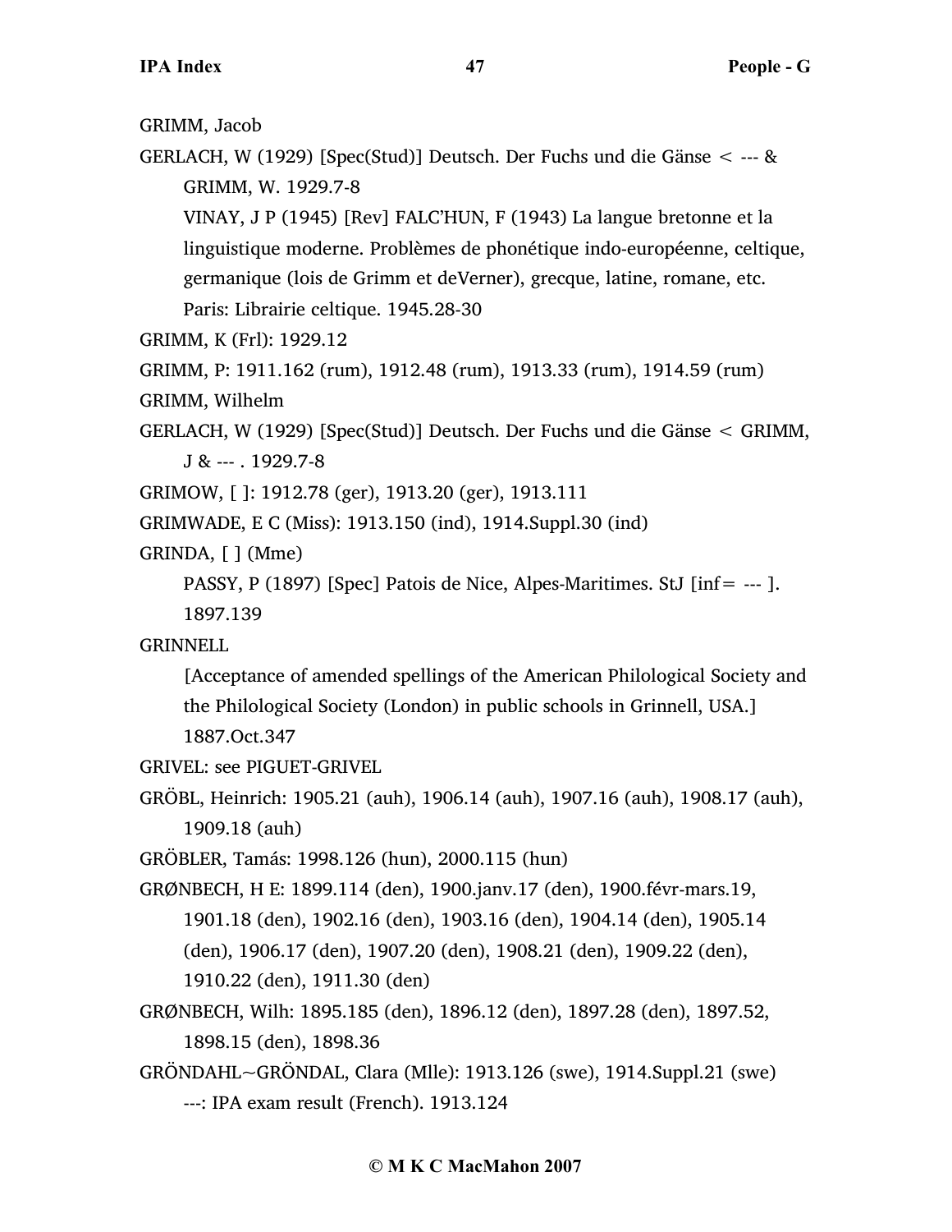GRIMM, Jacob

GERLACH, W (1929) [Spec(Stud)] Deutsch. Der Fuchs und die Gänse < --- & GRIMM, W. 1929.7-8

VINAY, J P (1945) [Rev] FALC'HUN, F (1943) La langue bretonne et la linguistique moderne. Problèmes de phonétique indo-européenne, celtique, germanique (lois de Grimm et deVerner), grecque, latine, romane, etc. Paris: Librairie celtique. 1945.28-30

GRIMM, K (Frl): 1929.12

GRIMM, P: 1911.162 (rum), 1912.48 (rum), 1913.33 (rum), 1914.59 (rum)

GRIMM, Wilhelm

GERLACH, W (1929) [Spec(Stud)] Deutsch. Der Fuchs und die Gänse < GRIMM, J & --- . 1929.7-8

GRIMOW, [ ]: 1912.78 (ger), 1913.20 (ger), 1913.111

GRIMWADE, E C (Miss): 1913.150 (ind), 1914.Suppl.30 (ind)

GRINDA, [ ] (Mme)

PASSY, P (1897) [Spec] Patois de Nice, Alpes-Maritimes. StJ [inf= --- ]. 1897.139

GRINNELL

[Acceptance of amended spellings of the American Philological Society and the Philological Society (London) in public schools in Grinnell, USA.] 1887.Oct.347

GRIVEL: see PIGUET-GRIVEL

GRÖBL, Heinrich: 1905.21 (auh), 1906.14 (auh), 1907.16 (auh), 1908.17 (auh), 1909.18 (auh)

GRÖBLER, Tamás: 1998.126 (hun), 2000.115 (hun)

GRØNBECH, H E: 1899.114 (den), 1900.janv.17 (den), 1900.févr-mars.19, 1901.18 (den), 1902.16 (den), 1903.16 (den), 1904.14 (den), 1905.14 (den), 1906.17 (den), 1907.20 (den), 1908.21 (den), 1909.22 (den), 1910.22 (den), 1911.30 (den)

GRØNBECH, Wilh: 1895.185 (den), 1896.12 (den), 1897.28 (den), 1897.52, 1898.15 (den), 1898.36

GRÖNDAHL~GRÖNDAL, Clara (Mlle): 1913.126 (swe), 1914.Suppl.21 (swe)

---: IPA exam result (French). 1913.124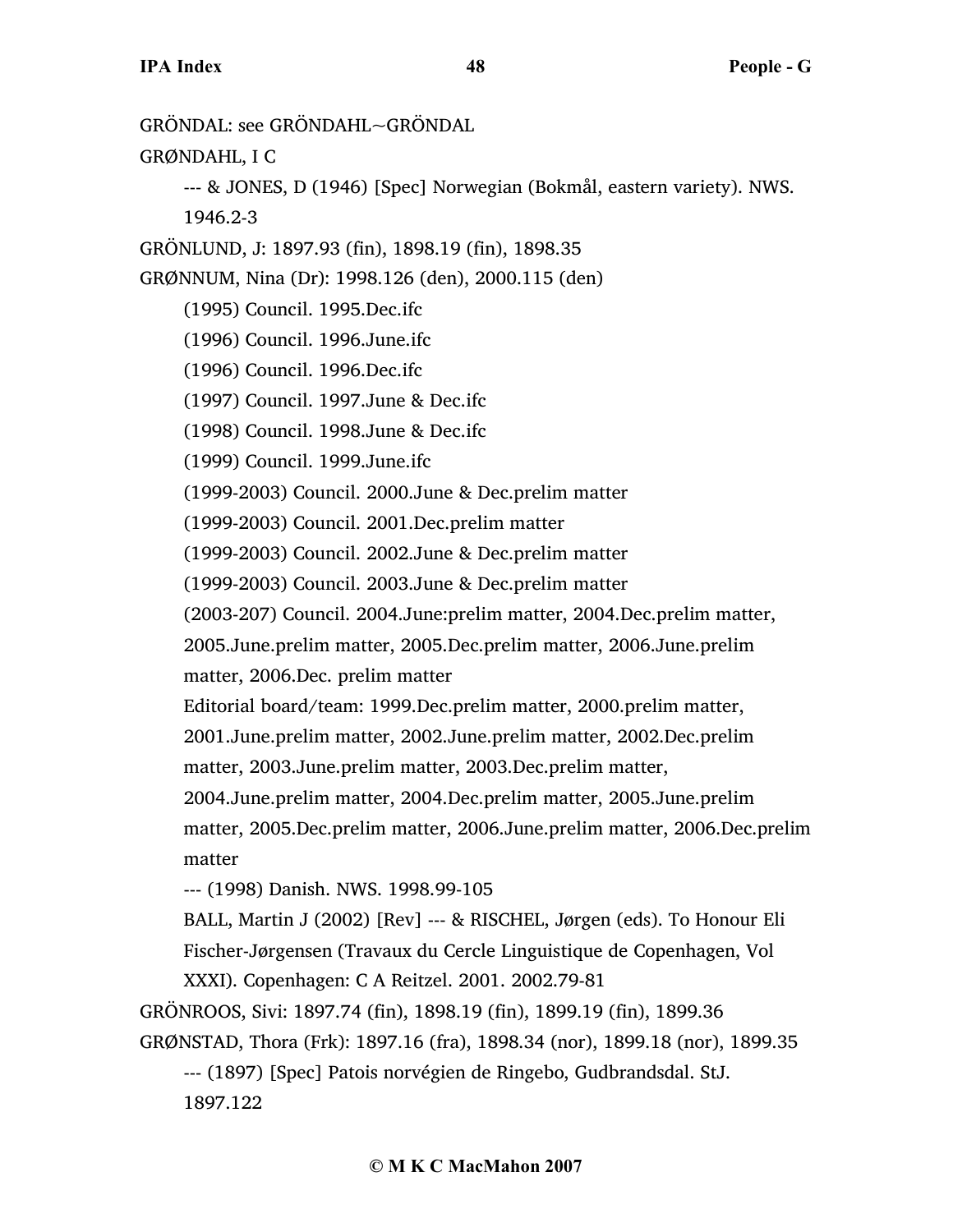GRÖNDAL: see GRÖNDAHL~GRÖNDAL

GRØNDAHL, I C

--- & JONES, D (1946) [Spec] Norwegian (Bokmål, eastern variety). NWS. 1946.2-3

GRÖNLUND, J: 1897.93 (fin), 1898.19 (fin), 1898.35

GRØNNUM, Nina (Dr): 1998.126 (den), 2000.115 (den)

(1995) Council. 1995.Dec.ifc

(1996) Council. 1996.June.ifc

(1996) Council. 1996.Dec.ifc

(1997) Council. 1997.June & Dec.ifc

(1998) Council. 1998.June & Dec.ifc

(1999) Council. 1999.June.ifc

(1999-2003) Council. 2000.June & Dec.prelim matter

(1999-2003) Council. 2001.Dec.prelim matter

(1999-2003) Council. 2002.June & Dec.prelim matter

(1999-2003) Council. 2003.June & Dec.prelim matter

(2003-207) Council. 2004.June:prelim matter, 2004.Dec.prelim matter, 2005.June.prelim matter, 2005.Dec.prelim matter, 2006.June.prelim matter, 2006.Dec. prelim matter

Editorial board/team: 1999.Dec.prelim matter, 2000.prelim matter, 2001.June.prelim matter, 2002.June.prelim matter, 2002.Dec.prelim matter, 2003.June.prelim matter, 2003.Dec.prelim matter, 2004.June.prelim matter, 2004.Dec.prelim matter, 2005.June.prelim matter, 2005.Dec.prelim matter, 2006.June.prelim matter, 2006.Dec.prelim matter

--- (1998) Danish. NWS. 1998.99-105

BALL, Martin J (2002) [Rev] --- & RISCHEL, Jørgen (eds). To Honour Eli Fischer-Jørgensen (Travaux du Cercle Linguistique de Copenhagen, Vol XXXI). Copenhagen: C A Reitzel. 2001. 2002.79-81

GRÖNROOS, Sivi: 1897.74 (fin), 1898.19 (fin), 1899.19 (fin), 1899.36

GRØNSTAD, Thora (Frk): 1897.16 (fra), 1898.34 (nor), 1899.18 (nor), 1899.35

--- (1897) [Spec] Patois norvégien de Ringebo, Gudbrandsdal. StJ. 1897.122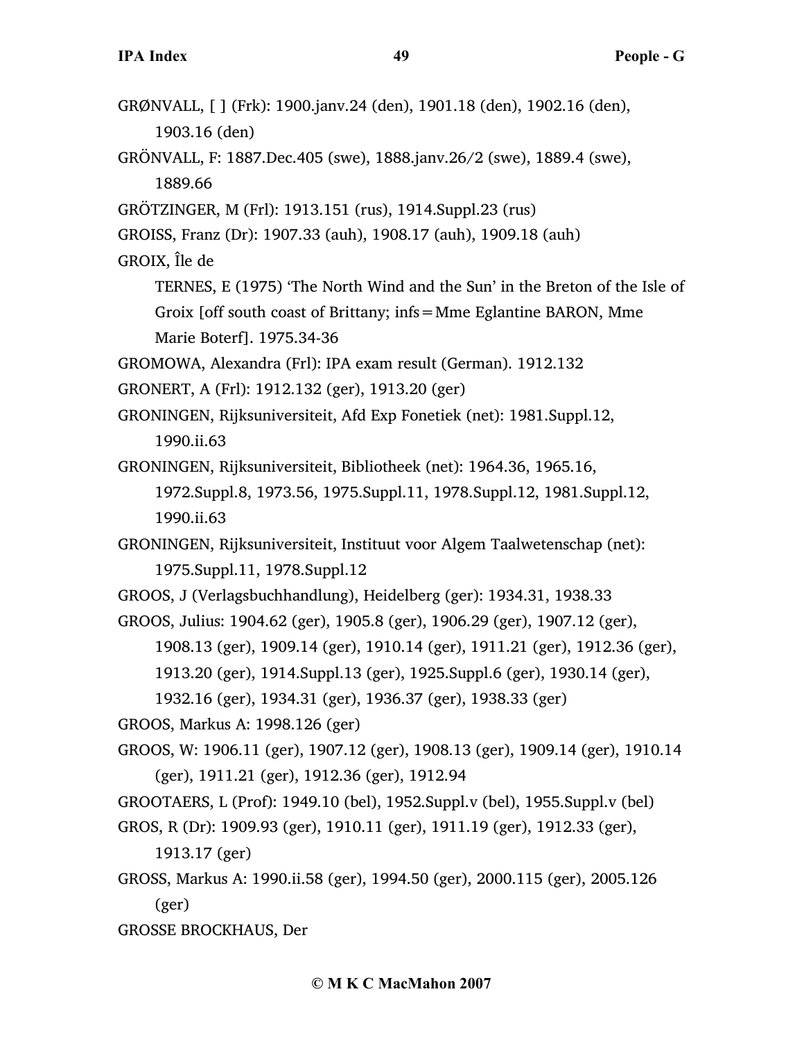GRØNVALL, [ ] (Frk): 1900.janv.24 (den), 1901.18 (den), 1902.16 (den), 1903.16 (den)

GRÖNVALL, F: 1887.Dec.405 (swe), 1888.janv.26/2 (swe), 1889.4 (swe), 1889.66

GRÖTZINGER, M (Frl): 1913.151 (rus), 1914.Suppl.23 (rus)

GROISS, Franz (Dr): 1907.33 (auh), 1908.17 (auh), 1909.18 (auh)

GROIX, Île de

TERNES, E (1975) 'The North Wind and the Sun' in the Breton of the Isle of Groix [off south coast of Brittany; infs = Mme Eglantine BARON, Mme Marie Boterf]. 1975.34-36

GROMOWA, Alexandra (Frl): IPA exam result (German). 1912.132

GRONERT, A (Frl): 1912.132 (ger), 1913.20 (ger)

GRONINGEN, Rijksuniversiteit, Afd Exp Fonetiek (net): 1981.Suppl.12, 1990.ii.63

GRONINGEN, Rijksuniversiteit, Bibliotheek (net): 1964.36, 1965.16, 1972.Suppl.8, 1973.56, 1975.Suppl.11, 1978.Suppl.12, 1981.Suppl.12, 1990.ii.63

GRONINGEN, Rijksuniversiteit, Instituut voor Algem Taalwetenschap (net): 1975.Suppl.11, 1978.Suppl.12

GROOS, J (Verlagsbuchhandlung), Heidelberg (ger): 1934.31, 1938.33

GROOS, Julius: 1904.62 (ger), 1905.8 (ger), 1906.29 (ger), 1907.12 (ger), 1908.13 (ger), 1909.14 (ger), 1910.14 (ger), 1911.21 (ger), 1912.36 (ger), 1913.20 (ger), 1914.Suppl.13 (ger), 1925.Suppl.6 (ger), 1930.14 (ger), 1932.16 (ger), 1934.31 (ger), 1936.37 (ger), 1938.33 (ger)

GROOS, Markus A: 1998.126 (ger)

GROOS, W: 1906.11 (ger), 1907.12 (ger), 1908.13 (ger), 1909.14 (ger), 1910.14 (ger), 1911.21 (ger), 1912.36 (ger), 1912.94

GROOTAERS, L (Prof): 1949.10 (bel), 1952.Suppl.v (bel), 1955.Suppl.v (bel)

GROS, R (Dr): 1909.93 (ger), 1910.11 (ger), 1911.19 (ger), 1912.33 (ger), 1913.17 (ger)

GROSS, Markus A: 1990.ii.58 (ger), 1994.50 (ger), 2000.115 (ger), 2005.126 (ger)

GROSSE BROCKHAUS, Der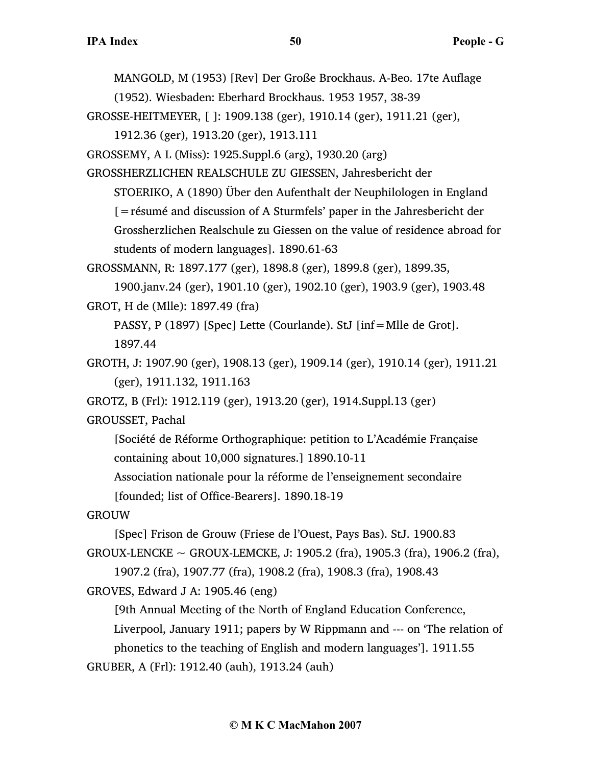MANGOLD, M (1953) [Rev] Der Große Brockhaus. A-Beo. 17te Auflage (1952). Wiesbaden: Eberhard Brockhaus. 1953 1957, 38-39

GROSSE-HEITMEYER, [ ]: 1909.138 (ger), 1910.14 (ger), 1911.21 (ger), 1912.36 (ger), 1913.20 (ger), 1913.111

GROSSEMY, A L (Miss): 1925.Suppl.6 (arg), 1930.20 (arg)

GROSSHERZLICHEN REALSCHULE ZU GIESSEN, Jahresbericht der

STOERIKO, A (1890) Über den Aufenthalt der Neuphilologen in England [=résumé and discussion of A Sturmfels' paper in the Jahresbericht der Grossherzlichen Realschule zu Giessen on the value of residence abroad for students of modern languages]. 1890.61-63

GROSSMANN, R: 1897.177 (ger), 1898.8 (ger), 1899.8 (ger), 1899.35, 1900.janv.24 (ger), 1901.10 (ger), 1902.10 (ger), 1903.9 (ger), 1903.48

GROT, H de (Mlle): 1897.49 (fra)

PASSY, P (1897) [Spec] Lette (Courlande). StJ [inf=Mlle de Grot]. 1897.44

GROTH, J: 1907.90 (ger), 1908.13 (ger), 1909.14 (ger), 1910.14 (ger), 1911.21 (ger), 1911.132, 1911.163

GROTZ, B (Frl): 1912.119 (ger), 1913.20 (ger), 1914.Suppl.13 (ger)

GROUSSET, Pachal

[Société de Réforme Orthographique: petition to L'Académie Française containing about 10,000 signatures.] 1890.10-11

Association nationale pour la réforme de l'enseignement secondaire [founded; list of Office-Bearers]. 1890.18-19

GROUW

[Spec] Frison de Grouw (Friese de l'Ouest, Pays Bas). StJ. 1900.83

GROUX-LENCKE ~ GROUX-LEMCKE, J: 1905.2 (fra), 1905.3 (fra), 1906.2 (fra), 1907.2 (fra), 1907.77 (fra), 1908.2 (fra), 1908.3 (fra), 1908.43

GROVES, Edward J A: 1905.46 (eng)

[9th Annual Meeting of the North of England Education Conference, Liverpool, January 1911; papers by W Rippmann and --- on 'The relation of phonetics to the teaching of English and modern languages']. 1911.55

GRUBER, A (Frl): 1912.40 (auh), 1913.24 (auh)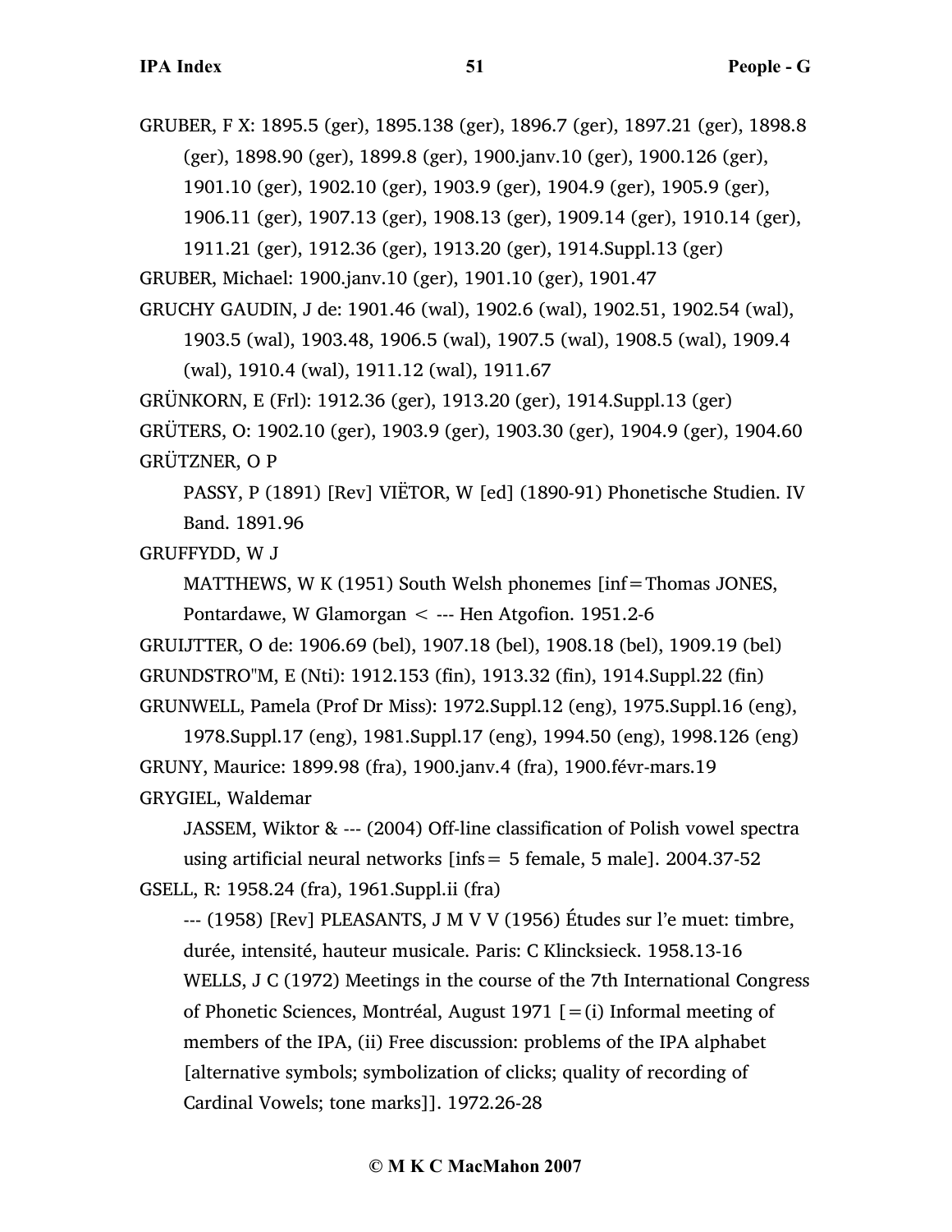GRUBER, F X: 1895.5 (ger), 1895.138 (ger), 1896.7 (ger), 1897.21 (ger), 1898.8 (ger), 1898.90 (ger), 1899.8 (ger), 1900.janv.10 (ger), 1900.126 (ger), 1901.10 (ger), 1902.10 (ger), 1903.9 (ger), 1904.9 (ger), 1905.9 (ger), 1906.11 (ger), 1907.13 (ger), 1908.13 (ger), 1909.14 (ger), 1910.14 (ger), 1911.21 (ger), 1912.36 (ger), 1913.20 (ger), 1914.Suppl.13 (ger)

GRUBER, Michael: 1900.janv.10 (ger), 1901.10 (ger), 1901.47

GRUCHY GAUDIN, J de: 1901.46 (wal), 1902.6 (wal), 1902.51, 1902.54 (wal), 1903.5 (wal), 1903.48, 1906.5 (wal), 1907.5 (wal), 1908.5 (wal), 1909.4 (wal), 1910.4 (wal), 1911.12 (wal), 1911.67

GRÜNKORN, E (Frl): 1912.36 (ger), 1913.20 (ger), 1914.Suppl.13 (ger)

GRÜTERS, O: 1902.10 (ger), 1903.9 (ger), 1903.30 (ger), 1904.9 (ger), 1904.60

GRÜTZNER, O P

PASSY, P (1891) [Rev] VIËTOR, W [ed] (1890-91) Phonetische Studien. IV Band. 1891.96

GRUFFYDD, W J

MATTHEWS, W K (1951) South Welsh phonemes [inf=Thomas JONES, Pontardawe, W Glamorgan < --- Hen Atgofion. 1951.2-6

GRUIJTTER, O de: 1906.69 (bel), 1907.18 (bel), 1908.18 (bel), 1909.19 (bel)

GRUNDSTRO"M, E (Nti): 1912.153 (fin), 1913.32 (fin), 1914.Suppl.22 (fin)

GRUNWELL, Pamela (Prof Dr Miss): 1972.Suppl.12 (eng), 1975.Suppl.16 (eng), 1978.Suppl.17 (eng), 1981.Suppl.17 (eng), 1994.50 (eng), 1998.126 (eng)

GRUNY, Maurice: 1899.98 (fra), 1900.janv.4 (fra), 1900.févr-mars.19

GRYGIEL, Waldemar

JASSEM, Wiktor & --- (2004) Off-line classification of Polish vowel spectra using artificial neural networks [infs= 5 female, 5 male]. 2004.37-52

GSELL, R: 1958.24 (fra), 1961.Suppl.ii (fra)

--- (1958) [Rev] PLEASANTS, J M V V (1956) Études sur l'e muet: timbre, durée, intensité, hauteur musicale. Paris: C Klincksieck. 1958.13-16

WELLS, J C (1972) Meetings in the course of the 7th International Congress of Phonetic Sciences, Montréal, August 1971 [=(i) Informal meeting of members of the IPA, (ii) Free discussion: problems of the IPA alphabet [alternative symbols; symbolization of clicks; quality of recording of Cardinal Vowels; tone marks]]. 1972.26-28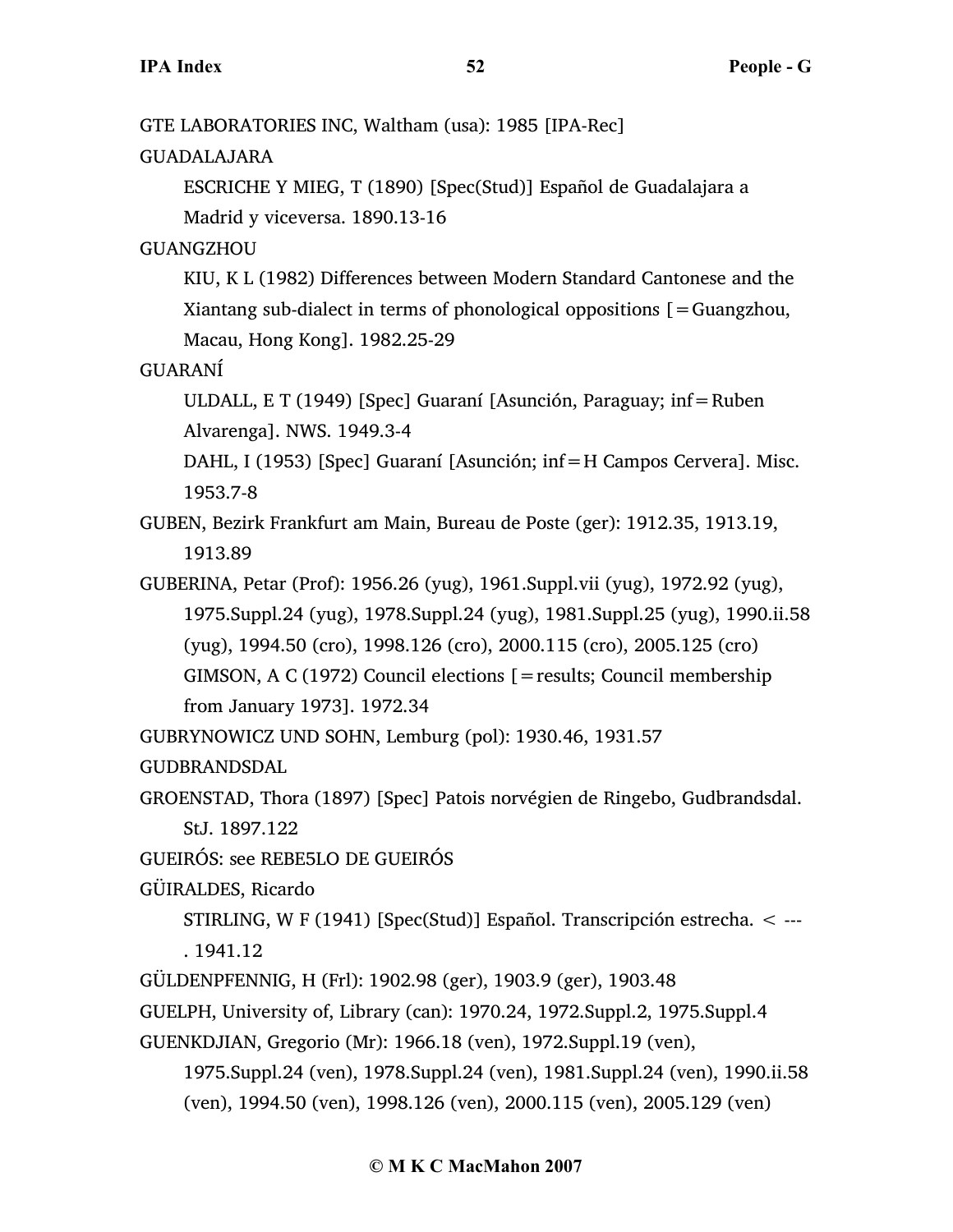GTE LABORATORIES INC, Waltham (usa): 1985 [IPA-Rec]

GUADALAJARA

ESCRICHE Y MIEG, T (1890) [Spec(Stud)] Español de Guadalajara a Madrid y viceversa. 1890.13-16

GUANGZHOU

KIU, K L (1982) Differences between Modern Standard Cantonese and the Xiantang sub-dialect in terms of phonological oppositions [=Guangzhou, Macau, Hong Kong]. 1982.25-29

GUARANÍ

ULDALL, E T (1949) [Spec] Guaraní [Asunción, Paraguay; inf=Ruben Alvarenga]. NWS. 1949.3-4

DAHL, I (1953) [Spec] Guaraní [Asunción; inf=H Campos Cervera]. Misc. 1953.7-8

GUBEN, Bezirk Frankfurt am Main, Bureau de Poste (ger): 1912.35, 1913.19, 1913.89

GUBERINA, Petar (Prof): 1956.26 (yug), 1961.Suppl.vii (yug), 1972.92 (yug), 1975.Suppl.24 (yug), 1978.Suppl.24 (yug), 1981.Suppl.25 (yug), 1990.ii.58 (yug), 1994.50 (cro), 1998.126 (cro), 2000.115 (cro), 2005.125 (cro)

GIMSON, A C (1972) Council elections [=results; Council membership from January 1973]. 1972.34

GUBRYNOWICZ UND SOHN, Lemburg (pol): 1930.46, 1931.57

GUDBRANDSDAL

GROENSTAD, Thora (1897) [Spec] Patois norvégien de Ringebo, Gudbrandsdal. StJ. 1897.122

GUEIRÓS: see REBE5LO DE GUEIRÓS

GÜIRALDES, Ricardo

STIRLING, W F (1941) [Spec(Stud)] Español. Transcripción estrecha. < --- . 1941.12

GÜLDENPFENNIG, H (Frl): 1902.98 (ger), 1903.9 (ger), 1903.48

GUELPH, University of, Library (can): 1970.24, 1972.Suppl.2, 1975.Suppl.4

GUENKDJIAN, Gregorio (Mr): 1966.18 (ven), 1972.Suppl.19 (ven), 1975.Suppl.24 (ven), 1978.Suppl.24 (ven), 1981.Suppl.24 (ven), 1990.ii.58 (ven), 1994.50 (ven), 1998.126 (ven), 2000.115 (ven), 2005.129 (ven)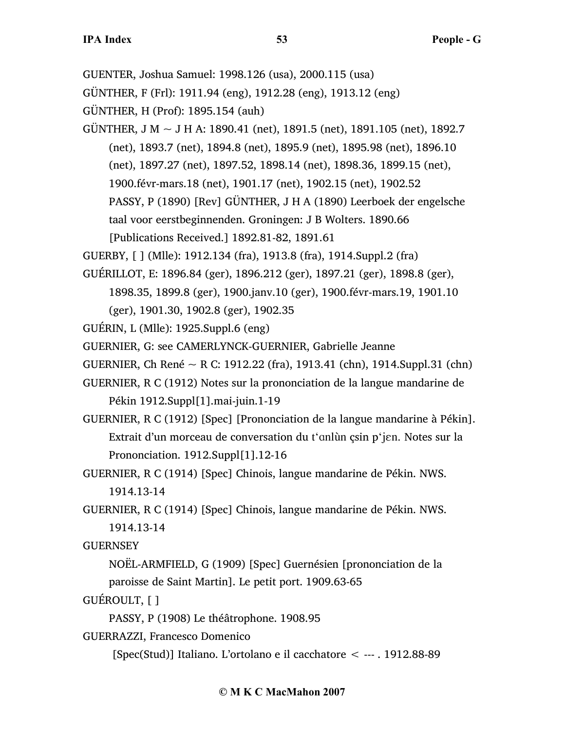GUENTER, Joshua Samuel: 1998.126 (usa), 2000.115 (usa)

GÜNTHER, F (Frl): 1911.94 (eng), 1912.28 (eng), 1913.12 (eng)

GÜNTHER, H (Prof): 1895.154 (auh)

GÜNTHER, J M ~ J H A: 1890.41 (net), 1891.5 (net), 1891.105 (net), 1892.7 (net), 1893.7 (net), 1894.8 (net), 1895.9 (net), 1895.98 (net), 1896.10 (net), 1897.27 (net), 1897.52, 1898.14 (net), 1898.36, 1899.15 (net), 1900.févr-mars.18 (net), 1901.17 (net), 1902.15 (net), 1902.52

   PASSY, P (1890) [Rev] GÜNTHER, J H A (1890) Leerboek der engelsche taal voor eerstbeginnenden. Groningen: J B Wolters. 1890.66

   [Publications Received.] 1892.81-82, 1891.61

GUERBY, [ ] (Mlle): 1912.134 (fra), 1913.8 (fra), 1914.Suppl.2 (fra)

GUÉRILLOT, E: 1896.84 (ger), 1896.212 (ger), 1897.21 (ger), 1898.8 (ger), 1898.35, 1899.8 (ger), 1900.janv.10 (ger), 1900.févr-mars.19, 1901.10 (ger), 1901.30, 1902.8 (ger), 1902.35

GUÉRIN, L (Mlle): 1925.Suppl.6 (eng)

GUERNIER, G: see CAMERLYNCK-GUERNIER, Gabrielle Jeanne

GUERNIER, Ch René ~ R C: 1912.22 (fra), 1913.41 (chn), 1914.Suppl.31 (chn)

GUERNIER, R C (1912) Notes sur la prononciation de la langue mandarine de Pékin 1912.Suppl[1].mai-juin.1-19

GUERNIER, R C (1912) [Spec] [Prononciation de la langue mandarine à Pékin]. Extrait d'un morceau de conversation du tʻɑnlùn çsin pʻjɛn. Notes sur la Prononciation. 1912.Suppl[1].12-16

GUERNIER, R C (1914) [Spec] Chinois, langue mandarine de Pékin. NWS. 1914.13-14

GUERNIER, R C (1914) [Spec] Chinois, langue mandarine de Pékin. NWS. 1914.13-14

GUERNSEY

   NOËL-ARMFIELD, G (1909) [Spec] Guernésien [prononciation de la paroisse de Saint Martin]. Le petit port. 1909.63-65

GUÉROULT, [ ]

   PASSY, P (1908) Le théâtrophone. 1908.95

GUERRAZZI, Francesco Domenico

   [Spec(Stud)] Italiano. L'ortolano e il cacchatore < --- . 1912.88-89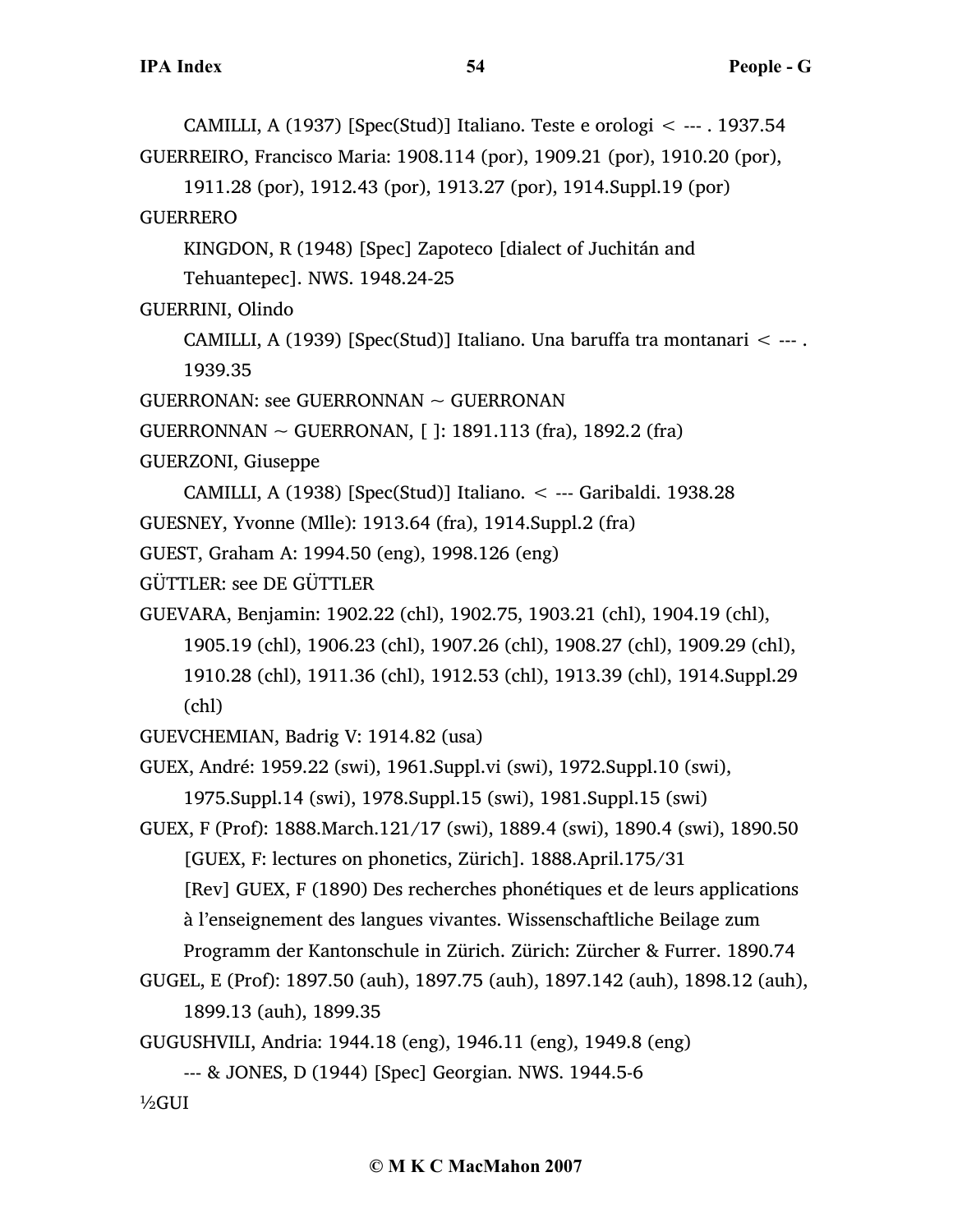CAMILLI, A (1937) [Spec(Stud)] Italiano. Teste e orologi < --- . 1937.54

GUERREIRO, Francisco Maria: 1908.114 (por), 1909.21 (por), 1910.20 (por), 1911.28 (por), 1912.43 (por), 1913.27 (por), 1914.Suppl.19 (por)

GUERRERO

KINGDON, R (1948) [Spec] Zapoteco [dialect of Juchitán and Tehuantepec]. NWS. 1948.24-25

GUERRINI, Olindo

CAMILLI, A (1939) [Spec(Stud)] Italiano. Una baruffa tra montanari < --- . 1939.35

GUERRONAN: see GUERRONNAN ~ GUERRONAN

GUERRONNAN ~ GUERRONAN, [ ]: 1891.113 (fra), 1892.2 (fra)

GUERZONI, Giuseppe

CAMILLI, A (1938) [Spec(Stud)] Italiano. < --- Garibaldi. 1938.28

GUESNEY, Yvonne (Mlle): 1913.64 (fra), 1914.Suppl.2 (fra)

GUEST, Graham A: 1994.50 (eng), 1998.126 (eng)

GÜTTLER: see DE GÜTTLER

GUEVARA, Benjamin: 1902.22 (chl), 1902.75, 1903.21 (chl), 1904.19 (chl), 1905.19 (chl), 1906.23 (chl), 1907.26 (chl), 1908.27 (chl), 1909.29 (chl), 1910.28 (chl), 1911.36 (chl), 1912.53 (chl), 1913.39 (chl), 1914.Suppl.29 (chl)

GUEVCHEMIAN, Badrig V: 1914.82 (usa)

GUEX, André: 1959.22 (swi), 1961.Suppl.vi (swi), 1972.Suppl.10 (swi), 1975.Suppl.14 (swi), 1978.Suppl.15 (swi), 1981.Suppl.15 (swi)

GUEX, F (Prof): 1888.March.121/17 (swi), 1889.4 (swi), 1890.4 (swi), 1890.50

[GUEX, F: lectures on phonetics, Zürich]. 1888.April.175/31

[Rev] GUEX, F (1890) Des recherches phonétiques et de leurs applications à l'enseignement des langues vivantes. Wissenschaftliche Beilage zum Programm der Kantonschule in Zürich. Zürich: Zürcher & Furrer. 1890.74

GUGEL, E (Prof): 1897.50 (auh), 1897.75 (auh), 1897.142 (auh), 1898.12 (auh), 1899.13 (auh), 1899.35

GUGUSHVILI, Andria: 1944.18 (eng), 1946.11 (eng), 1949.8 (eng)

--- & JONES, D (1944) [Spec] Georgian. NWS. 1944.5-6

½GUI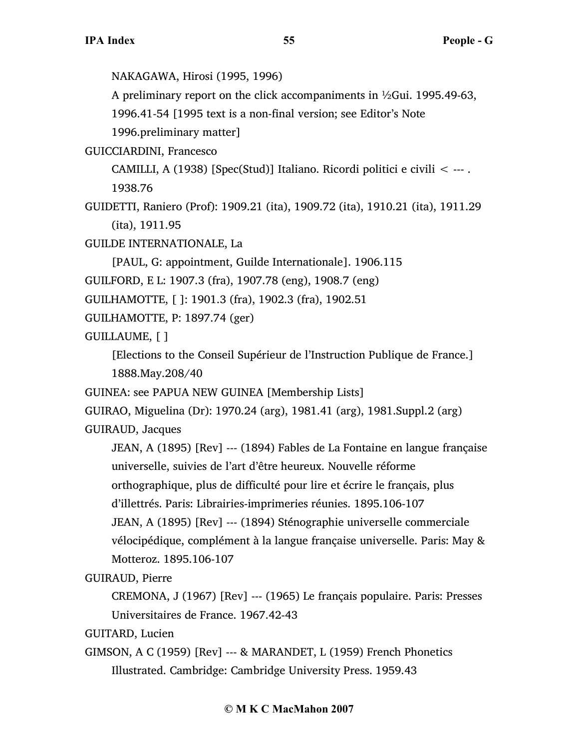NAKAGAWA, Hirosi (1995, 1996)

A preliminary report on the click accompaniments in ½Gui. 1995.49-63, 1996.41-54 [1995 text is a non-final version; see Editor's Note 1996.preliminary matter]

GUICCIARDINI, Francesco

CAMILLI, A (1938) [Spec(Stud)] Italiano. Ricordi politici e civili < --- . 1938.76

GUIDETTI, Raniero (Prof): 1909.21 (ita), 1909.72 (ita), 1910.21 (ita), 1911.29 (ita), 1911.95

GUILDE INTERNATIONALE, La

[PAUL, G: appointment, Guilde Internationale]. 1906.115

GUILFORD, E L: 1907.3 (fra), 1907.78 (eng), 1908.7 (eng)

GUILHAMOTTE, [ ]: 1901.3 (fra), 1902.3 (fra), 1902.51

GUILHAMOTTE, P: 1897.74 (ger)

GUILLAUME, [ ]

[Elections to the Conseil Supérieur de l'Instruction Publique de France.] 1888.May.208/40

GUINEA: see PAPUA NEW GUINEA [Membership Lists]

GUIRAO, Miguelina (Dr): 1970.24 (arg), 1981.41 (arg), 1981.Suppl.2 (arg)

GUIRAUD, Jacques

JEAN, A (1895) [Rev] --- (1894) Fables de La Fontaine en langue française universelle, suivies de l'art d'être heureux. Nouvelle réforme orthographique, plus de difficulté pour lire et écrire le français, plus d'illettrés. Paris: Librairies-imprimeries réunies. 1895.106-107

JEAN, A (1895) [Rev] --- (1894) Sténographie universelle commerciale vélocipédique, complément à la langue française universelle. Paris: May & Motteroz. 1895.106-107

GUIRAUD, Pierre

CREMONA, J (1967) [Rev] --- (1965) Le français populaire. Paris: Presses Universitaires de France. 1967.42-43

GUITARD, Lucien

GIMSON, A C (1959) [Rev] --- & MARANDET, L (1959) French Phonetics Illustrated. Cambridge: Cambridge University Press. 1959.43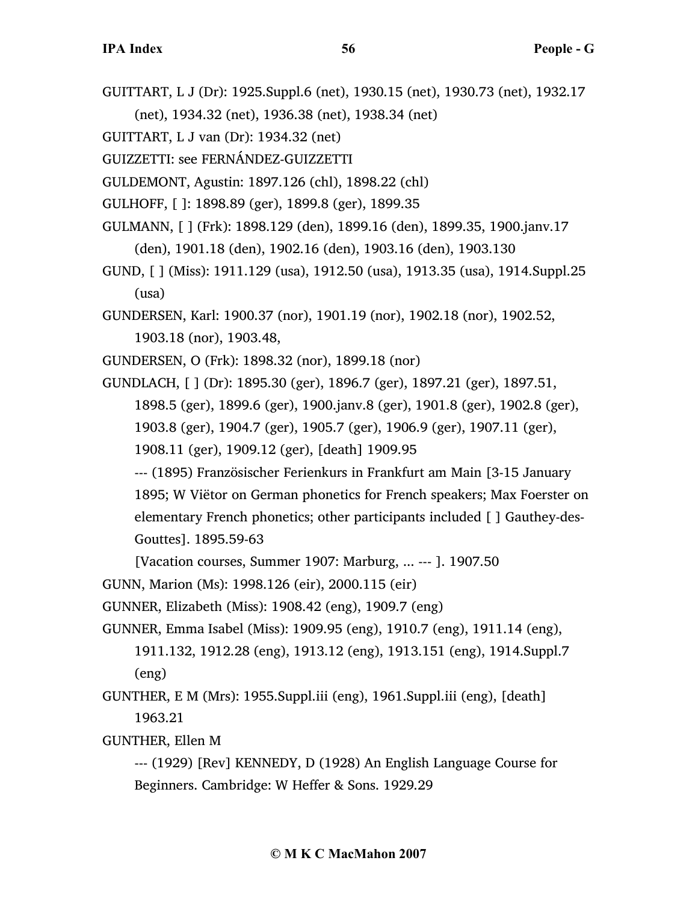GUITTART, L J (Dr): 1925.Suppl.6 (net), 1930.15 (net), 1930.73 (net), 1932.17 (net), 1934.32 (net), 1936.38 (net), 1938.34 (net)

GUITTART, L J van (Dr): 1934.32 (net)

GUIZZETTI: see FERNÁNDEZ-GUIZZETTI

GULDEMONT, Agustin: 1897.126 (chl), 1898.22 (chl)

GULHOFF, [ ]: 1898.89 (ger), 1899.8 (ger), 1899.35

GULMANN, [ ] (Frk): 1898.129 (den), 1899.16 (den), 1899.35, 1900.janv.17 (den), 1901.18 (den), 1902.16 (den), 1903.16 (den), 1903.130

GUND, [ ] (Miss): 1911.129 (usa), 1912.50 (usa), 1913.35 (usa), 1914.Suppl.25 (usa)

GUNDERSEN, Karl: 1900.37 (nor), 1901.19 (nor), 1902.18 (nor), 1902.52, 1903.18 (nor), 1903.48,

GUNDERSEN, O (Frk): 1898.32 (nor), 1899.18 (nor)

GUNDLACH, [ ] (Dr): 1895.30 (ger), 1896.7 (ger), 1897.21 (ger), 1897.51, 1898.5 (ger), 1899.6 (ger), 1900.janv.8 (ger), 1901.8 (ger), 1902.8 (ger), 1903.8 (ger), 1904.7 (ger), 1905.7 (ger), 1906.9 (ger), 1907.11 (ger), 1908.11 (ger), 1909.12 (ger), [death] 1909.95

--- (1895) Französischer Ferienkurs in Frankfurt am Main [3-15 January 1895; W Viëtor on German phonetics for French speakers; Max Foerster on elementary French phonetics; other participants included [ ] Gauthey-des-Gouttes]. 1895.59-63

[Vacation courses, Summer 1907: Marburg, ... --- ]. 1907.50

GUNN, Marion (Ms): 1998.126 (eir), 2000.115 (eir)

GUNNER, Elizabeth (Miss): 1908.42 (eng), 1909.7 (eng)

GUNNER, Emma Isabel (Miss): 1909.95 (eng), 1910.7 (eng), 1911.14 (eng), 1911.132, 1912.28 (eng), 1913.12 (eng), 1913.151 (eng), 1914.Suppl.7 (eng)

GUNTHER, E M (Mrs): 1955.Suppl.iii (eng), 1961.Suppl.iii (eng), [death] 1963.21

GUNTHER, Ellen M

--- (1929) [Rev] KENNEDY, D (1928) An English Language Course for Beginners. Cambridge: W Heffer & Sons. 1929.29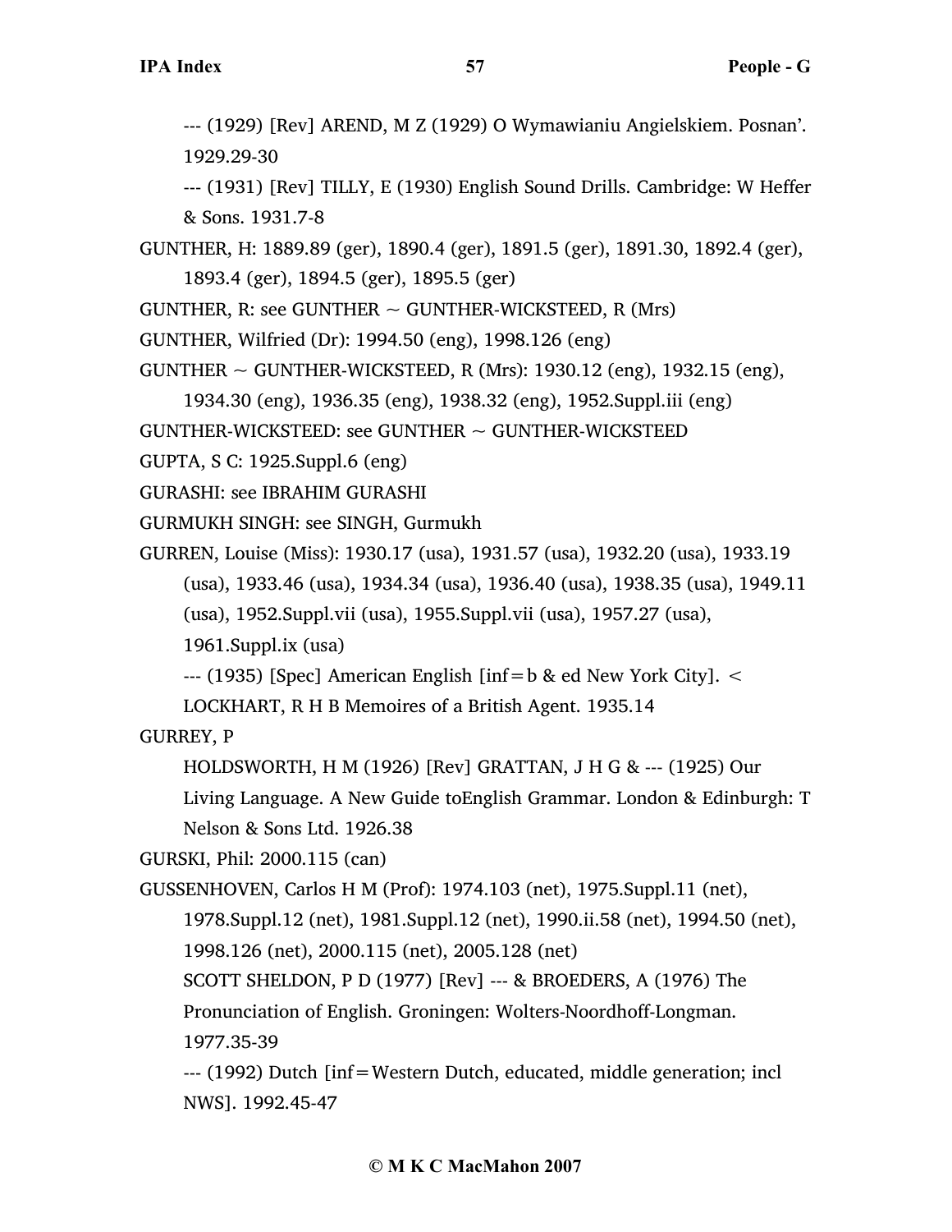--- (1929) [Rev] AREND, M Z (1929) O Wymawianiu Angielskiem. Posnan'. 1929.29-30

--- (1931) [Rev] TILLY, E (1930) English Sound Drills. Cambridge: W Heffer & Sons. 1931.7-8

GUNTHER, H: 1889.89 (ger), 1890.4 (ger), 1891.5 (ger), 1891.30, 1892.4 (ger), 1893.4 (ger), 1894.5 (ger), 1895.5 (ger)

GUNTHER, R: see GUNTHER ~ GUNTHER-WICKSTEED, R (Mrs)

GUNTHER, Wilfried (Dr): 1994.50 (eng), 1998.126 (eng)

GUNTHER ~ GUNTHER-WICKSTEED, R (Mrs): 1930.12 (eng), 1932.15 (eng), 1934.30 (eng), 1936.35 (eng), 1938.32 (eng), 1952.Suppl.iii (eng)

GUNTHER-WICKSTEED: see GUNTHER ~ GUNTHER-WICKSTEED

GUPTA, S C: 1925.Suppl.6 (eng)

GURASHI: see IBRAHIM GURASHI

GURMUKH SINGH: see SINGH, Gurmukh

GURREN, Louise (Miss): 1930.17 (usa), 1931.57 (usa), 1932.20 (usa), 1933.19 (usa), 1933.46 (usa), 1934.34 (usa), 1936.40 (usa), 1938.35 (usa), 1949.11 (usa), 1952.Suppl.vii (usa), 1955.Suppl.vii (usa), 1957.27 (usa), 1961.Suppl.ix (usa)

--- (1935) [Spec] American English [inf=b & ed New York City]. < LOCKHART, R H B Memoires of a British Agent. 1935.14

GURREY, P

HOLDSWORTH, H M (1926) [Rev] GRATTAN, J H G & --- (1925) Our Living Language. A New Guide toEnglish Grammar. London & Edinburgh: T Nelson & Sons Ltd. 1926.38

GURSKI, Phil: 2000.115 (can)

GUSSENHOVEN, Carlos H M (Prof): 1974.103 (net), 1975.Suppl.11 (net), 1978.Suppl.12 (net), 1981.Suppl.12 (net), 1990.ii.58 (net), 1994.50 (net), 1998.126 (net), 2000.115 (net), 2005.128 (net)

SCOTT SHELDON, P D (1977) [Rev] --- & BROEDERS, A (1976) The Pronunciation of English. Groningen: Wolters-Noordhoff-Longman. 1977.35-39

--- (1992) Dutch [inf=Western Dutch, educated, middle generation; incl NWS]. 1992.45-47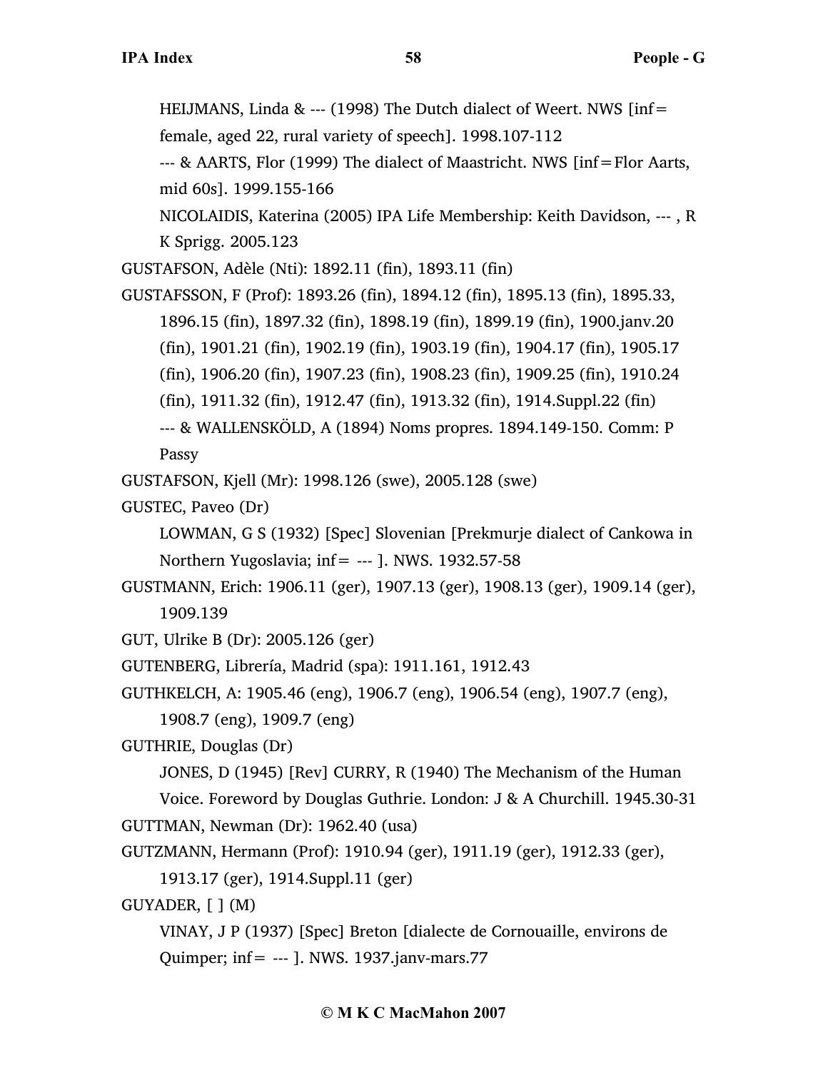HEIJMANS, Linda & --- (1998) The Dutch dialect of Weert. NWS [inf= female, aged 22, rural variety of speech]. 1998.107-112

--- & AARTS, Flor (1999) The dialect of Maastricht. NWS [inf=Flor Aarts, mid 60s]. 1999.155-166

NICOLAIDIS, Katerina (2005) IPA Life Membership: Keith Davidson, --- , R K Sprigg. 2005.123

GUSTAFSON, Adèle (Nti): 1892.11 (fin), 1893.11 (fin)

GUSTAFSSON, F (Prof): 1893.26 (fin), 1894.12 (fin), 1895.13 (fin), 1895.33, 1896.15 (fin), 1897.32 (fin), 1898.19 (fin), 1899.19 (fin), 1900.janv.20 (fin), 1901.21 (fin), 1902.19 (fin), 1903.19 (fin), 1904.17 (fin), 1905.17 (fin), 1906.20 (fin), 1907.23 (fin), 1908.23 (fin), 1909.25 (fin), 1910.24 (fin), 1911.32 (fin), 1912.47 (fin), 1913.32 (fin), 1914.Suppl.22 (fin)

--- & WALLENSKÖLD, A (1894) Noms propres. 1894.149-150. Comm: P Passy

GUSTAFSON, Kjell (Mr): 1998.126 (swe), 2005.128 (swe)

GUSTEC, Paveo (Dr)

LOWMAN, G S (1932) [Spec] Slovenian [Prekmurje dialect of Cankowa in Northern Yugoslavia; inf= --- ]. NWS. 1932.57-58

GUSTMANN, Erich: 1906.11 (ger), 1907.13 (ger), 1908.13 (ger), 1909.14 (ger), 1909.139

GUT, Ulrike B (Dr): 2005.126 (ger)

GUTENBERG, Librería, Madrid (spa): 1911.161, 1912.43

GUTHKELCH, A: 1905.46 (eng), 1906.7 (eng), 1906.54 (eng), 1907.7 (eng), 1908.7 (eng), 1909.7 (eng)

GUTHRIE, Douglas (Dr)

JONES, D (1945) [Rev] CURRY, R (1940) The Mechanism of the Human Voice. Foreword by Douglas Guthrie. London: J & A Churchill. 1945.30-31

GUTTMAN, Newman (Dr): 1962.40 (usa)

GUTZMANN, Hermann (Prof): 1910.94 (ger), 1911.19 (ger), 1912.33 (ger), 1913.17 (ger), 1914.Suppl.11 (ger)

GUYADER, [ ] (M)

VINAY, J P (1937) [Spec] Breton [dialecte de Cornouaille, environs de Quimper; inf= --- ]. NWS. 1937.janv-mars.77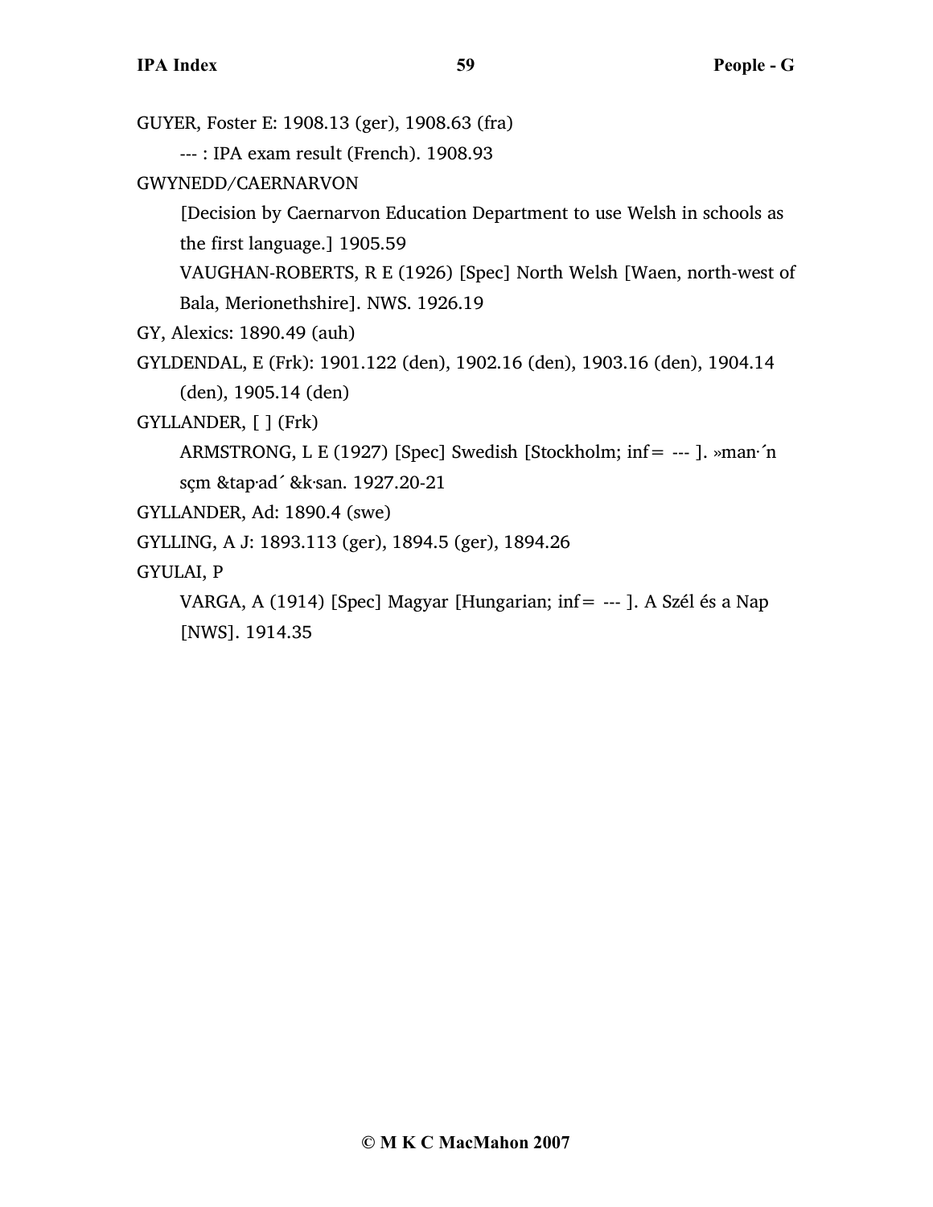GUYER, Foster E: 1908.13 (ger), 1908.63 (fra)

--- : IPA exam result (French). 1908.93

GWYNEDD/CAERNARVON

[Decision by Caernarvon Education Department to use Welsh in schools as the first language.] 1905.59

VAUGHAN-ROBERTS, R E (1926) [Spec] North Welsh [Waen, north-west of Bala, Merionethshire]. NWS. 1926.19

GY, Alexics: 1890.49 (auh)

GYLDENDAL, E (Frk): 1901.122 (den), 1902.16 (den), 1903.16 (den), 1904.14 (den), 1905.14 (den)

GYLLANDER, [ ] (Frk)

ARMSTRONG, L E (1927) [Spec] Swedish [Stockholm; inf= --- ]. »man·´n sçm &tap·ad´ &k·san. 1927.20-21

GYLLANDER, Ad: 1890.4 (swe)

GYLLING, A J: 1893.113 (ger), 1894.5 (ger), 1894.26

GYULAI, P

VARGA, A (1914) [Spec] Magyar [Hungarian; inf= --- ]. A Szél és a Nap [NWS]. 1914.35